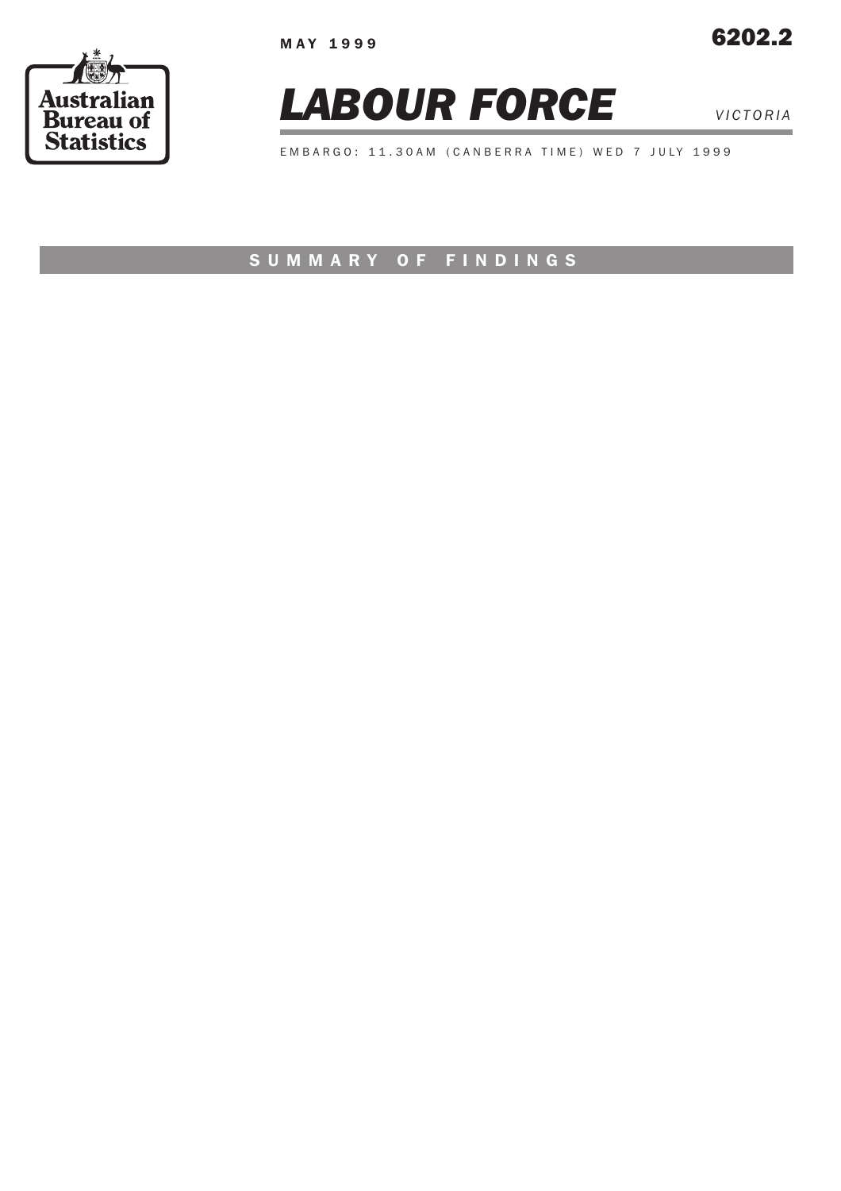MAY 1999

6202.2

Australian Bureau of Statistics

# LABOUR FORCE

*VICTORIA*

EMBARGO: 11.30AM (CANBERRA TIME) WED 7 JULY 1999

## SUMMARY OF FINDINGS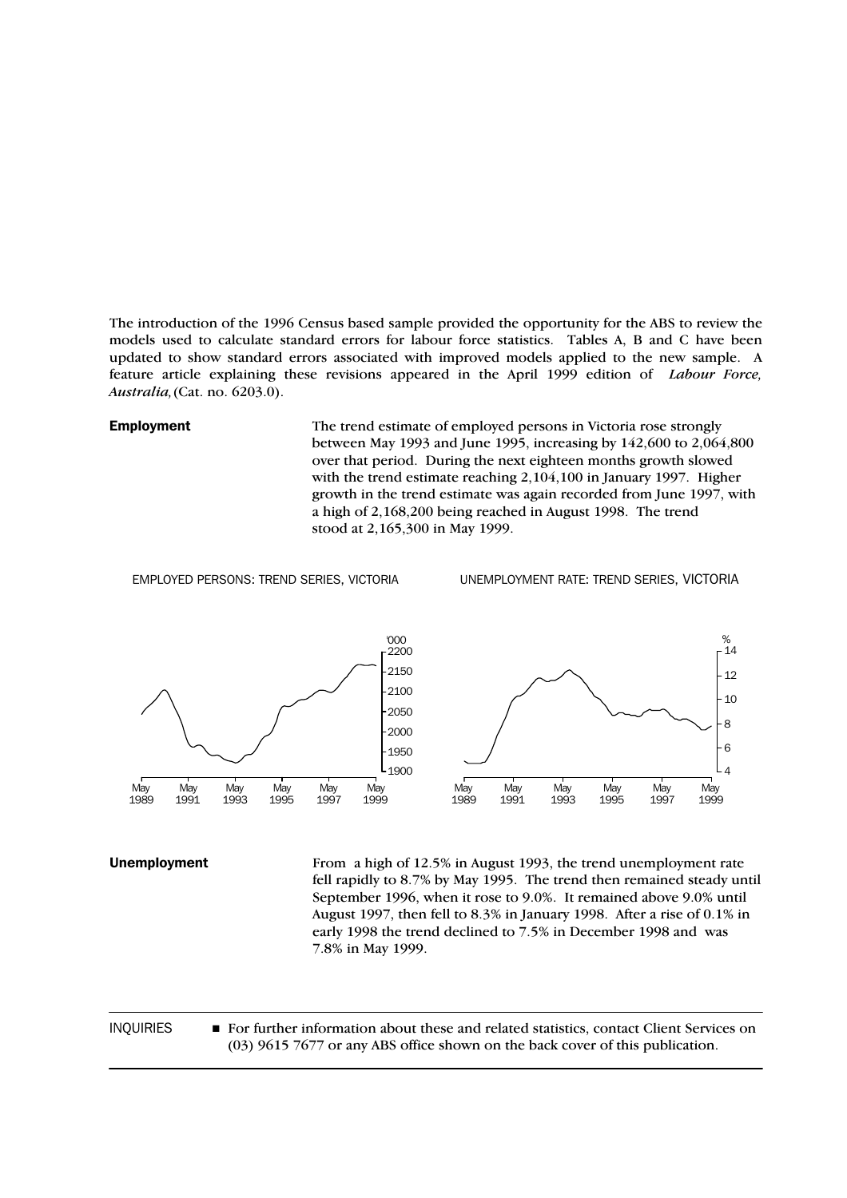The introduction of the 1996 Census based sample provided the opportunity for the ABS to review the models used to calculate standard errors for labour force statistics. Tables A, B and C have been updated to show standard errors associated with improved models applied to the new sample. A feature article explaining these revisions appeared in the April 1999 edition of *Labour Force, Australia,* (Cat. no. 6203.0).

## Employment

The trend estimate of employed persons in Victoria rose strongly between May 1993 and June 1995, increasing by 142,600 to 2,064,800 over that period. During the next eighteen months growth slowed with the trend estimate reaching 2,104,100 in January 1997. Higher growth in the trend estimate was again recorded from June 1997, with a high of 2,168,200 being reached in August 1998. The trend stood at 2,165,300 in May 1999.

EMPLOYED PERSONS: TREND SERIES, VICTORIA

UNEMPLOYMENT RATE: TREND SERIES, VICTORIA

## Unemployment

From a high of 12.5% in August 1993, the trend unemployment rate fell rapidly to 8.7% by May 1995. The trend then remained steady until September 1996, when it rose to 9.0%. It remained above 9.0% until August 1997, then fell to 8.3% in January 1998. After a rise of 0.1% in early 1998 the trend declined to 7.5% in December 1998 and was 7.8% in May 1999.

INQUIRIES

- For further information about these and related statistics, contact Client Services on (03) 9615 7677 or any ABS office shown on the back cover of this publication.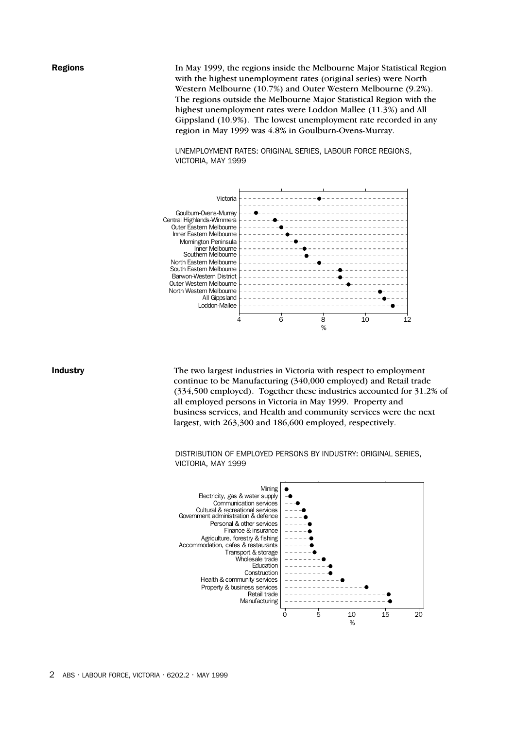## Regions

In May 1999, the regions inside the Melbourne Major Statistical Region with the highest unemployment rates (original series) were North Western Melbourne (10.7%) and Outer Western Melbourne (9.2%). The regions outside the Melbourne Major Statistical Region with the highest unemployment rates were Loddon Mallee (11.3%) and All Gippsland (10.9%). The lowest unemployment rate recorded in any region in May 1999 was 4.8% in Goulburn-Ovens-Murray.

UNEMPLOYMENT RATES: ORIGINAL SERIES, LABOUR FORCE REGIONS, VICTORIA, MAY 1999

## Industry

The two largest industries in Victoria with respect to employment continue to be Manufacturing (340,000 employed) and Retail trade (334,500 employed). Together these industries accounted for 31.2% of all employed persons in Victoria in May 1999. Property and business services, and Health and community services were the next largest, with 263,300 and 186,600 employed, respectively.

DISTRIBUTION OF EMPLOYED PERSONS BY INDUSTRY: ORIGINAL SERIES, VICTORIA, MAY 1999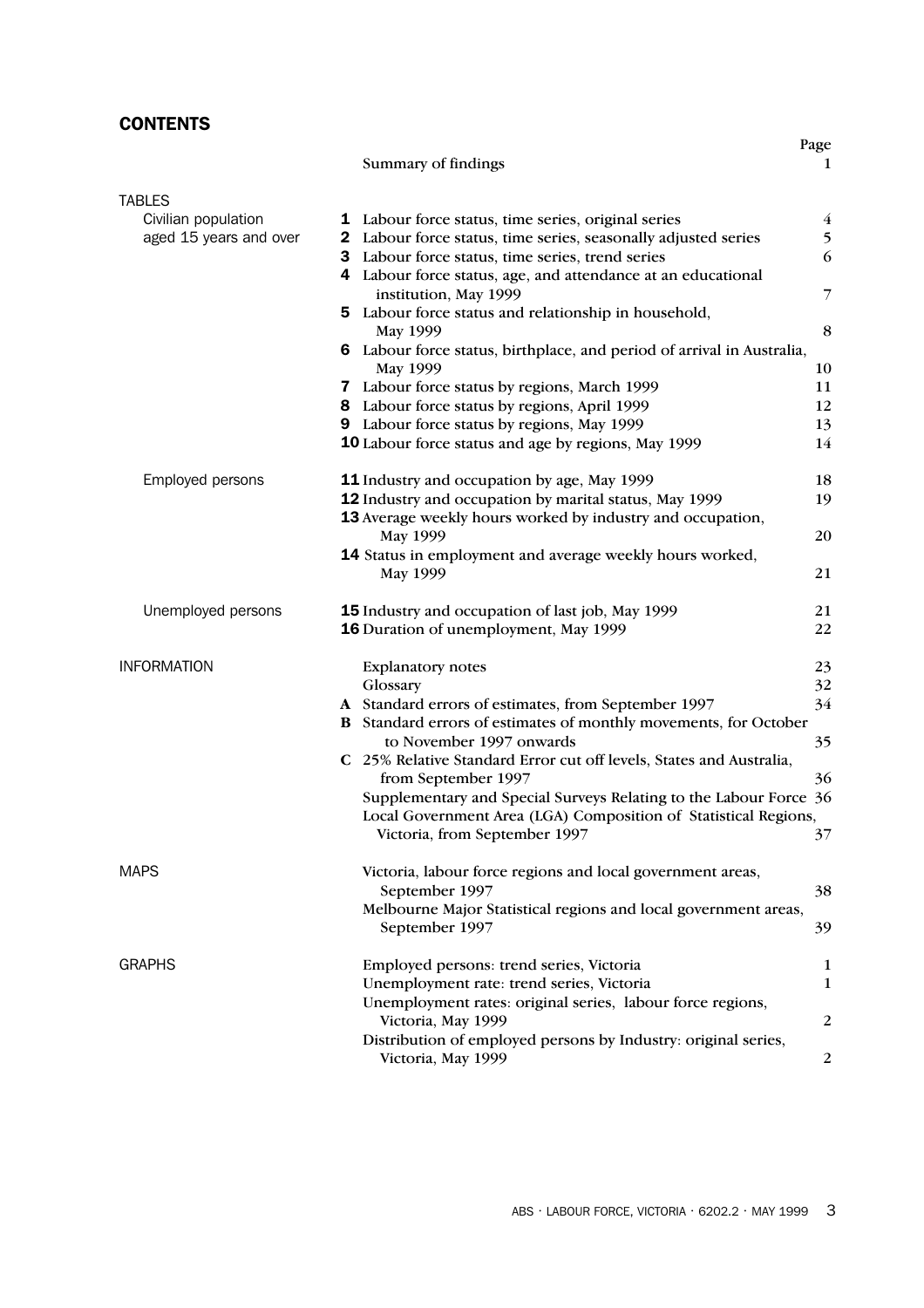## CONTENTS

| | | Page |
|---|---|---|
| | Summary of findings | 1 |
| **TABLES** | | |
| Civilian population aged 15 years and over | **1** Labour force status, time series, original series | 4 |
| | **2** Labour force status, time series, seasonally adjusted series | 5 |
| | **3** Labour force status, time series, trend series | 6 |
| | **4** Labour force status, age, and attendance at an educational institution, May 1999 | 7 |
| | **5** Labour force status and relationship in household, May 1999 | 8 |
| | **6** Labour force status, birthplace, and period of arrival in Australia, May 1999 | 10 |
| | **7** Labour force status by regions, March 1999 | 11 |
| | **8** Labour force status by regions, April 1999 | 12 |
| | **9** Labour force status by regions, May 1999 | 13 |
| | **10** Labour force status and age by regions, May 1999 | 14 |
| Employed persons | **11** Industry and occupation by age, May 1999 | 18 |
| | **12** Industry and occupation by marital status, May 1999 | 19 |
| | **13** Average weekly hours worked by industry and occupation, May 1999 | 20 |
| | **14** Status in employment and average weekly hours worked, May 1999 | 21 |
| Unemployed persons | **15** Industry and occupation of last job, May 1999 | 21 |
| | **16** Duration of unemployment, May 1999 | 22 |
| **INFORMATION** | Explanatory notes | 23 |
| | Glossary | 32 |
| | **A** Standard errors of estimates, from September 1997 | 34 |
| | **B** Standard errors of estimates of monthly movements, for October to November 1997 onwards | 35 |
| | **C** 25% Relative Standard Error cut off levels, States and Australia, from September 1997 | 36 |
| | Supplementary and Special Surveys Relating to the Labour Force | 36 |
| | Local Government Area (LGA) Composition of Statistical Regions, Victoria, from September 1997 | 37 |
| **MAPS** | Victoria, labour force regions and local government areas, September 1997 | 38 |
| | Melbourne Major Statistical regions and local government areas, September 1997 | 39 |
| **GRAPHS** | Employed persons: trend series, Victoria | 1 |
| | Unemployment rate: trend series, Victoria | 1 |
| | Unemployment rates: original series, labour force regions, Victoria, May 1999 | 2 |
| | Distribution of employed persons by Industry: original series, Victoria, May 1999 | 2 |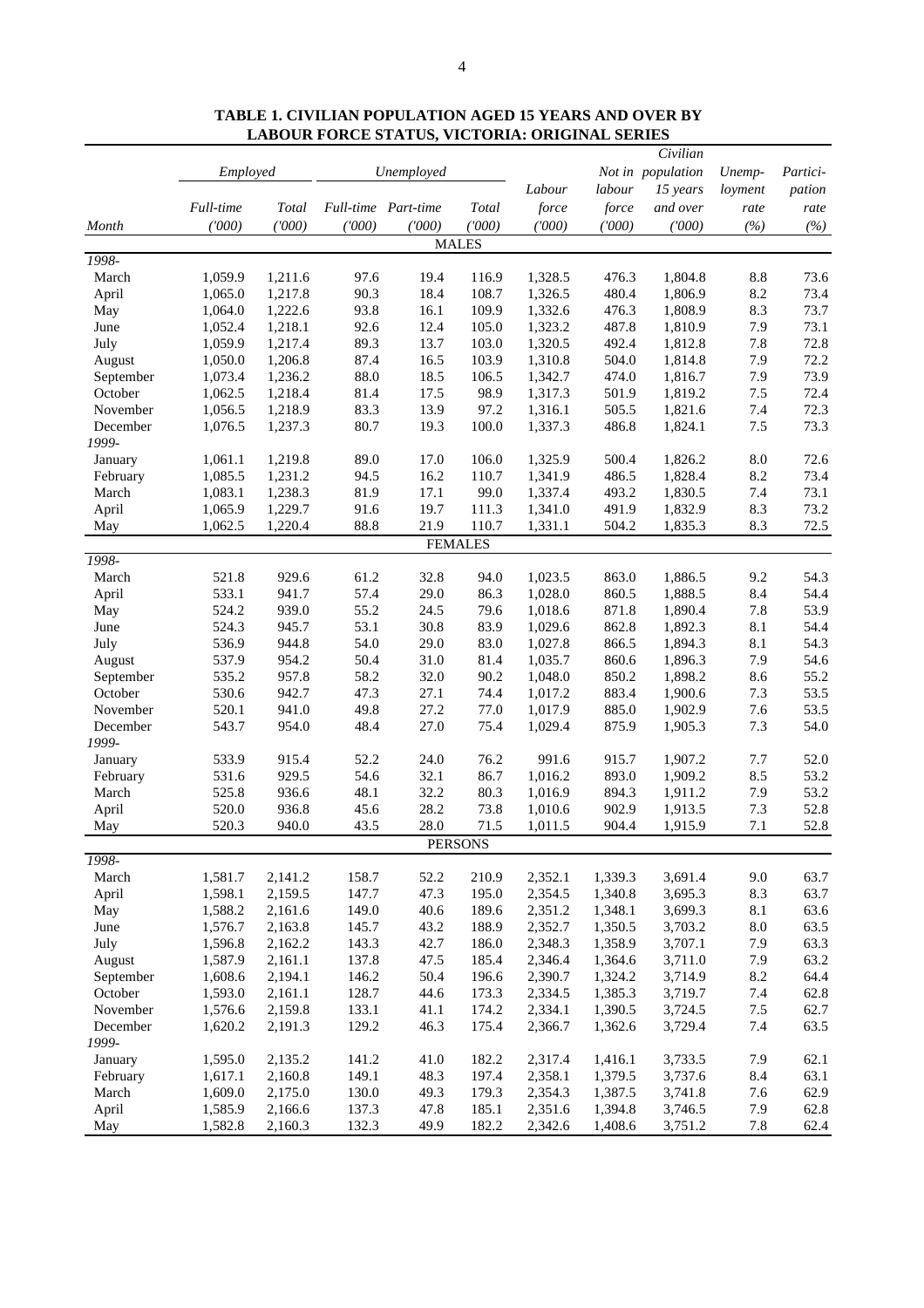**TABLE 1. CIVILIAN POPULATION AGED 15 YEARS AND OVER BY LABOUR FORCE STATUS, VICTORIA: ORIGINAL SERIES**

| | *Employed* | | *Unemployed* | | | | | | | |
|---|---|---|---|---|---|---|---|---|---|---|
| *Month* | *Full-time ('000)* | *Total ('000)* | *Full-time ('000)* | *Part-time ('000)* | *Total ('000)* | *Labour force ('000)* | *Not in labour force ('000)* | *Civilian population 15 years and over ('000)* | *Unemployment rate (%)* | *Participation rate (%)* |
| | | | | | MALES | | | | | |
| *1998-* | | | | | | | | | | |
| March | 1,059.9 | 1,211.6 | 97.6 | 19.4 | 116.9 | 1,328.5 | 476.3 | 1,804.8 | 8.8 | 73.6 |
| April | 1,065.0 | 1,217.8 | 90.3 | 18.4 | 108.7 | 1,326.5 | 480.4 | 1,806.9 | 8.2 | 73.4 |
| May | 1,064.0 | 1,222.6 | 93.8 | 16.1 | 109.9 | 1,332.6 | 476.3 | 1,808.9 | 8.3 | 73.7 |
| June | 1,052.4 | 1,218.1 | 92.6 | 12.4 | 105.0 | 1,323.2 | 487.8 | 1,810.9 | 7.9 | 73.1 |
| July | 1,059.9 | 1,217.4 | 89.3 | 13.7 | 103.0 | 1,320.5 | 492.4 | 1,812.8 | 7.8 | 72.8 |
| August | 1,050.0 | 1,206.8 | 87.4 | 16.5 | 103.9 | 1,310.8 | 504.0 | 1,814.8 | 7.9 | 72.2 |
| September | 1,073.4 | 1,236.2 | 88.0 | 18.5 | 106.5 | 1,342.7 | 474.0 | 1,816.7 | 7.9 | 73.9 |
| October | 1,062.5 | 1,218.4 | 81.4 | 17.5 | 98.9 | 1,317.3 | 501.9 | 1,819.2 | 7.5 | 72.4 |
| November | 1,056.5 | 1,218.9 | 83.3 | 13.9 | 97.2 | 1,316.1 | 505.5 | 1,821.6 | 7.4 | 72.3 |
| December | 1,076.5 | 1,237.3 | 80.7 | 19.3 | 100.0 | 1,337.3 | 486.8 | 1,824.1 | 7.5 | 73.3 |
| *1999-* | | | | | | | | | | |
| January | 1,061.1 | 1,219.8 | 89.0 | 17.0 | 106.0 | 1,325.9 | 500.4 | 1,826.2 | 8.0 | 72.6 |
| February | 1,085.5 | 1,231.2 | 94.5 | 16.2 | 110.7 | 1,341.9 | 486.5 | 1,828.4 | 8.2 | 73.4 |
| March | 1,083.1 | 1,238.3 | 81.9 | 17.1 | 99.0 | 1,337.4 | 493.2 | 1,830.5 | 7.4 | 73.1 |
| April | 1,065.9 | 1,229.7 | 91.6 | 19.7 | 111.3 | 1,341.0 | 491.9 | 1,832.9 | 8.3 | 73.2 |
| May | 1,062.5 | 1,220.4 | 88.8 | 21.9 | 110.7 | 1,331.1 | 504.2 | 1,835.3 | 8.3 | 72.5 |
| | | | | | FEMALES | | | | | |
| *1998-* | | | | | | | | | | |
| March | 521.8 | 929.6 | 61.2 | 32.8 | 94.0 | 1,023.5 | 863.0 | 1,886.5 | 9.2 | 54.3 |
| April | 533.1 | 941.7 | 57.4 | 29.0 | 86.3 | 1,028.0 | 860.5 | 1,888.5 | 8.4 | 54.4 |
| May | 524.2 | 939.0 | 55.2 | 24.5 | 79.6 | 1,018.6 | 871.8 | 1,890.4 | 7.8 | 53.9 |
| June | 524.3 | 945.7 | 53.1 | 30.8 | 83.9 | 1,029.6 | 862.8 | 1,892.3 | 8.1 | 54.4 |
| July | 536.9 | 944.8 | 54.0 | 29.0 | 83.0 | 1,027.8 | 866.5 | 1,894.3 | 8.1 | 54.3 |
| August | 537.9 | 954.2 | 50.4 | 31.0 | 81.4 | 1,035.7 | 860.6 | 1,896.3 | 7.9 | 54.6 |
| September | 535.2 | 957.8 | 58.2 | 32.0 | 90.2 | 1,048.0 | 850.2 | 1,898.2 | 8.6 | 55.2 |
| October | 530.6 | 942.7 | 47.3 | 27.1 | 74.4 | 1,017.2 | 883.4 | 1,900.6 | 7.3 | 53.5 |
| November | 520.1 | 941.0 | 49.8 | 27.2 | 77.0 | 1,017.9 | 885.0 | 1,902.9 | 7.6 | 53.5 |
| December | 543.7 | 954.0 | 48.4 | 27.0 | 75.4 | 1,029.4 | 875.9 | 1,905.3 | 7.3 | 54.0 |
| *1999-* | | | | | | | | | | |
| January | 533.9 | 915.4 | 52.2 | 24.0 | 76.2 | 991.6 | 915.7 | 1,907.2 | 7.7 | 52.0 |
| February | 531.6 | 929.5 | 54.6 | 32.1 | 86.7 | 1,016.2 | 893.0 | 1,909.2 | 8.5 | 53.2 |
| March | 525.8 | 936.6 | 48.1 | 32.2 | 80.3 | 1,016.9 | 894.3 | 1,911.2 | 7.9 | 53.2 |
| April | 520.0 | 936.8 | 45.6 | 28.2 | 73.8 | 1,010.6 | 902.9 | 1,913.5 | 7.3 | 52.8 |
| May | 520.3 | 940.0 | 43.5 | 28.0 | 71.5 | 1,011.5 | 904.4 | 1,915.9 | 7.1 | 52.8 |
| | | | | | PERSONS | | | | | |
| *1998-* | | | | | | | | | | |
| March | 1,581.7 | 2,141.2 | 158.7 | 52.2 | 210.9 | 2,352.1 | 1,339.3 | 3,691.4 | 9.0 | 63.7 |
| April | 1,598.1 | 2,159.5 | 147.7 | 47.3 | 195.0 | 2,354.5 | 1,340.8 | 3,695.3 | 8.3 | 63.7 |
| May | 1,588.2 | 2,161.6 | 149.0 | 40.6 | 189.6 | 2,351.2 | 1,348.1 | 3,699.3 | 8.1 | 63.6 |
| June | 1,576.7 | 2,163.8 | 145.7 | 43.2 | 188.9 | 2,352.7 | 1,350.5 | 3,703.2 | 8.0 | 63.5 |
| July | 1,596.8 | 2,162.2 | 143.3 | 42.7 | 186.0 | 2,348.3 | 1,358.9 | 3,707.1 | 7.9 | 63.3 |
| August | 1,587.9 | 2,161.1 | 137.8 | 47.5 | 185.4 | 2,346.4 | 1,364.6 | 3,711.0 | 7.9 | 63.2 |
| September | 1,608.6 | 2,194.1 | 146.2 | 50.4 | 196.6 | 2,390.7 | 1,324.2 | 3,714.9 | 8.2 | 64.4 |
| October | 1,593.0 | 2,161.1 | 128.7 | 44.6 | 173.3 | 2,334.5 | 1,385.3 | 3,719.7 | 7.4 | 62.8 |
| November | 1,576.6 | 2,159.8 | 133.1 | 41.1 | 174.2 | 2,334.1 | 1,390.5 | 3,724.5 | 7.5 | 62.7 |
| December | 1,620.2 | 2,191.3 | 129.2 | 46.3 | 175.4 | 2,366.7 | 1,362.6 | 3,729.4 | 7.4 | 63.5 |
| *1999-* | | | | | | | | | | |
| January | 1,595.0 | 2,135.2 | 141.2 | 41.0 | 182.2 | 2,317.4 | 1,416.1 | 3,733.5 | 7.9 | 62.1 |
| February | 1,617.1 | 2,160.8 | 149.1 | 48.3 | 197.4 | 2,358.1 | 1,379.5 | 3,737.6 | 8.4 | 63.1 |
| March | 1,609.0 | 2,175.0 | 130.0 | 49.3 | 179.3 | 2,354.3 | 1,387.5 | 3,741.8 | 7.6 | 62.9 |
| April | 1,585.9 | 2,166.6 | 137.3 | 47.8 | 185.1 | 2,351.6 | 1,394.8 | 3,746.5 | 7.9 | 62.8 |
| May | 1,582.8 | 2,160.3 | 132.3 | 49.9 | 182.2 | 2,342.6 | 1,408.6 | 3,751.2 | 7.8 | 62.4 |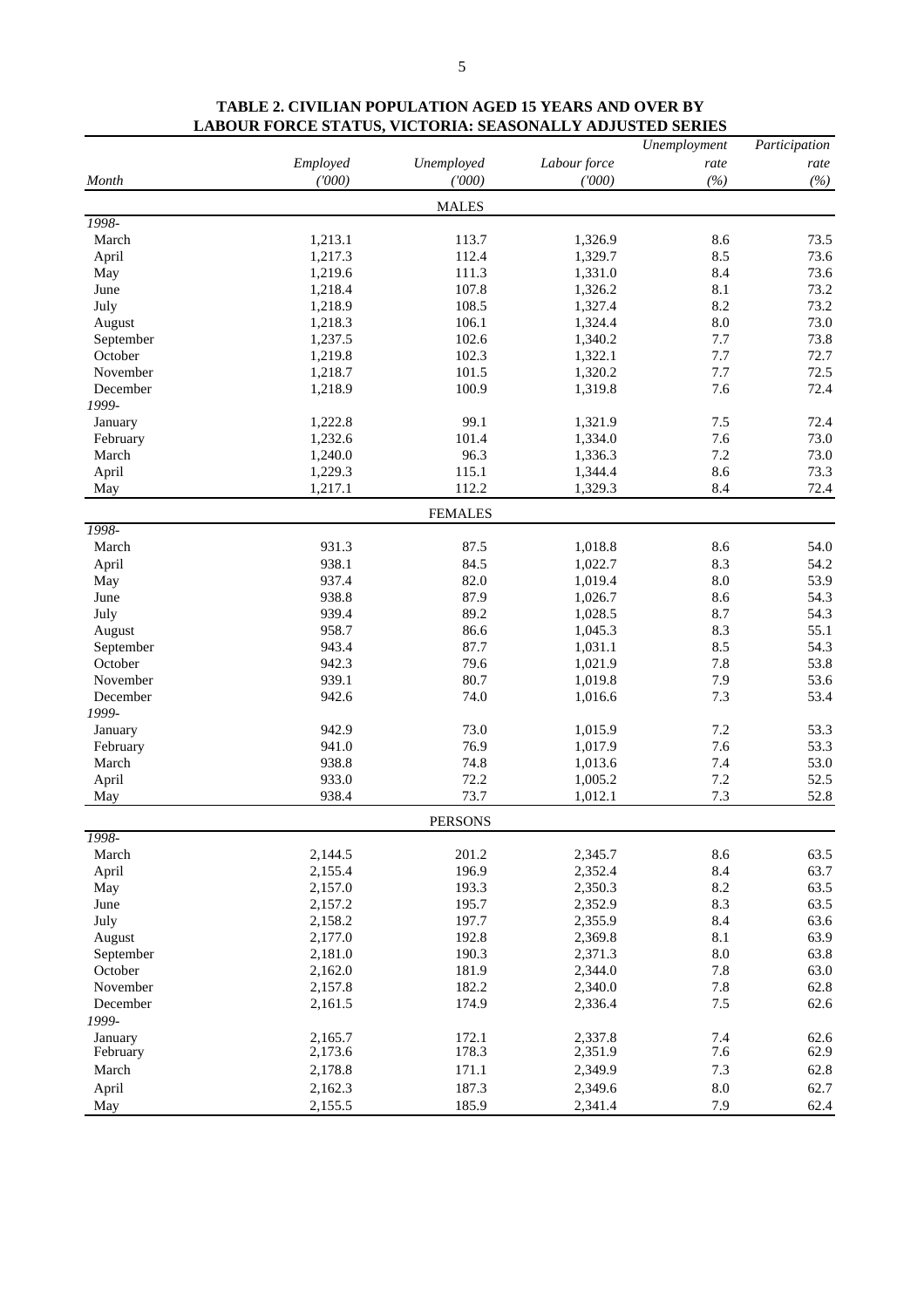**TABLE 2. CIVILIAN POPULATION AGED 15 YEARS AND OVER BY LABOUR FORCE STATUS, VICTORIA: SEASONALLY ADJUSTED SERIES**

| *Month* | *Employed ('000)* | *Unemployed ('000)* | *Labour force ('000)* | *Unemployment rate (%)* | *Participation rate (%)* |
|---|---|---|---|---|---|
| | | MALES | | | |
| *1998-* | | | | | |
| March | 1,213.1 | 113.7 | 1,326.9 | 8.6 | 73.5 |
| April | 1,217.3 | 112.4 | 1,329.7 | 8.5 | 73.6 |
| May | 1,219.6 | 111.3 | 1,331.0 | 8.4 | 73.6 |
| June | 1,218.4 | 107.8 | 1,326.2 | 8.1 | 73.2 |
| July | 1,218.9 | 108.5 | 1,327.4 | 8.2 | 73.2 |
| August | 1,218.3 | 106.1 | 1,324.4 | 8.0 | 73.0 |
| September | 1,237.5 | 102.6 | 1,340.2 | 7.7 | 73.8 |
| October | 1,219.8 | 102.3 | 1,322.1 | 7.7 | 72.7 |
| November | 1,218.7 | 101.5 | 1,320.2 | 7.7 | 72.5 |
| December | 1,218.9 | 100.9 | 1,319.8 | 7.6 | 72.4 |
| *1999-* | | | | | |
| January | 1,222.8 | 99.1 | 1,321.9 | 7.5 | 72.4 |
| February | 1,232.6 | 101.4 | 1,334.0 | 7.6 | 73.0 |
| March | 1,240.0 | 96.3 | 1,336.3 | 7.2 | 73.0 |
| April | 1,229.3 | 115.1 | 1,344.4 | 8.6 | 73.3 |
| May | 1,217.1 | 112.2 | 1,329.3 | 8.4 | 72.4 |
| | | FEMALES | | | |
| *1998-* | | | | | |
| March | 931.3 | 87.5 | 1,018.8 | 8.6 | 54.0 |
| April | 938.1 | 84.5 | 1,022.7 | 8.3 | 54.2 |
| May | 937.4 | 82.0 | 1,019.4 | 8.0 | 53.9 |
| June | 938.8 | 87.9 | 1,026.7 | 8.6 | 54.3 |
| July | 939.4 | 89.2 | 1,028.5 | 8.7 | 54.3 |
| August | 958.7 | 86.6 | 1,045.3 | 8.3 | 55.1 |
| September | 943.4 | 87.7 | 1,031.1 | 8.5 | 54.3 |
| October | 942.3 | 79.6 | 1,021.9 | 7.8 | 53.8 |
| November | 939.1 | 80.7 | 1,019.8 | 7.9 | 53.6 |
| December | 942.6 | 74.0 | 1,016.6 | 7.3 | 53.4 |
| *1999-* | | | | | |
| January | 942.9 | 73.0 | 1,015.9 | 7.2 | 53.3 |
| February | 941.0 | 76.9 | 1,017.9 | 7.6 | 53.3 |
| March | 938.8 | 74.8 | 1,013.6 | 7.4 | 53.0 |
| April | 933.0 | 72.2 | 1,005.2 | 7.2 | 52.5 |
| May | 938.4 | 73.7 | 1,012.1 | 7.3 | 52.8 |
| | | PERSONS | | | |
| *1998-* | | | | | |
| March | 2,144.5 | 201.2 | 2,345.7 | 8.6 | 63.5 |
| April | 2,155.4 | 196.9 | 2,352.4 | 8.4 | 63.7 |
| May | 2,157.0 | 193.3 | 2,350.3 | 8.2 | 63.5 |
| June | 2,157.2 | 195.7 | 2,352.9 | 8.3 | 63.5 |
| July | 2,158.2 | 197.7 | 2,355.9 | 8.4 | 63.6 |
| August | 2,177.0 | 192.8 | 2,369.8 | 8.1 | 63.9 |
| September | 2,181.0 | 190.3 | 2,371.3 | 8.0 | 63.8 |
| October | 2,162.0 | 181.9 | 2,344.0 | 7.8 | 63.0 |
| November | 2,157.8 | 182.2 | 2,340.0 | 7.8 | 62.8 |
| December | 2,161.5 | 174.9 | 2,336.4 | 7.5 | 62.6 |
| *1999-* | | | | | |
| January | 2,165.7 | 172.1 | 2,337.8 | 7.4 | 62.6 |
| February | 2,173.6 | 178.3 | 2,351.9 | 7.6 | 62.9 |
| March | 2,178.8 | 171.1 | 2,349.9 | 7.3 | 62.8 |
| April | 2,162.3 | 187.3 | 2,349.6 | 8.0 | 62.7 |
| May | 2,155.5 | 185.9 | 2,341.4 | 7.9 | 62.4 |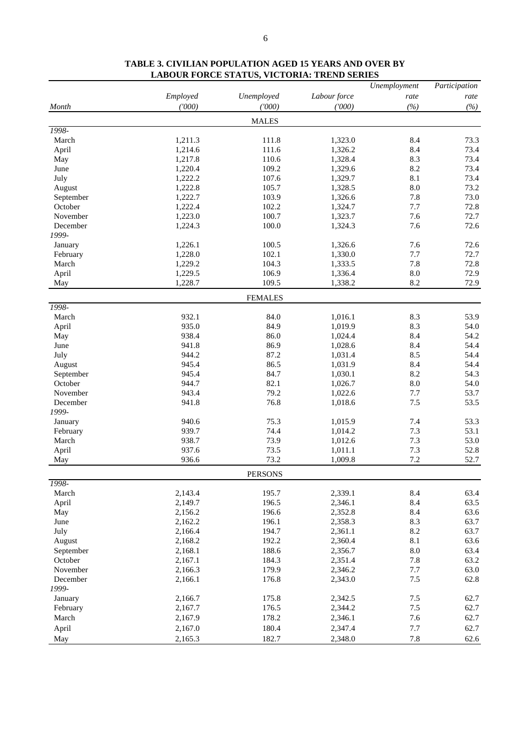# TABLE 3. CIVILIAN POPULATION AGED 15 YEARS AND OVER BY LABOUR FORCE STATUS, VICTORIA: TREND SERIES

| Month | Employed ('000) | Unemployed ('000) | Labour force ('000) | Unemployment rate (%) | Participation rate (%) |
|---|---|---|---|---|---|
| | | MALES | | | |
| *1998-* | | | | | |
| March | 1,211.3 | 111.8 | 1,323.0 | 8.4 | 73.3 |
| April | 1,214.6 | 111.6 | 1,326.2 | 8.4 | 73.4 |
| May | 1,217.8 | 110.6 | 1,328.4 | 8.3 | 73.4 |
| June | 1,220.4 | 109.2 | 1,329.6 | 8.2 | 73.4 |
| July | 1,222.2 | 107.6 | 1,329.7 | 8.1 | 73.4 |
| August | 1,222.8 | 105.7 | 1,328.5 | 8.0 | 73.2 |
| September | 1,222.7 | 103.9 | 1,326.6 | 7.8 | 73.0 |
| October | 1,222.4 | 102.2 | 1,324.7 | 7.7 | 72.8 |
| November | 1,223.0 | 100.7 | 1,323.7 | 7.6 | 72.7 |
| December | 1,224.3 | 100.0 | 1,324.3 | 7.6 | 72.6 |
| *1999-* | | | | | |
| January | 1,226.1 | 100.5 | 1,326.6 | 7.6 | 72.6 |
| February | 1,228.0 | 102.1 | 1,330.0 | 7.7 | 72.7 |
| March | 1,229.2 | 104.3 | 1,333.5 | 7.8 | 72.8 |
| April | 1,229.5 | 106.9 | 1,336.4 | 8.0 | 72.9 |
| May | 1,228.7 | 109.5 | 1,338.2 | 8.2 | 72.9 |
| | | FEMALES | | | |
| *1998-* | | | | | |
| March | 932.1 | 84.0 | 1,016.1 | 8.3 | 53.9 |
| April | 935.0 | 84.9 | 1,019.9 | 8.3 | 54.0 |
| May | 938.4 | 86.0 | 1,024.4 | 8.4 | 54.2 |
| June | 941.8 | 86.9 | 1,028.6 | 8.4 | 54.4 |
| July | 944.2 | 87.2 | 1,031.4 | 8.5 | 54.4 |
| August | 945.4 | 86.5 | 1,031.9 | 8.4 | 54.4 |
| September | 945.4 | 84.7 | 1,030.1 | 8.2 | 54.3 |
| October | 944.7 | 82.1 | 1,026.7 | 8.0 | 54.0 |
| November | 943.4 | 79.2 | 1,022.6 | 7.7 | 53.7 |
| December | 941.8 | 76.8 | 1,018.6 | 7.5 | 53.5 |
| *1999-* | | | | | |
| January | 940.6 | 75.3 | 1,015.9 | 7.4 | 53.3 |
| February | 939.7 | 74.4 | 1,014.2 | 7.3 | 53.1 |
| March | 938.7 | 73.9 | 1,012.6 | 7.3 | 53.0 |
| April | 937.6 | 73.5 | 1,011.1 | 7.3 | 52.8 |
| May | 936.6 | 73.2 | 1,009.8 | 7.2 | 52.7 |
| | | PERSONS | | | |
| *1998-* | | | | | |
| March | 2,143.4 | 195.7 | 2,339.1 | 8.4 | 63.4 |
| April | 2,149.7 | 196.5 | 2,346.1 | 8.4 | 63.5 |
| May | 2,156.2 | 196.6 | 2,352.8 | 8.4 | 63.6 |
| June | 2,162.2 | 196.1 | 2,358.3 | 8.3 | 63.7 |
| July | 2,166.4 | 194.7 | 2,361.1 | 8.2 | 63.7 |
| August | 2,168.2 | 192.2 | 2,360.4 | 8.1 | 63.6 |
| September | 2,168.1 | 188.6 | 2,356.7 | 8.0 | 63.4 |
| October | 2,167.1 | 184.3 | 2,351.4 | 7.8 | 63.2 |
| November | 2,166.3 | 179.9 | 2,346.2 | 7.7 | 63.0 |
| December | 2,166.1 | 176.8 | 2,343.0 | 7.5 | 62.8 |
| *1999-* | | | | | |
| January | 2,166.7 | 175.8 | 2,342.5 | 7.5 | 62.7 |
| February | 2,167.7 | 176.5 | 2,344.2 | 7.5 | 62.7 |
| March | 2,167.9 | 178.2 | 2,346.1 | 7.6 | 62.7 |
| April | 2,167.0 | 180.4 | 2,347.4 | 7.7 | 62.7 |
| May | 2,165.3 | 182.7 | 2,348.0 | 7.8 | 62.6 |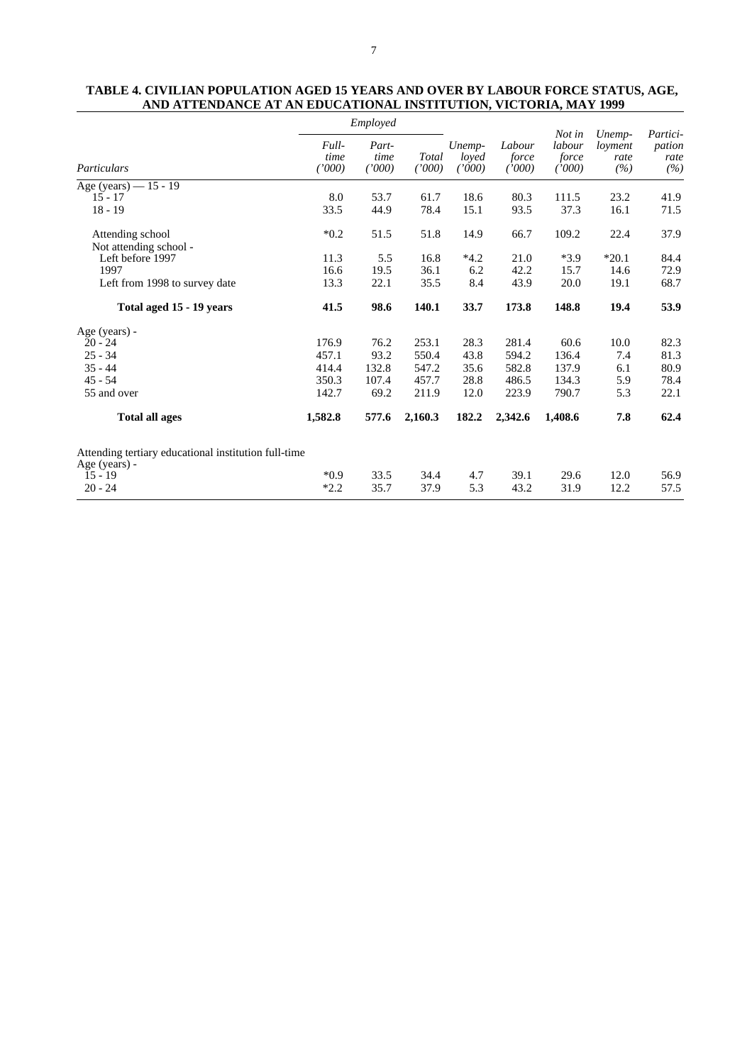## TABLE 4. CIVILIAN POPULATION AGED 15 YEARS AND OVER BY LABOUR FORCE STATUS, AGE, AND ATTENDANCE AT AN EDUCATIONAL INSTITUTION, VICTORIA, MAY 1999

| *Particulars* | *Employed* | | | *Unemp-loyed ('000)* | *Labour force ('000)* | *Not in labour force ('000)* | *Unemp-loyment rate (%)* | *Partici-pation rate (%)* |
|---|---|---|---|---|---|---|---|---|
| | *Full-time ('000)* | *Part-time ('000)* | *Total ('000)* | | | | | |
| Age (years) — 15 - 19 | | | | | | | | |
| 15 - 17 | 8.0 | 53.7 | 61.7 | 18.6 | 80.3 | 111.5 | 23.2 | 41.9 |
| 18 - 19 | 33.5 | 44.9 | 78.4 | 15.1 | 93.5 | 37.3 | 16.1 | 71.5 |
| Attending school | *0.2 | 51.5 | 51.8 | 14.9 | 66.7 | 109.2 | 22.4 | 37.9 |
| Not attending school - | | | | | | | | |
| Left before 1997 | 11.3 | 5.5 | 16.8 | *4.2 | 21.0 | *3.9 | *20.1 | 84.4 |
| 1997 | 16.6 | 19.5 | 36.1 | 6.2 | 42.2 | 15.7 | 14.6 | 72.9 |
| Left from 1998 to survey date | 13.3 | 22.1 | 35.5 | 8.4 | 43.9 | 20.0 | 19.1 | 68.7 |
| **Total aged 15 - 19 years** | **41.5** | **98.6** | **140.1** | **33.7** | **173.8** | **148.8** | **19.4** | **53.9** |
| Age (years) - | | | | | | | | |
| 20 - 24 | 176.9 | 76.2 | 253.1 | 28.3 | 281.4 | 60.6 | 10.0 | 82.3 |
| 25 - 34 | 457.1 | 93.2 | 550.4 | 43.8 | 594.2 | 136.4 | 7.4 | 81.3 |
| 35 - 44 | 414.4 | 132.8 | 547.2 | 35.6 | 582.8 | 137.9 | 6.1 | 80.9 |
| 45 - 54 | 350.3 | 107.4 | 457.7 | 28.8 | 486.5 | 134.3 | 5.9 | 78.4 |
| 55 and over | 142.7 | 69.2 | 211.9 | 12.0 | 223.9 | 790.7 | 5.3 | 22.1 |
| **Total all ages** | **1,582.8** | **577.6** | **2,160.3** | **182.2** | **2,342.6** | **1,408.6** | **7.8** | **62.4** |
| Attending tertiary educational institution full-time | | | | | | | | |
| Age (years) - | | | | | | | | |
| 15 - 19 | *0.9 | 33.5 | 34.4 | 4.7 | 39.1 | 29.6 | 12.0 | 56.9 |
| 20 - 24 | *2.2 | 35.7 | 37.9 | 5.3 | 43.2 | 31.9 | 12.2 | 57.5 |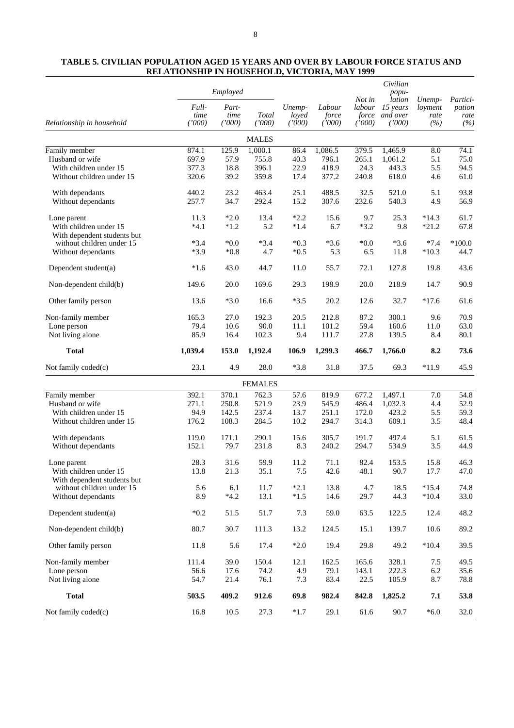**TABLE 5. CIVILIAN POPULATION AGED 15 YEARS AND OVER BY LABOUR FORCE STATUS AND RELATIONSHIP IN HOUSEHOLD, VICTORIA, MAY 1999**

| Relationship in household | Employed | | | Unemployed ('000) | Labour force ('000) | Not in labour force ('000) | Civilian population 15 years and over ('000) | Unemployment rate (%) | Participation rate (%) |
|---|---|---|---|---|---|---|---|---|---|
| | Full-time ('000) | Part-time ('000) | Total ('000) | | | | | | |
| **MALES** | | | | | | | | | |
| Family member | 874.1 | 125.9 | 1,000.1 | 86.4 | 1,086.5 | 379.5 | 1,465.9 | 8.0 | 74.1 |
| Husband or wife | 697.9 | 57.9 | 755.8 | 40.3 | 796.1 | 265.1 | 1,061.2 | 5.1 | 75.0 |
| With children under 15 | 377.3 | 18.8 | 396.1 | 22.9 | 418.9 | 24.3 | 443.3 | 5.5 | 94.5 |
| Without children under 15 | 320.6 | 39.2 | 359.8 | 17.4 | 377.2 | 240.8 | 618.0 | 4.6 | 61.0 |
| With dependants | 440.2 | 23.2 | 463.4 | 25.1 | 488.5 | 32.5 | 521.0 | 5.1 | 93.8 |
| Without dependants | 257.7 | 34.7 | 292.4 | 15.2 | 307.6 | 232.6 | 540.3 | 4.9 | 56.9 |
| Lone parent | 11.3 | *2.0 | 13.4 | *2.2 | 15.6 | 9.7 | 25.3 | *14.3 | 61.7 |
| With children under 15 | *4.1 | *1.2 | 5.2 | *1.4 | 6.7 | *3.2 | 9.8 | *21.2 | 67.8 |
| With dependent students but without children under 15 | *3.4 | *0.0 | *3.4 | *0.3 | *3.6 | *0.0 | *3.6 | *7.4 | *100.0 |
| Without dependants | *3.9 | *0.8 | 4.7 | *0.5 | 5.3 | 6.5 | 11.8 | *10.3 | 44.7 |
| Dependent student(a) | *1.6 | 43.0 | 44.7 | 11.0 | 55.7 | 72.1 | 127.8 | 19.8 | 43.6 |
| Non-dependent child(b) | 149.6 | 20.0 | 169.6 | 29.3 | 198.9 | 20.0 | 218.9 | 14.7 | 90.9 |
| Other family person | 13.6 | *3.0 | 16.6 | *3.5 | 20.2 | 12.6 | 32.7 | *17.6 | 61.6 |
| Non-family member | 165.3 | 27.0 | 192.3 | 20.5 | 212.8 | 87.2 | 300.1 | 9.6 | 70.9 |
| Lone person | 79.4 | 10.6 | 90.0 | 11.1 | 101.2 | 59.4 | 160.6 | 11.0 | 63.0 |
| Not living alone | 85.9 | 16.4 | 102.3 | 9.4 | 111.7 | 27.8 | 139.5 | 8.4 | 80.1 |
| **Total** | **1,039.4** | **153.0** | **1,192.4** | **106.9** | **1,299.3** | **466.7** | **1,766.0** | **8.2** | **73.6** |
| Not family coded(c) | 23.1 | 4.9 | 28.0 | *3.8 | 31.8 | 37.5 | 69.3 | *11.9 | 45.9 |
| **FEMALES** | | | | | | | | | |
| Family member | 392.1 | 370.1 | 762.3 | 57.6 | 819.9 | 677.2 | 1,497.1 | 7.0 | 54.8 |
| Husband or wife | 271.1 | 250.8 | 521.9 | 23.9 | 545.9 | 486.4 | 1,032.3 | 4.4 | 52.9 |
| With children under 15 | 94.9 | 142.5 | 237.4 | 13.7 | 251.1 | 172.0 | 423.2 | 5.5 | 59.3 |
| Without children under 15 | 176.2 | 108.3 | 284.5 | 10.2 | 294.7 | 314.3 | 609.1 | 3.5 | 48.4 |
| With dependants | 119.0 | 171.1 | 290.1 | 15.6 | 305.7 | 191.7 | 497.4 | 5.1 | 61.5 |
| Without dependants | 152.1 | 79.7 | 231.8 | 8.3 | 240.2 | 294.7 | 534.9 | 3.5 | 44.9 |
| Lone parent | 28.3 | 31.6 | 59.9 | 11.2 | 71.1 | 82.4 | 153.5 | 15.8 | 46.3 |
| With children under 15 | 13.8 | 21.3 | 35.1 | 7.5 | 42.6 | 48.1 | 90.7 | 17.7 | 47.0 |
| With dependent students but without children under 15 | 5.6 | 6.1 | 11.7 | *2.1 | 13.8 | 4.7 | 18.5 | *15.4 | 74.8 |
| Without dependants | 8.9 | *4.2 | 13.1 | *1.5 | 14.6 | 29.7 | 44.3 | *10.4 | 33.0 |
| Dependent student(a) | *0.2 | 51.5 | 51.7 | 7.3 | 59.0 | 63.5 | 122.5 | 12.4 | 48.2 |
| Non-dependent child(b) | 80.7 | 30.7 | 111.3 | 13.2 | 124.5 | 15.1 | 139.7 | 10.6 | 89.2 |
| Other family person | 11.8 | 5.6 | 17.4 | *2.0 | 19.4 | 29.8 | 49.2 | *10.4 | 39.5 |
| Non-family member | 111.4 | 39.0 | 150.4 | 12.1 | 162.5 | 165.6 | 328.1 | 7.5 | 49.5 |
| Lone person | 56.6 | 17.6 | 74.2 | 4.9 | 79.1 | 143.1 | 222.3 | 6.2 | 35.6 |
| Not living alone | 54.7 | 21.4 | 76.1 | 7.3 | 83.4 | 22.5 | 105.9 | 8.7 | 78.8 |
| **Total** | **503.5** | **409.2** | **912.6** | **69.8** | **982.4** | **842.8** | **1,825.2** | **7.1** | **53.8** |
| Not family coded(c) | 16.8 | 10.5 | 27.3 | *1.7 | 29.1 | 61.6 | 90.7 | *6.0 | 32.0 |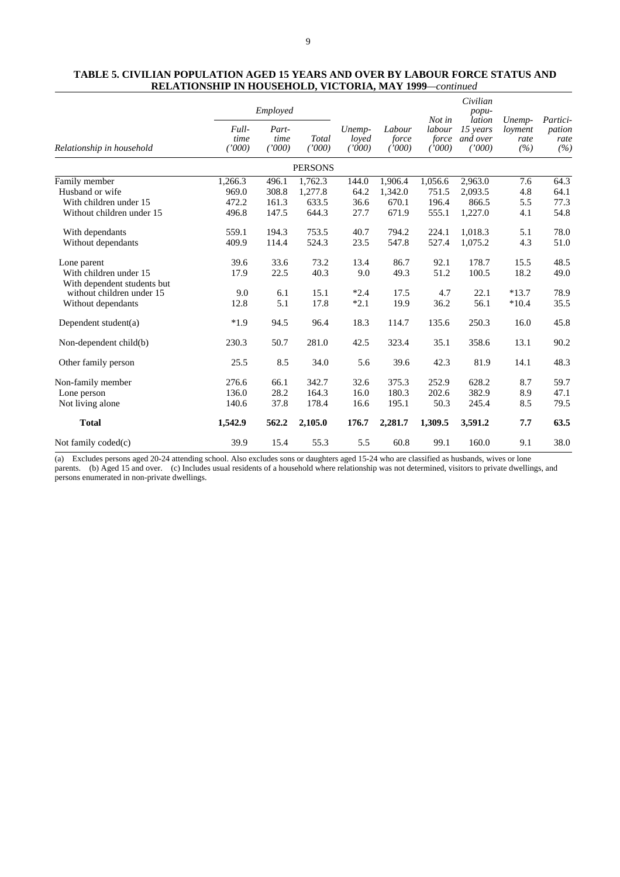## TABLE 5. CIVILIAN POPULATION AGED 15 YEARS AND OVER BY LABOUR FORCE STATUS AND RELATIONSHIP IN HOUSEHOLD, VICTORIA, MAY 1999—*continued*

| Relationship in household | *Employed* | | | *Unemployed ('000)* | *Labour force ('000)* | *Not in labour force ('000)* | *Civilian population 15 years and over ('000)* | *Unemployment rate (%)* | *Participation rate (%)* |
|---|---|---|---|---|---|---|---|---|---|
| | *Full-time ('000)* | *Part-time ('000)* | *Total ('000)* | | | | | | |
| | | | PERSONS | | | | | | |
| Family member | 1,266.3 | 496.1 | 1,762.3 | 144.0 | 1,906.4 | 1,056.6 | 2,963.0 | 7.6 | 64.3 |
| Husband or wife | 969.0 | 308.8 | 1,277.8 | 64.2 | 1,342.0 | 751.5 | 2,093.5 | 4.8 | 64.1 |
| With children under 15 | 472.2 | 161.3 | 633.5 | 36.6 | 670.1 | 196.4 | 866.5 | 5.5 | 77.3 |
| Without children under 15 | 496.8 | 147.5 | 644.3 | 27.7 | 671.9 | 555.1 | 1,227.0 | 4.1 | 54.8 |
| With dependants | 559.1 | 194.3 | 753.5 | 40.7 | 794.2 | 224.1 | 1,018.3 | 5.1 | 78.0 |
| Without dependants | 409.9 | 114.4 | 524.3 | 23.5 | 547.8 | 527.4 | 1,075.2 | 4.3 | 51.0 |
| Lone parent | 39.6 | 33.6 | 73.2 | 13.4 | 86.7 | 92.1 | 178.7 | 15.5 | 48.5 |
| With children under 15 | 17.9 | 22.5 | 40.3 | 9.0 | 49.3 | 51.2 | 100.5 | 18.2 | 49.0 |
| With dependent students but without children under 15 | 9.0 | 6.1 | 15.1 | *2.4 | 17.5 | 4.7 | 22.1 | *13.7 | 78.9 |
| Without dependants | 12.8 | 5.1 | 17.8 | *2.1 | 19.9 | 36.2 | 56.1 | *10.4 | 35.5 |
| Dependent student(a) | *1.9 | 94.5 | 96.4 | 18.3 | 114.7 | 135.6 | 250.3 | 16.0 | 45.8 |
| Non-dependent child(b) | 230.3 | 50.7 | 281.0 | 42.5 | 323.4 | 35.1 | 358.6 | 13.1 | 90.2 |
| Other family person | 25.5 | 8.5 | 34.0 | 5.6 | 39.6 | 42.3 | 81.9 | 14.1 | 48.3 |
| Non-family member | 276.6 | 66.1 | 342.7 | 32.6 | 375.3 | 252.9 | 628.2 | 8.7 | 59.7 |
| Lone person | 136.0 | 28.2 | 164.3 | 16.0 | 180.3 | 202.6 | 382.9 | 8.9 | 47.1 |
| Not living alone | 140.6 | 37.8 | 178.4 | 16.6 | 195.1 | 50.3 | 245.4 | 8.5 | 79.5 |
| **Total** | **1,542.9** | **562.2** | **2,105.0** | **176.7** | **2,281.7** | **1,309.5** | **3,591.2** | **7.7** | **63.5** |
| Not family coded(c) | 39.9 | 15.4 | 55.3 | 5.5 | 60.8 | 99.1 | 160.0 | 9.1 | 38.0 |

(a) Excludes persons aged 20-24 attending school. Also excludes sons or daughters aged 15-24 who are classified as husbands, wives or lone parents. (b) Aged 15 and over. (c) Includes usual residents of a household where relationship was not determined, visitors to private dwellings, and persons enumerated in non-private dwellings.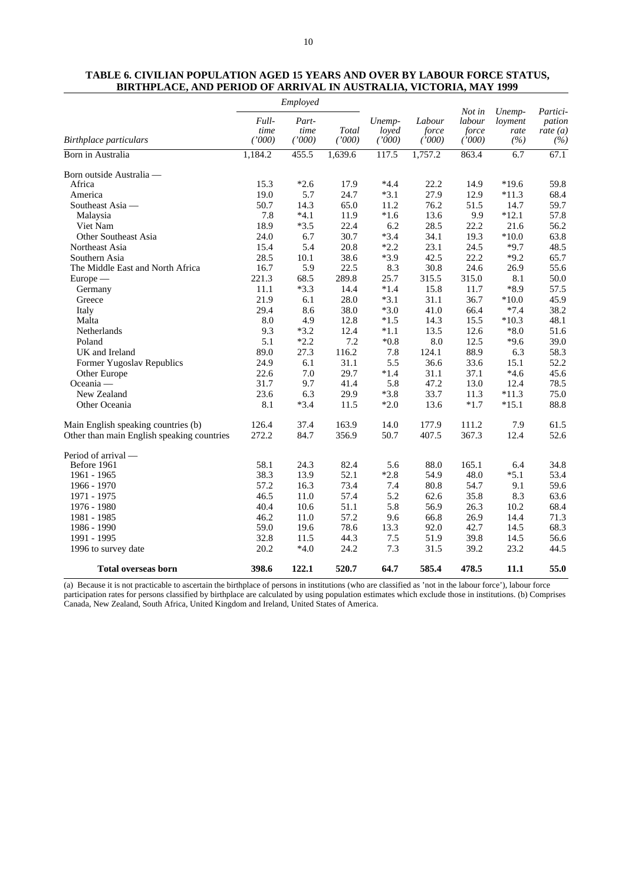**TABLE 6. CIVILIAN POPULATION AGED 15 YEARS AND OVER BY LABOUR FORCE STATUS, BIRTHPLACE, AND PERIOD OF ARRIVAL IN AUSTRALIA, VICTORIA, MAY 1999**

| | *Employed* | | | | | | | |
|---|---|---|---|---|---|---|---|---|
| *Birthplace particulars* | *Full-time ('000)* | *Part-time ('000)* | *Total ('000)* | *Unemployed ('000)* | *Labour force ('000)* | *Not in labour force ('000)* | *Unemployment rate (%)* | *Participation rate (a) (%)* |
| Born in Australia | 1,184.2 | 455.5 | 1,639.6 | 117.5 | 1,757.2 | 863.4 | 6.7 | 67.1 |
| Born outside Australia — | | | | | | | | |
| Africa | 15.3 | *2.6 | 17.9 | *4.4 | 22.2 | 14.9 | *19.6 | 59.8 |
| America | 19.0 | 5.7 | 24.7 | *3.1 | 27.9 | 12.9 | *11.3 | 68.4 |
| Southeast Asia — | 50.7 | 14.3 | 65.0 | 11.2 | 76.2 | 51.5 | 14.7 | 59.7 |
| Malaysia | 7.8 | *4.1 | 11.9 | *1.6 | 13.6 | 9.9 | *12.1 | 57.8 |
| Viet Nam | 18.9 | *3.5 | 22.4 | 6.2 | 28.5 | 22.2 | 21.6 | 56.2 |
| Other Southeast Asia | 24.0 | 6.7 | 30.7 | *3.4 | 34.1 | 19.3 | *10.0 | 63.8 |
| Northeast Asia | 15.4 | 5.4 | 20.8 | *2.2 | 23.1 | 24.5 | *9.7 | 48.5 |
| Southern Asia | 28.5 | 10.1 | 38.6 | *3.9 | 42.5 | 22.2 | *9.2 | 65.7 |
| The Middle East and North Africa | 16.7 | 5.9 | 22.5 | 8.3 | 30.8 | 24.6 | 26.9 | 55.6 |
| Europe — | 221.3 | 68.5 | 289.8 | 25.7 | 315.5 | 315.0 | 8.1 | 50.0 |
| Germany | 11.1 | *3.3 | 14.4 | *1.4 | 15.8 | 11.7 | *8.9 | 57.5 |
| Greece | 21.9 | 6.1 | 28.0 | *3.1 | 31.1 | 36.7 | *10.0 | 45.9 |
| Italy | 29.4 | 8.6 | 38.0 | *3.0 | 41.0 | 66.4 | *7.4 | 38.2 |
| Malta | 8.0 | 4.9 | 12.8 | *1.5 | 14.3 | 15.5 | *10.3 | 48.1 |
| Netherlands | 9.3 | *3.2 | 12.4 | *1.1 | 13.5 | 12.6 | *8.0 | 51.6 |
| Poland | 5.1 | *2.2 | 7.2 | *0.8 | 8.0 | 12.5 | *9.6 | 39.0 |
| UK and Ireland | 89.0 | 27.3 | 116.2 | 7.8 | 124.1 | 88.9 | 6.3 | 58.3 |
| Former Yugoslav Republics | 24.9 | 6.1 | 31.1 | 5.5 | 36.6 | 33.6 | 15.1 | 52.2 |
| Other Europe | 22.6 | 7.0 | 29.7 | *1.4 | 31.1 | 37.1 | *4.6 | 45.6 |
| Oceania — | 31.7 | 9.7 | 41.4 | 5.8 | 47.2 | 13.0 | 12.4 | 78.5 |
| New Zealand | 23.6 | 6.3 | 29.9 | *3.8 | 33.7 | 11.3 | *11.3 | 75.0 |
| Other Oceania | 8.1 | *3.4 | 11.5 | *2.0 | 13.6 | *1.7 | *15.1 | 88.8 |
| Main English speaking countries (b) | 126.4 | 37.4 | 163.9 | 14.0 | 177.9 | 111.2 | 7.9 | 61.5 |
| Other than main English speaking countries | 272.2 | 84.7 | 356.9 | 50.7 | 407.5 | 367.3 | 12.4 | 52.6 |
| Period of arrival — | | | | | | | | |
| Before 1961 | 58.1 | 24.3 | 82.4 | 5.6 | 88.0 | 165.1 | 6.4 | 34.8 |
| 1961 - 1965 | 38.3 | 13.9 | 52.1 | *2.8 | 54.9 | 48.0 | *5.1 | 53.4 |
| 1966 - 1970 | 57.2 | 16.3 | 73.4 | 7.4 | 80.8 | 54.7 | 9.1 | 59.6 |
| 1971 - 1975 | 46.5 | 11.0 | 57.4 | 5.2 | 62.6 | 35.8 | 8.3 | 63.6 |
| 1976 - 1980 | 40.4 | 10.6 | 51.1 | 5.8 | 56.9 | 26.3 | 10.2 | 68.4 |
| 1981 - 1985 | 46.2 | 11.0 | 57.2 | 9.6 | 66.8 | 26.9 | 14.4 | 71.3 |
| 1986 - 1990 | 59.0 | 19.6 | 78.6 | 13.3 | 92.0 | 42.7 | 14.5 | 68.3 |
| 1991 - 1995 | 32.8 | 11.5 | 44.3 | 7.5 | 51.9 | 39.8 | 14.5 | 56.6 |
| 1996 to survey date | 20.2 | *4.0 | 24.2 | 7.3 | 31.5 | 39.2 | 23.2 | 44.5 |
| **Total overseas born** | **398.6** | **122.1** | **520.7** | **64.7** | **585.4** | **478.5** | **11.1** | **55.0** |

(a) Because it is not practicable to ascertain the birthplace of persons in institutions (who are classified as 'not in the labour force'), labour force participation rates for persons classified by birthplace are calculated by using population estimates which exclude those in institutions. (b) Comprises Canada, New Zealand, South Africa, United Kingdom and Ireland, United States of America.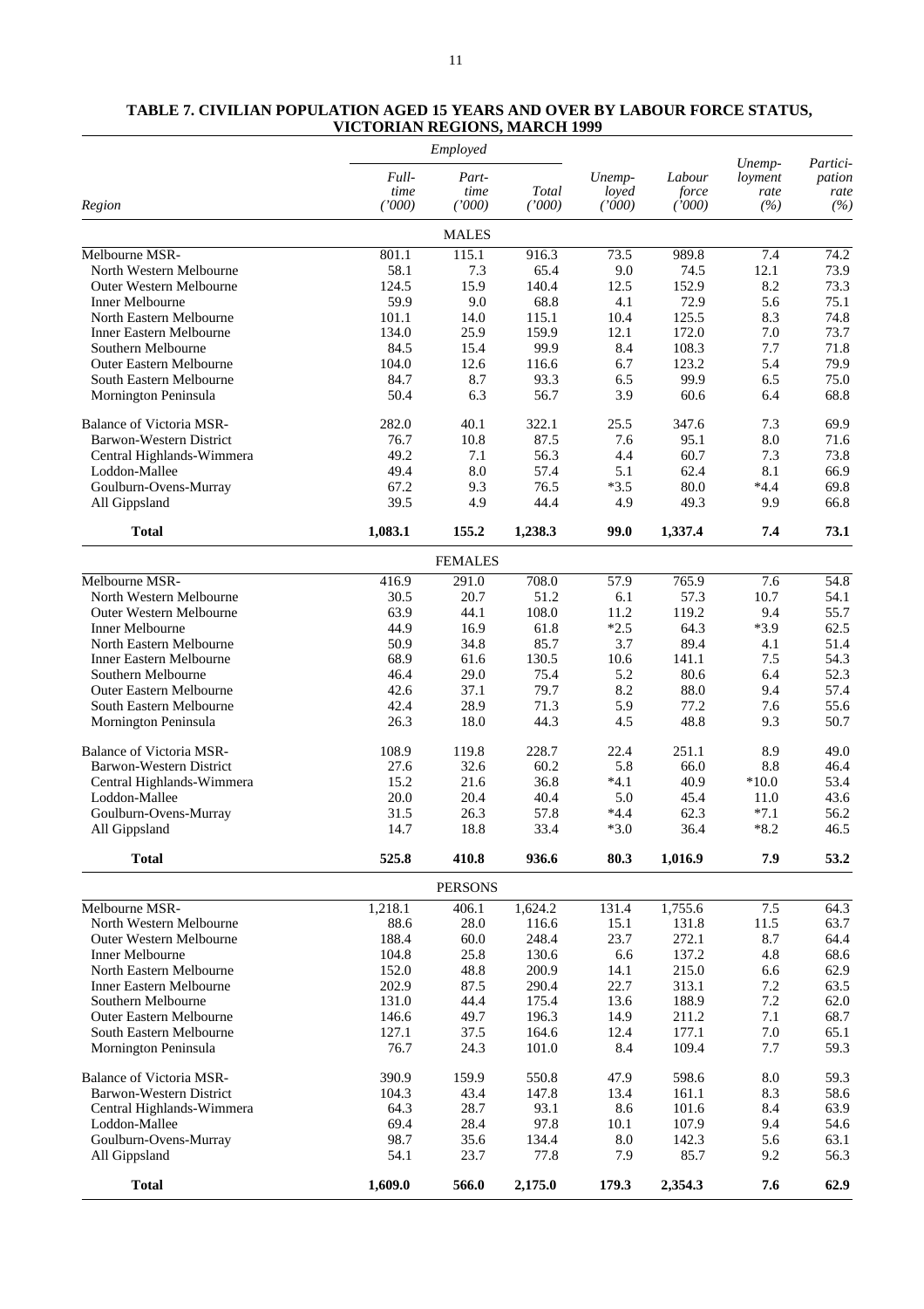**TABLE 7. CIVILIAN POPULATION AGED 15 YEARS AND OVER BY LABOUR FORCE STATUS, VICTORIAN REGIONS, MARCH 1999**

| Region | *Employed* | | | *Unemployed ('000)* | *Labour force ('000)* | *Unemployment rate (%)* | *Participation rate (%)* |
|---|---|---|---|---|---|---|---|
| | *Full-time ('000)* | *Part-time ('000)* | *Total ('000)* | | | | |
| | | MALES | | | | | |
| Melbourne MSR- | 801.1 | 115.1 | 916.3 | 73.5 | 989.8 | 7.4 | 74.2 |
| North Western Melbourne | 58.1 | 7.3 | 65.4 | 9.0 | 74.5 | 12.1 | 73.9 |
| Outer Western Melbourne | 124.5 | 15.9 | 140.4 | 12.5 | 152.9 | 8.2 | 73.3 |
| Inner Melbourne | 59.9 | 9.0 | 68.8 | 4.1 | 72.9 | 5.6 | 75.1 |
| North Eastern Melbourne | 101.1 | 14.0 | 115.1 | 10.4 | 125.5 | 8.3 | 74.8 |
| Inner Eastern Melbourne | 134.0 | 25.9 | 159.9 | 12.1 | 172.0 | 7.0 | 73.7 |
| Southern Melbourne | 84.5 | 15.4 | 99.9 | 8.4 | 108.3 | 7.7 | 71.8 |
| Outer Eastern Melbourne | 104.0 | 12.6 | 116.6 | 6.7 | 123.2 | 5.4 | 79.9 |
| South Eastern Melbourne | 84.7 | 8.7 | 93.3 | 6.5 | 99.9 | 6.5 | 75.0 |
| Mornington Peninsula | 50.4 | 6.3 | 56.7 | 3.9 | 60.6 | 6.4 | 68.8 |
| Balance of Victoria MSR- | 282.0 | 40.1 | 322.1 | 25.5 | 347.6 | 7.3 | 69.9 |
| Barwon-Western District | 76.7 | 10.8 | 87.5 | 7.6 | 95.1 | 8.0 | 71.6 |
| Central Highlands-Wimmera | 49.2 | 7.1 | 56.3 | 4.4 | 60.7 | 7.3 | 73.8 |
| Loddon-Mallee | 49.4 | 8.0 | 57.4 | 5.1 | 62.4 | 8.1 | 66.9 |
| Goulburn-Ovens-Murray | 67.2 | 9.3 | 76.5 | *3.5 | 80.0 | *4.4 | 69.8 |
| All Gippsland | 39.5 | 4.9 | 44.4 | 4.9 | 49.3 | 9.9 | 66.8 |
| **Total** | **1,083.1** | **155.2** | **1,238.3** | **99.0** | **1,337.4** | **7.4** | **73.1** |
| | | FEMALES | | | | | |
| Melbourne MSR- | 416.9 | 291.0 | 708.0 | 57.9 | 765.9 | 7.6 | 54.8 |
| North Western Melbourne | 30.5 | 20.7 | 51.2 | 6.1 | 57.3 | 10.7 | 54.1 |
| Outer Western Melbourne | 63.9 | 44.1 | 108.0 | 11.2 | 119.2 | 9.4 | 55.7 |
| Inner Melbourne | 44.9 | 16.9 | 61.8 | *2.5 | 64.3 | *3.9 | 62.5 |
| North Eastern Melbourne | 50.9 | 34.8 | 85.7 | 3.7 | 89.4 | 4.1 | 51.4 |
| Inner Eastern Melbourne | 68.9 | 61.6 | 130.5 | 10.6 | 141.1 | 7.5 | 54.3 |
| Southern Melbourne | 46.4 | 29.0 | 75.4 | 5.2 | 80.6 | 6.4 | 52.3 |
| Outer Eastern Melbourne | 42.6 | 37.1 | 79.7 | 8.2 | 88.0 | 9.4 | 57.4 |
| South Eastern Melbourne | 42.4 | 28.9 | 71.3 | 5.9 | 77.2 | 7.6 | 55.6 |
| Mornington Peninsula | 26.3 | 18.0 | 44.3 | 4.5 | 48.8 | 9.3 | 50.7 |
| Balance of Victoria MSR- | 108.9 | 119.8 | 228.7 | 22.4 | 251.1 | 8.9 | 49.0 |
| Barwon-Western District | 27.6 | 32.6 | 60.2 | 5.8 | 66.0 | 8.8 | 46.4 |
| Central Highlands-Wimmera | 15.2 | 21.6 | 36.8 | *4.1 | 40.9 | *10.0 | 53.4 |
| Loddon-Mallee | 20.0 | 20.4 | 40.4 | 5.0 | 45.4 | 11.0 | 43.6 |
| Goulburn-Ovens-Murray | 31.5 | 26.3 | 57.8 | *4.4 | 62.3 | *7.1 | 56.2 |
| All Gippsland | 14.7 | 18.8 | 33.4 | *3.0 | 36.4 | *8.2 | 46.5 |
| **Total** | **525.8** | **410.8** | **936.6** | **80.3** | **1,016.9** | **7.9** | **53.2** |
| | | PERSONS | | | | | |
| Melbourne MSR- | 1,218.1 | 406.1 | 1,624.2 | 131.4 | 1,755.6 | 7.5 | 64.3 |
| North Western Melbourne | 88.6 | 28.0 | 116.6 | 15.1 | 131.8 | 11.5 | 63.7 |
| Outer Western Melbourne | 188.4 | 60.0 | 248.4 | 23.7 | 272.1 | 8.7 | 64.4 |
| Inner Melbourne | 104.8 | 25.8 | 130.6 | 6.6 | 137.2 | 4.8 | 68.6 |
| North Eastern Melbourne | 152.0 | 48.8 | 200.9 | 14.1 | 215.0 | 6.6 | 62.9 |
| Inner Eastern Melbourne | 202.9 | 87.5 | 290.4 | 22.7 | 313.1 | 7.2 | 63.5 |
| Southern Melbourne | 131.0 | 44.4 | 175.4 | 13.6 | 188.9 | 7.2 | 62.0 |
| Outer Eastern Melbourne | 146.6 | 49.7 | 196.3 | 14.9 | 211.2 | 7.1 | 68.7 |
| South Eastern Melbourne | 127.1 | 37.5 | 164.6 | 12.4 | 177.1 | 7.0 | 65.1 |
| Mornington Peninsula | 76.7 | 24.3 | 101.0 | 8.4 | 109.4 | 7.7 | 59.3 |
| Balance of Victoria MSR- | 390.9 | 159.9 | 550.8 | 47.9 | 598.6 | 8.0 | 59.3 |
| Barwon-Western District | 104.3 | 43.4 | 147.8 | 13.4 | 161.1 | 8.3 | 58.6 |
| Central Highlands-Wimmera | 64.3 | 28.7 | 93.1 | 8.6 | 101.6 | 8.4 | 63.9 |
| Loddon-Mallee | 69.4 | 28.4 | 97.8 | 10.1 | 107.9 | 9.4 | 54.6 |
| Goulburn-Ovens-Murray | 98.7 | 35.6 | 134.4 | 8.0 | 142.3 | 5.6 | 63.1 |
| All Gippsland | 54.1 | 23.7 | 77.8 | 7.9 | 85.7 | 9.2 | 56.3 |
| **Total** | **1,609.0** | **566.0** | **2,175.0** | **179.3** | **2,354.3** | **7.6** | **62.9** |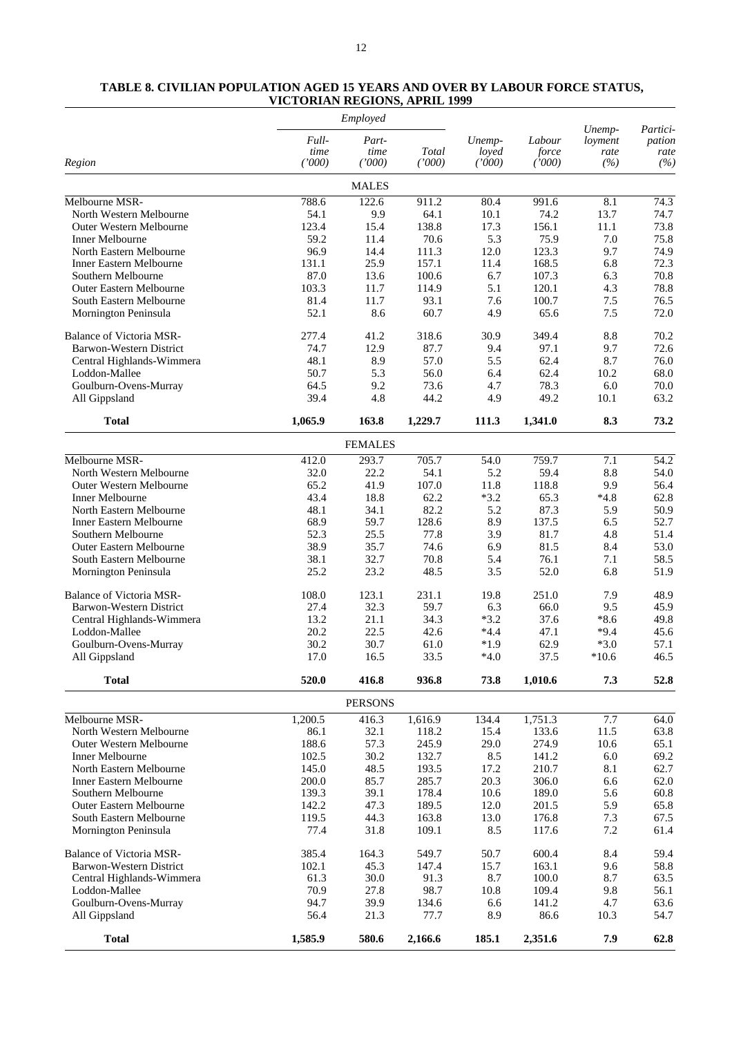**TABLE 8. CIVILIAN POPULATION AGED 15 YEARS AND OVER BY LABOUR FORCE STATUS, VICTORIAN REGIONS, APRIL 1999**

| Region | *Employed* | | | | | | |
|---|---|---|---|---|---|---|---|
| | *Full-time ('000)* | *Part-time ('000)* | *Total ('000)* | *Unemployed ('000)* | *Labour force ('000)* | *Unemployment rate (%)* | *Participation rate (%)* |
| | | MALES | | | | | |
| Melbourne MSR- | 788.6 | 122.6 | 911.2 | 80.4 | 991.6 | 8.1 | 74.3 |
| North Western Melbourne | 54.1 | 9.9 | 64.1 | 10.1 | 74.2 | 13.7 | 74.7 |
| Outer Western Melbourne | 123.4 | 15.4 | 138.8 | 17.3 | 156.1 | 11.1 | 73.8 |
| Inner Melbourne | 59.2 | 11.4 | 70.6 | 5.3 | 75.9 | 7.0 | 75.8 |
| North Eastern Melbourne | 96.9 | 14.4 | 111.3 | 12.0 | 123.3 | 9.7 | 74.9 |
| Inner Eastern Melbourne | 131.1 | 25.9 | 157.1 | 11.4 | 168.5 | 6.8 | 72.3 |
| Southern Melbourne | 87.0 | 13.6 | 100.6 | 6.7 | 107.3 | 6.3 | 70.8 |
| Outer Eastern Melbourne | 103.3 | 11.7 | 114.9 | 5.1 | 120.1 | 4.3 | 78.8 |
| South Eastern Melbourne | 81.4 | 11.7 | 93.1 | 7.6 | 100.7 | 7.5 | 76.5 |
| Mornington Peninsula | 52.1 | 8.6 | 60.7 | 4.9 | 65.6 | 7.5 | 72.0 |
| Balance of Victoria MSR- | 277.4 | 41.2 | 318.6 | 30.9 | 349.4 | 8.8 | 70.2 |
| Barwon-Western District | 74.7 | 12.9 | 87.7 | 9.4 | 97.1 | 9.7 | 72.6 |
| Central Highlands-Wimmera | 48.1 | 8.9 | 57.0 | 5.5 | 62.4 | 8.7 | 76.0 |
| Loddon-Mallee | 50.7 | 5.3 | 56.0 | 6.4 | 62.4 | 10.2 | 68.0 |
| Goulburn-Ovens-Murray | 64.5 | 9.2 | 73.6 | 4.7 | 78.3 | 6.0 | 70.0 |
| All Gippsland | 39.4 | 4.8 | 44.2 | 4.9 | 49.2 | 10.1 | 63.2 |
| **Total** | **1,065.9** | **163.8** | **1,229.7** | **111.3** | **1,341.0** | **8.3** | **73.2** |
| | | FEMALES | | | | | |
| Melbourne MSR- | 412.0 | 293.7 | 705.7 | 54.0 | 759.7 | 7.1 | 54.2 |
| North Western Melbourne | 32.0 | 22.2 | 54.1 | 5.2 | 59.4 | 8.8 | 54.0 |
| Outer Western Melbourne | 65.2 | 41.9 | 107.0 | 11.8 | 118.8 | 9.9 | 56.4 |
| Inner Melbourne | 43.4 | 18.8 | 62.2 | *3.2 | 65.3 | *4.8 | 62.8 |
| North Eastern Melbourne | 48.1 | 34.1 | 82.2 | 5.2 | 87.3 | 5.9 | 50.9 |
| Inner Eastern Melbourne | 68.9 | 59.7 | 128.6 | 8.9 | 137.5 | 6.5 | 52.7 |
| Southern Melbourne | 52.3 | 25.5 | 77.8 | 3.9 | 81.7 | 4.8 | 51.4 |
| Outer Eastern Melbourne | 38.9 | 35.7 | 74.6 | 6.9 | 81.5 | 8.4 | 53.0 |
| South Eastern Melbourne | 38.1 | 32.7 | 70.8 | 5.4 | 76.1 | 7.1 | 58.5 |
| Mornington Peninsula | 25.2 | 23.2 | 48.5 | 3.5 | 52.0 | 6.8 | 51.9 |
| Balance of Victoria MSR- | 108.0 | 123.1 | 231.1 | 19.8 | 251.0 | 7.9 | 48.9 |
| Barwon-Western District | 27.4 | 32.3 | 59.7 | 6.3 | 66.0 | 9.5 | 45.9 |
| Central Highlands-Wimmera | 13.2 | 21.1 | 34.3 | *3.2 | 37.6 | *8.6 | 49.8 |
| Loddon-Mallee | 20.2 | 22.5 | 42.6 | *4.4 | 47.1 | *9.4 | 45.6 |
| Goulburn-Ovens-Murray | 30.2 | 30.7 | 61.0 | *1.9 | 62.9 | *3.0 | 57.1 |
| All Gippsland | 17.0 | 16.5 | 33.5 | *4.0 | 37.5 | *10.6 | 46.5 |
| **Total** | **520.0** | **416.8** | **936.8** | **73.8** | **1,010.6** | **7.3** | **52.8** |
| | | PERSONS | | | | | |
| Melbourne MSR- | 1,200.5 | 416.3 | 1,616.9 | 134.4 | 1,751.3 | 7.7 | 64.0 |
| North Western Melbourne | 86.1 | 32.1 | 118.2 | 15.4 | 133.6 | 11.5 | 63.8 |
| Outer Western Melbourne | 188.6 | 57.3 | 245.9 | 29.0 | 274.9 | 10.6 | 65.1 |
| Inner Melbourne | 102.5 | 30.2 | 132.7 | 8.5 | 141.2 | 6.0 | 69.2 |
| North Eastern Melbourne | 145.0 | 48.5 | 193.5 | 17.2 | 210.7 | 8.1 | 62.7 |
| Inner Eastern Melbourne | 200.0 | 85.7 | 285.7 | 20.3 | 306.0 | 6.6 | 62.0 |
| Southern Melbourne | 139.3 | 39.1 | 178.4 | 10.6 | 189.0 | 5.6 | 60.8 |
| Outer Eastern Melbourne | 142.2 | 47.3 | 189.5 | 12.0 | 201.5 | 5.9 | 65.8 |
| South Eastern Melbourne | 119.5 | 44.3 | 163.8 | 13.0 | 176.8 | 7.3 | 67.5 |
| Mornington Peninsula | 77.4 | 31.8 | 109.1 | 8.5 | 117.6 | 7.2 | 61.4 |
| Balance of Victoria MSR- | 385.4 | 164.3 | 549.7 | 50.7 | 600.4 | 8.4 | 59.4 |
| Barwon-Western District | 102.1 | 45.3 | 147.4 | 15.7 | 163.1 | 9.6 | 58.8 |
| Central Highlands-Wimmera | 61.3 | 30.0 | 91.3 | 8.7 | 100.0 | 8.7 | 63.5 |
| Loddon-Mallee | 70.9 | 27.8 | 98.7 | 10.8 | 109.4 | 9.8 | 56.1 |
| Goulburn-Ovens-Murray | 94.7 | 39.9 | 134.6 | 6.6 | 141.2 | 4.7 | 63.6 |
| All Gippsland | 56.4 | 21.3 | 77.7 | 8.9 | 86.6 | 10.3 | 54.7 |
| **Total** | **1,585.9** | **580.6** | **2,166.6** | **185.1** | **2,351.6** | **7.9** | **62.8** |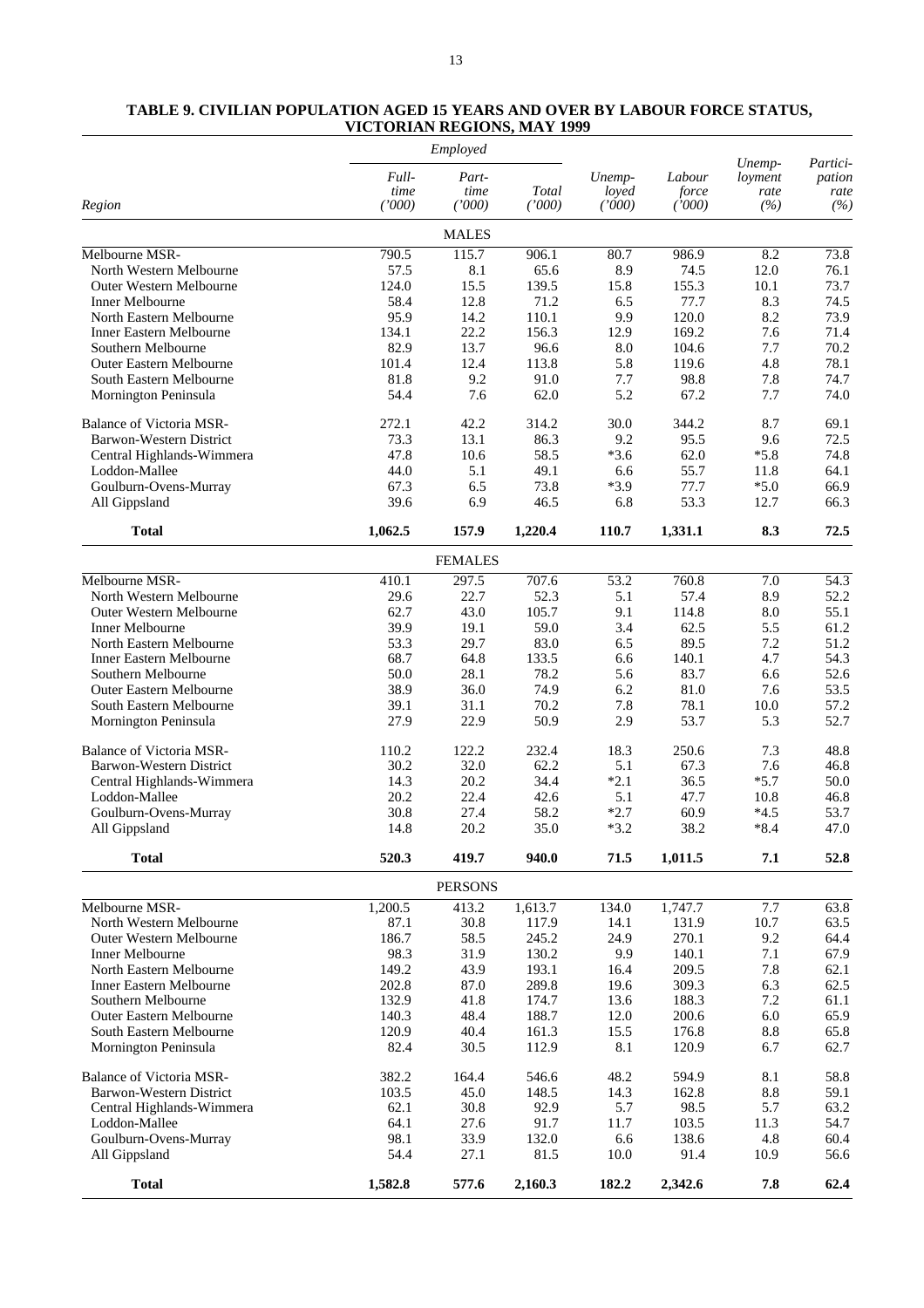**TABLE 9. CIVILIAN POPULATION AGED 15 YEARS AND OVER BY LABOUR FORCE STATUS, VICTORIAN REGIONS, MAY 1999**

| Region | *Employed* | | | | | | |
|---|---|---|---|---|---|---|---|
| | *Full-time ('000)* | *Part-time ('000)* | *Total ('000)* | *Unemployed ('000)* | *Labour force ('000)* | *Unemployment rate (%)* | *Participation rate (%)* |
| | | MALES | | | | | |
| Melbourne MSR- | 790.5 | 115.7 | 906.1 | 80.7 | 986.9 | 8.2 | 73.8 |
| North Western Melbourne | 57.5 | 8.1 | 65.6 | 8.9 | 74.5 | 12.0 | 76.1 |
| Outer Western Melbourne | 124.0 | 15.5 | 139.5 | 15.8 | 155.3 | 10.1 | 73.7 |
| Inner Melbourne | 58.4 | 12.8 | 71.2 | 6.5 | 77.7 | 8.3 | 74.5 |
| North Eastern Melbourne | 95.9 | 14.2 | 110.1 | 9.9 | 120.0 | 8.2 | 73.9 |
| Inner Eastern Melbourne | 134.1 | 22.2 | 156.3 | 12.9 | 169.2 | 7.6 | 71.4 |
| Southern Melbourne | 82.9 | 13.7 | 96.6 | 8.0 | 104.6 | 7.7 | 70.2 |
| Outer Eastern Melbourne | 101.4 | 12.4 | 113.8 | 5.8 | 119.6 | 4.8 | 78.1 |
| South Eastern Melbourne | 81.8 | 9.2 | 91.0 | 7.7 | 98.8 | 7.8 | 74.7 |
| Mornington Peninsula | 54.4 | 7.6 | 62.0 | 5.2 | 67.2 | 7.7 | 74.0 |
| Balance of Victoria MSR- | 272.1 | 42.2 | 314.2 | 30.0 | 344.2 | 8.7 | 69.1 |
| Barwon-Western District | 73.3 | 13.1 | 86.3 | 9.2 | 95.5 | 9.6 | 72.5 |
| Central Highlands-Wimmera | 47.8 | 10.6 | 58.5 | *3.6 | 62.0 | *5.8 | 74.8 |
| Loddon-Mallee | 44.0 | 5.1 | 49.1 | 6.6 | 55.7 | 11.8 | 64.1 |
| Goulburn-Ovens-Murray | 67.3 | 6.5 | 73.8 | *3.9 | 77.7 | *5.0 | 66.9 |
| All Gippsland | 39.6 | 6.9 | 46.5 | 6.8 | 53.3 | 12.7 | 66.3 |
| **Total** | **1,062.5** | **157.9** | **1,220.4** | **110.7** | **1,331.1** | **8.3** | **72.5** |
| | | FEMALES | | | | | |
| Melbourne MSR- | 410.1 | 297.5 | 707.6 | 53.2 | 760.8 | 7.0 | 54.3 |
| North Western Melbourne | 29.6 | 22.7 | 52.3 | 5.1 | 57.4 | 8.9 | 52.2 |
| Outer Western Melbourne | 62.7 | 43.0 | 105.7 | 9.1 | 114.8 | 8.0 | 55.1 |
| Inner Melbourne | 39.9 | 19.1 | 59.0 | 3.4 | 62.5 | 5.5 | 61.2 |
| North Eastern Melbourne | 53.3 | 29.7 | 83.0 | 6.5 | 89.5 | 7.2 | 51.2 |
| Inner Eastern Melbourne | 68.7 | 64.8 | 133.5 | 6.6 | 140.1 | 4.7 | 54.3 |
| Southern Melbourne | 50.0 | 28.1 | 78.2 | 5.6 | 83.7 | 6.6 | 52.6 |
| Outer Eastern Melbourne | 38.9 | 36.0 | 74.9 | 6.2 | 81.0 | 7.6 | 53.5 |
| South Eastern Melbourne | 39.1 | 31.1 | 70.2 | 7.8 | 78.1 | 10.0 | 57.2 |
| Mornington Peninsula | 27.9 | 22.9 | 50.9 | 2.9 | 53.7 | 5.3 | 52.7 |
| Balance of Victoria MSR- | 110.2 | 122.2 | 232.4 | 18.3 | 250.6 | 7.3 | 48.8 |
| Barwon-Western District | 30.2 | 32.0 | 62.2 | 5.1 | 67.3 | 7.6 | 46.8 |
| Central Highlands-Wimmera | 14.3 | 20.2 | 34.4 | *2.1 | 36.5 | *5.7 | 50.0 |
| Loddon-Mallee | 20.2 | 22.4 | 42.6 | 5.1 | 47.7 | 10.8 | 46.8 |
| Goulburn-Ovens-Murray | 30.8 | 27.4 | 58.2 | *2.7 | 60.9 | *4.5 | 53.7 |
| All Gippsland | 14.8 | 20.2 | 35.0 | *3.2 | 38.2 | *8.4 | 47.0 |
| **Total** | **520.3** | **419.7** | **940.0** | **71.5** | **1,011.5** | **7.1** | **52.8** |
| | | PERSONS | | | | | |
| Melbourne MSR- | 1,200.5 | 413.2 | 1,613.7 | 134.0 | 1,747.7 | 7.7 | 63.8 |
| North Western Melbourne | 87.1 | 30.8 | 117.9 | 14.1 | 131.9 | 10.7 | 63.5 |
| Outer Western Melbourne | 186.7 | 58.5 | 245.2 | 24.9 | 270.1 | 9.2 | 64.4 |
| Inner Melbourne | 98.3 | 31.9 | 130.2 | 9.9 | 140.1 | 7.1 | 67.9 |
| North Eastern Melbourne | 149.2 | 43.9 | 193.1 | 16.4 | 209.5 | 7.8 | 62.1 |
| Inner Eastern Melbourne | 202.8 | 87.0 | 289.8 | 19.6 | 309.3 | 6.3 | 62.5 |
| Southern Melbourne | 132.9 | 41.8 | 174.7 | 13.6 | 188.3 | 7.2 | 61.1 |
| Outer Eastern Melbourne | 140.3 | 48.4 | 188.7 | 12.0 | 200.6 | 6.0 | 65.9 |
| South Eastern Melbourne | 120.9 | 40.4 | 161.3 | 15.5 | 176.8 | 8.8 | 65.8 |
| Mornington Peninsula | 82.4 | 30.5 | 112.9 | 8.1 | 120.9 | 6.7 | 62.7 |
| Balance of Victoria MSR- | 382.2 | 164.4 | 546.6 | 48.2 | 594.9 | 8.1 | 58.8 |
| Barwon-Western District | 103.5 | 45.0 | 148.5 | 14.3 | 162.8 | 8.8 | 59.1 |
| Central Highlands-Wimmera | 62.1 | 30.8 | 92.9 | 5.7 | 98.5 | 5.7 | 63.2 |
| Loddon-Mallee | 64.1 | 27.6 | 91.7 | 11.7 | 103.5 | 11.3 | 54.7 |
| Goulburn-Ovens-Murray | 98.1 | 33.9 | 132.0 | 6.6 | 138.6 | 4.8 | 60.4 |
| All Gippsland | 54.4 | 27.1 | 81.5 | 10.0 | 91.4 | 10.9 | 56.6 |
| **Total** | **1,582.8** | **577.6** | **2,160.3** | **182.2** | **2,342.6** | **7.8** | **62.4** |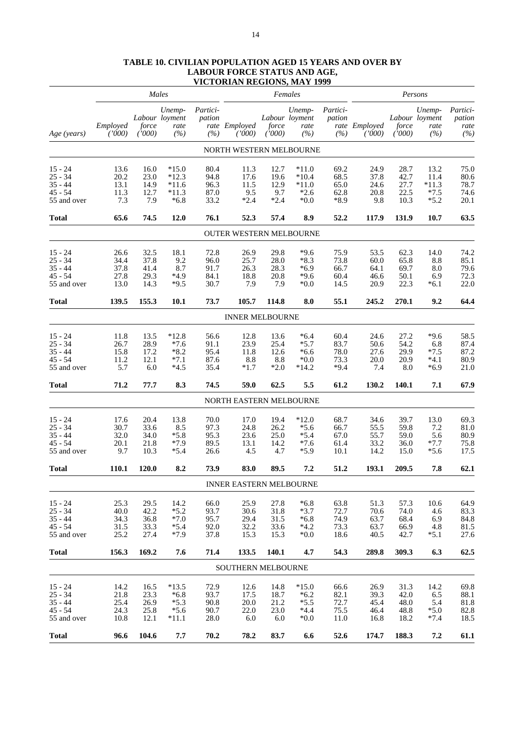## TABLE 10. CIVILIAN POPULATION AGED 15 YEARS AND OVER BY LABOUR FORCE STATUS AND AGE, VICTORIAN REGIONS, MAY 1999

| | *Males* | | | | *Females* | | | | *Persons* | | | |
|---|---|---|---|---|---|---|---|---|---|---|---|---|
| *Age (years)* | *Employed ('000)* | *Labour force ('000)* | *Unemp-loyment rate (%)* | *Partici-pation rate (%)* | *Employed ('000)* | *Labour force ('000)* | *Unemp-loyment rate (%)* | *Partici-pation rate (%)* | *Employed ('000)* | *Labour force ('000)* | *Unemp-loyment rate (%)* | *Partici-pation rate (%)* |
| | | | | | NORTH WESTERN MELBOURNE | | | | | | | |
| 15 - 24 | 13.6 | 16.0 | *15.0 | 80.4 | 11.3 | 12.7 | *11.0 | 69.2 | 24.9 | 28.7 | 13.2 | 75.0 |
| 25 - 34 | 20.2 | 23.0 | *12.3 | 94.8 | 17.6 | 19.6 | *10.4 | 68.5 | 37.8 | 42.7 | 11.4 | 80.6 |
| 35 - 44 | 13.1 | 14.9 | *11.6 | 96.3 | 11.5 | 12.9 | *11.0 | 65.0 | 24.6 | 27.7 | *11.3 | 78.7 |
| 45 - 54 | 11.3 | 12.7 | *11.3 | 87.0 | 9.5 | 9.7 | *2.6 | 62.8 | 20.8 | 22.5 | *7.5 | 74.6 |
| 55 and over | 7.3 | 7.9 | *6.8 | 33.2 | *2.4 | *2.4 | *0.0 | *8.9 | 9.8 | 10.3 | *5.2 | 20.1 |
| **Total** | **65.6** | **74.5** | **12.0** | **76.1** | **52.3** | **57.4** | **8.9** | **52.2** | **117.9** | **131.9** | **10.7** | **63.5** |
| | | | | | OUTER WESTERN MELBOURNE | | | | | | | |
| 15 - 24 | 26.6 | 32.5 | 18.1 | 72.8 | 26.9 | 29.8 | *9.6 | 75.9 | 53.5 | 62.3 | 14.0 | 74.2 |
| 25 - 34 | 34.4 | 37.8 | 9.2 | 96.0 | 25.7 | 28.0 | *8.3 | 73.8 | 60.0 | 65.8 | 8.8 | 85.1 |
| 35 - 44 | 37.8 | 41.4 | 8.7 | 91.7 | 26.3 | 28.3 | *6.9 | 66.7 | 64.1 | 69.7 | 8.0 | 79.6 |
| 45 - 54 | 27.8 | 29.3 | *4.9 | 84.1 | 18.8 | 20.8 | *9.6 | 60.4 | 46.6 | 50.1 | 6.9 | 72.3 |
| 55 and over | 13.0 | 14.3 | *9.5 | 30.7 | 7.9 | 7.9 | *0.0 | 14.5 | 20.9 | 22.3 | *6.1 | 22.0 |
| **Total** | **139.5** | **155.3** | **10.1** | **73.7** | **105.7** | **114.8** | **8.0** | **55.1** | **245.2** | **270.1** | **9.2** | **64.4** |
| | | | | | INNER MELBOURNE | | | | | | | |
| 15 - 24 | 11.8 | 13.5 | *12.8 | 56.6 | 12.8 | 13.6 | *6.4 | 60.4 | 24.6 | 27.2 | *9.6 | 58.5 |
| 25 - 34 | 26.7 | 28.9 | *7.6 | 91.1 | 23.9 | 25.4 | *5.7 | 83.7 | 50.6 | 54.2 | 6.8 | 87.4 |
| 35 - 44 | 15.8 | 17.2 | *8.2 | 95.4 | 11.8 | 12.6 | *6.6 | 78.0 | 27.6 | 29.9 | *7.5 | 87.2 |
| 45 - 54 | 11.2 | 12.1 | *7.1 | 87.6 | 8.8 | 8.8 | *0.0 | 73.3 | 20.0 | 20.9 | *4.1 | 80.9 |
| 55 and over | 5.7 | 6.0 | *4.5 | 35.4 | *1.7 | *2.0 | *14.2 | *9.4 | 7.4 | 8.0 | *6.9 | 21.0 |
| **Total** | **71.2** | **77.7** | **8.3** | **74.5** | **59.0** | **62.5** | **5.5** | **61.2** | **130.2** | **140.1** | **7.1** | **67.9** |
| | | | | | NORTH EASTERN MELBOURNE | | | | | | | |
| 15 - 24 | 17.6 | 20.4 | 13.8 | 70.0 | 17.0 | 19.4 | *12.0 | 68.7 | 34.6 | 39.7 | 13.0 | 69.3 |
| 25 - 34 | 30.7 | 33.6 | 8.5 | 97.3 | 24.8 | 26.2 | *5.6 | 66.7 | 55.5 | 59.8 | 7.2 | 81.0 |
| 35 - 44 | 32.0 | 34.0 | *5.8 | 95.3 | 23.6 | 25.0 | *5.4 | 67.0 | 55.7 | 59.0 | 5.6 | 80.9 |
| 45 - 54 | 20.1 | 21.8 | *7.9 | 89.5 | 13.1 | 14.2 | *7.6 | 61.4 | 33.2 | 36.0 | *7.7 | 75.8 |
| 55 and over | 9.7 | 10.3 | *5.4 | 26.6 | 4.5 | 4.7 | *5.9 | 10.1 | 14.2 | 15.0 | *5.6 | 17.5 |
| **Total** | **110.1** | **120.0** | **8.2** | **73.9** | **83.0** | **89.5** | **7.2** | **51.2** | **193.1** | **209.5** | **7.8** | **62.1** |
| | | | | | INNER EASTERN MELBOURNE | | | | | | | |
| 15 - 24 | 25.3 | 29.5 | 14.2 | 66.0 | 25.9 | 27.8 | *6.8 | 63.8 | 51.3 | 57.3 | 10.6 | 64.9 |
| 25 - 34 | 40.0 | 42.2 | *5.2 | 93.7 | 30.6 | 31.8 | *3.7 | 72.7 | 70.6 | 74.0 | 4.6 | 83.3 |
| 35 - 44 | 34.3 | 36.8 | *7.0 | 95.7 | 29.4 | 31.5 | *6.8 | 74.9 | 63.7 | 68.4 | 6.9 | 84.8 |
| 45 - 54 | 31.5 | 33.3 | *5.4 | 92.0 | 32.2 | 33.6 | *4.2 | 73.3 | 63.7 | 66.9 | 4.8 | 81.5 |
| 55 and over | 25.2 | 27.4 | *7.9 | 37.8 | 15.3 | 15.3 | *0.0 | 18.6 | 40.5 | 42.7 | *5.1 | 27.6 |
| **Total** | **156.3** | **169.2** | **7.6** | **71.4** | **133.5** | **140.1** | **4.7** | **54.3** | **289.8** | **309.3** | **6.3** | **62.5** |
| | | | | | SOUTHERN MELBOURNE | | | | | | | |
| 15 - 24 | 14.2 | 16.5 | *13.5 | 72.9 | 12.6 | 14.8 | *15.0 | 66.6 | 26.9 | 31.3 | 14.2 | 69.8 |
| 25 - 34 | 21.8 | 23.3 | *6.8 | 93.7 | 17.5 | 18.7 | *6.2 | 82.1 | 39.3 | 42.0 | 6.5 | 88.1 |
| 35 - 44 | 25.4 | 26.9 | *5.3 | 90.8 | 20.0 | 21.2 | *5.5 | 72.7 | 45.4 | 48.0 | 5.4 | 81.8 |
| 45 - 54 | 24.3 | 25.8 | *5.6 | 90.7 | 22.0 | 23.0 | *4.4 | 75.5 | 46.4 | 48.8 | *5.0 | 82.8 |
| 55 and over | 10.8 | 12.1 | *11.1 | 28.0 | 6.0 | 6.0 | *0.0 | 11.0 | 16.8 | 18.2 | *7.4 | 18.5 |
| **Total** | **96.6** | **104.6** | **7.7** | **70.2** | **78.2** | **83.7** | **6.6** | **52.6** | **174.7** | **188.3** | **7.2** | **61.1** |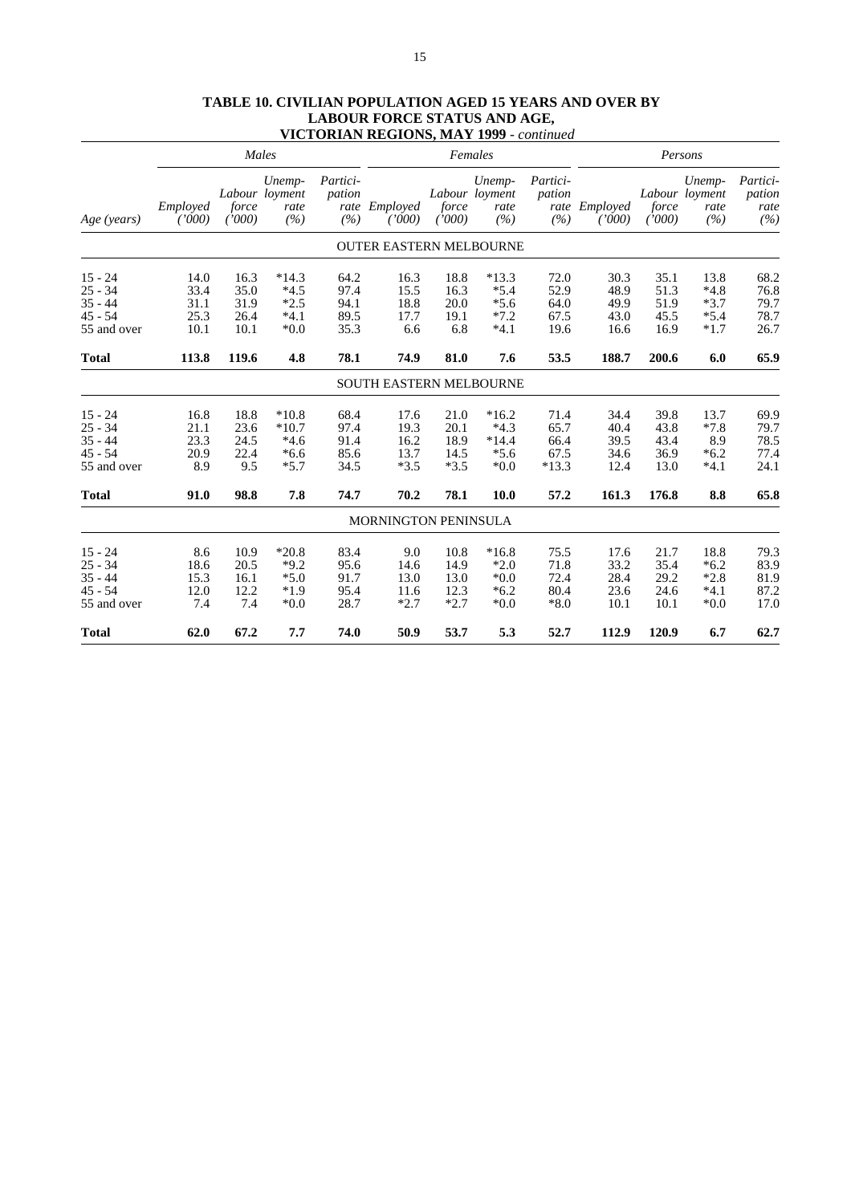## TABLE 10. CIVILIAN POPULATION AGED 15 YEARS AND OVER BY LABOUR FORCE STATUS AND AGE, VICTORIAN REGIONS, MAY 1999 - *continued*

| | *Males* | | | | *Females* | | | | *Persons* | | | |
|---|---|---|---|---|---|---|---|---|---|---|---|---|
| *Age (years)* | *Employed ('000)* | *Labour force ('000)* | *Unemp-loyment rate (%)* | *Partici-pation rate (%)* | *Employed ('000)* | *Labour force ('000)* | *Unemp-loyment rate (%)* | *Partici-pation rate (%)* | *Employed ('000)* | *Labour force ('000)* | *Unemp-loyment rate (%)* | *Partici-pation rate (%)* |
| | | | | | OUTER EASTERN MELBOURNE | | | | | | | |
| 15 - 24 | 14.0 | 16.3 | *14.3 | 64.2 | 16.3 | 18.8 | *13.3 | 72.0 | 30.3 | 35.1 | 13.8 | 68.2 |
| 25 - 34 | 33.4 | 35.0 | *4.5 | 97.4 | 15.5 | 16.3 | *5.4 | 52.9 | 48.9 | 51.3 | *4.8 | 76.8 |
| 35 - 44 | 31.1 | 31.9 | *2.5 | 94.1 | 18.8 | 20.0 | *5.6 | 64.0 | 49.9 | 51.9 | *3.7 | 79.7 |
| 45 - 54 | 25.3 | 26.4 | *4.1 | 89.5 | 17.7 | 19.1 | *7.2 | 67.5 | 43.0 | 45.5 | *5.4 | 78.7 |
| 55 and over | 10.1 | 10.1 | *0.0 | 35.3 | 6.6 | 6.8 | *4.1 | 19.6 | 16.6 | 16.9 | *1.7 | 26.7 |
| **Total** | **113.8** | **119.6** | **4.8** | **78.1** | **74.9** | **81.0** | **7.6** | **53.5** | **188.7** | **200.6** | **6.0** | **65.9** |
| | | | | | SOUTH EASTERN MELBOURNE | | | | | | | |
| 15 - 24 | 16.8 | 18.8 | *10.8 | 68.4 | 17.6 | 21.0 | *16.2 | 71.4 | 34.4 | 39.8 | 13.7 | 69.9 |
| 25 - 34 | 21.1 | 23.6 | *10.7 | 97.4 | 19.3 | 20.1 | *4.3 | 65.7 | 40.4 | 43.8 | *7.8 | 79.7 |
| 35 - 44 | 23.3 | 24.5 | *4.6 | 91.4 | 16.2 | 18.9 | *14.4 | 66.4 | 39.5 | 43.4 | 8.9 | 78.5 |
| 45 - 54 | 20.9 | 22.4 | *6.6 | 85.6 | 13.7 | 14.5 | *5.6 | 67.5 | 34.6 | 36.9 | *6.2 | 77.4 |
| 55 and over | 8.9 | 9.5 | *5.7 | 34.5 | *3.5 | *3.5 | *0.0 | *13.3 | 12.4 | 13.0 | *4.1 | 24.1 |
| **Total** | **91.0** | **98.8** | **7.8** | **74.7** | **70.2** | **78.1** | **10.0** | **57.2** | **161.3** | **176.8** | **8.8** | **65.8** |
| | | | | | MORNINGTON PENINSULA | | | | | | | |
| 15 - 24 | 8.6 | 10.9 | *20.8 | 83.4 | 9.0 | 10.8 | *16.8 | 75.5 | 17.6 | 21.7 | 18.8 | 79.3 |
| 25 - 34 | 18.6 | 20.5 | *9.2 | 95.6 | 14.6 | 14.9 | *2.0 | 71.8 | 33.2 | 35.4 | *6.2 | 83.9 |
| 35 - 44 | 15.3 | 16.1 | *5.0 | 91.7 | 13.0 | 13.0 | *0.0 | 72.4 | 28.4 | 29.2 | *2.8 | 81.9 |
| 45 - 54 | 12.0 | 12.2 | *1.9 | 95.4 | 11.6 | 12.3 | *6.2 | 80.4 | 23.6 | 24.6 | *4.1 | 87.2 |
| 55 and over | 7.4 | 7.4 | *0.0 | 28.7 | *2.7 | *2.7 | *0.0 | *8.0 | 10.1 | 10.1 | *0.0 | 17.0 |
| **Total** | **62.0** | **67.2** | **7.7** | **74.0** | **50.9** | **53.7** | **5.3** | **52.7** | **112.9** | **120.9** | **6.7** | **62.7** |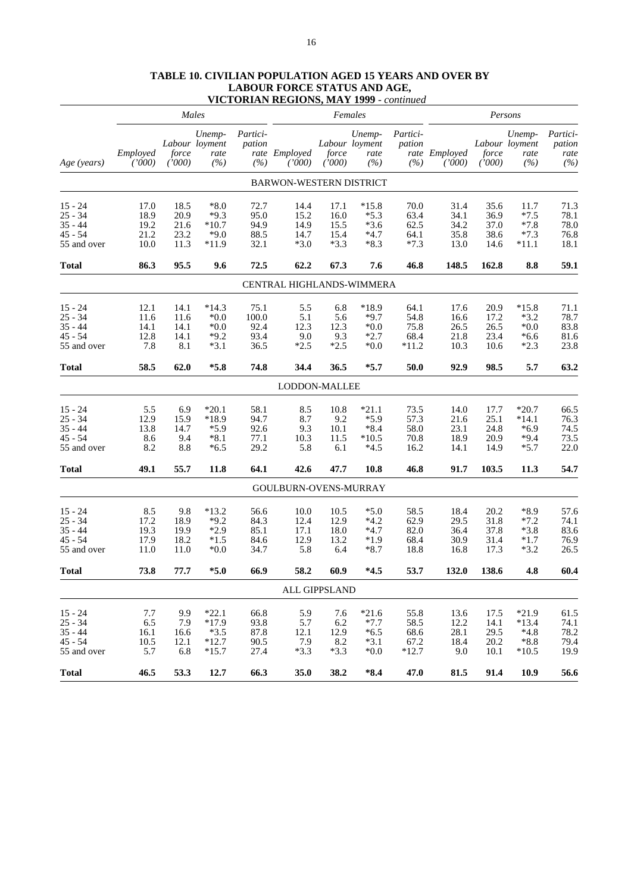**TABLE 10. CIVILIAN POPULATION AGED 15 YEARS AND OVER BY LABOUR FORCE STATUS AND AGE, VICTORIAN REGIONS, MAY 1999** - *continued*

| | *Males* | | | | *Females* | | | | *Persons* | | | |
|---|---|---|---|---|---|---|---|---|---|---|---|---|
| *Age (years)* | *Employed ('000)* | *Labour force ('000)* | *Unemployment rate (%)* | *Participation rate (%)* | *Employed ('000)* | *Labour force ('000)* | *Unemployment rate (%)* | *Participation rate (%)* | *Employed ('000)* | *Labour force ('000)* | *Unemployment rate (%)* | *Participation rate (%)* |
| | | | | | BARWON-WESTERN DISTRICT | | | | | | | |
| 15 - 24 | 17.0 | 18.5 | *8.0 | 72.7 | 14.4 | 17.1 | *15.8 | 70.0 | 31.4 | 35.6 | 11.7 | 71.3 |
| 25 - 34 | 18.9 | 20.9 | *9.3 | 95.0 | 15.2 | 16.0 | *5.3 | 63.4 | 34.1 | 36.9 | *7.5 | 78.1 |
| 35 - 44 | 19.2 | 21.6 | *10.7 | 94.9 | 14.9 | 15.5 | *3.6 | 62.5 | 34.2 | 37.0 | *7.8 | 78.0 |
| 45 - 54 | 21.2 | 23.2 | *9.0 | 88.5 | 14.7 | 15.4 | *4.7 | 64.1 | 35.8 | 38.6 | *7.3 | 76.8 |
| 55 and over | 10.0 | 11.3 | *11.9 | 32.1 | *3.0 | *3.3 | *8.3 | *7.3 | 13.0 | 14.6 | *11.1 | 18.1 |
| **Total** | **86.3** | **95.5** | **9.6** | **72.5** | **62.2** | **67.3** | **7.6** | **46.8** | **148.5** | **162.8** | **8.8** | **59.1** |
| | | | | | CENTRAL HIGHLANDS-WIMMERA | | | | | | | |
| 15 - 24 | 12.1 | 14.1 | *14.3 | 75.1 | 5.5 | 6.8 | *18.9 | 64.1 | 17.6 | 20.9 | *15.8 | 71.1 |
| 25 - 34 | 11.6 | 11.6 | *0.0 | 100.0 | 5.1 | 5.6 | *9.7 | 54.8 | 16.6 | 17.2 | *3.2 | 78.7 |
| 35 - 44 | 14.1 | 14.1 | *0.0 | 92.4 | 12.3 | 12.3 | *0.0 | 75.8 | 26.5 | 26.5 | *0.0 | 83.8 |
| 45 - 54 | 12.8 | 14.1 | *9.2 | 93.4 | 9.0 | 9.3 | *2.7 | 68.4 | 21.8 | 23.4 | *6.6 | 81.6 |
| 55 and over | 7.8 | 8.1 | *3.1 | 36.5 | *2.5 | *2.5 | *0.0 | *11.2 | 10.3 | 10.6 | *2.3 | 23.8 |
| **Total** | **58.5** | **62.0** | ***5.8** | **74.8** | **34.4** | **36.5** | ***5.7** | **50.0** | **92.9** | **98.5** | **5.7** | **63.2** |
| | | | | | LODDON-MALLEE | | | | | | | |
| 15 - 24 | 5.5 | 6.9 | *20.1 | 58.1 | 8.5 | 10.8 | *21.1 | 73.5 | 14.0 | 17.7 | *20.7 | 66.5 |
| 25 - 34 | 12.9 | 15.9 | *18.9 | 94.7 | 8.7 | 9.2 | *5.9 | 57.3 | 21.6 | 25.1 | *14.1 | 76.3 |
| 35 - 44 | 13.8 | 14.7 | *5.9 | 92.6 | 9.3 | 10.1 | *8.4 | 58.0 | 23.1 | 24.8 | *6.9 | 74.5 |
| 45 - 54 | 8.6 | 9.4 | *8.1 | 77.1 | 10.3 | 11.5 | *10.5 | 70.8 | 18.9 | 20.9 | *9.4 | 73.5 |
| 55 and over | 8.2 | 8.8 | *6.5 | 29.2 | 5.8 | 6.1 | *4.5 | 16.2 | 14.1 | 14.9 | *5.7 | 22.0 |
| **Total** | **49.1** | **55.7** | **11.8** | **64.1** | **42.6** | **47.7** | **10.8** | **46.8** | **91.7** | **103.5** | **11.3** | **54.7** |
| | | | | | GOULBURN-OVENS-MURRAY | | | | | | | |
| 15 - 24 | 8.5 | 9.8 | *13.2 | 56.6 | 10.0 | 10.5 | *5.0 | 58.5 | 18.4 | 20.2 | *8.9 | 57.6 |
| 25 - 34 | 17.2 | 18.9 | *9.2 | 84.3 | 12.4 | 12.9 | *4.2 | 62.9 | 29.5 | 31.8 | *7.2 | 74.1 |
| 35 - 44 | 19.3 | 19.9 | *2.9 | 85.1 | 17.1 | 18.0 | *4.7 | 82.0 | 36.4 | 37.8 | *3.8 | 83.6 |
| 45 - 54 | 17.9 | 18.2 | *1.5 | 84.6 | 12.9 | 13.2 | *1.9 | 68.4 | 30.9 | 31.4 | *1.7 | 76.9 |
| 55 and over | 11.0 | 11.0 | *0.0 | 34.7 | 5.8 | 6.4 | *8.7 | 18.8 | 16.8 | 17.3 | *3.2 | 26.5 |
| **Total** | **73.8** | **77.7** | ***5.0** | **66.9** | **58.2** | **60.9** | ***4.5** | **53.7** | **132.0** | **138.6** | **4.8** | **60.4** |
| | | | | | ALL GIPPSLAND | | | | | | | |
| 15 - 24 | 7.7 | 9.9 | *22.1 | 66.8 | 5.9 | 7.6 | *21.6 | 55.8 | 13.6 | 17.5 | *21.9 | 61.5 |
| 25 - 34 | 6.5 | 7.9 | *17.9 | 93.8 | 5.7 | 6.2 | *7.7 | 58.5 | 12.2 | 14.1 | *13.4 | 74.1 |
| 35 - 44 | 16.1 | 16.6 | *3.5 | 87.8 | 12.1 | 12.9 | *6.5 | 68.6 | 28.1 | 29.5 | *4.8 | 78.2 |
| 45 - 54 | 10.5 | 12.1 | *12.7 | 90.5 | 7.9 | 8.2 | *3.1 | 67.2 | 18.4 | 20.2 | *8.8 | 79.4 |
| 55 and over | 5.7 | 6.8 | *15.7 | 27.4 | *3.3 | *3.3 | *0.0 | *12.7 | 9.0 | 10.1 | *10.5 | 19.9 |
| **Total** | **46.5** | **53.3** | **12.7** | **66.3** | **35.0** | **38.2** | ***8.4** | **47.0** | **81.5** | **91.4** | **10.9** | **56.6** |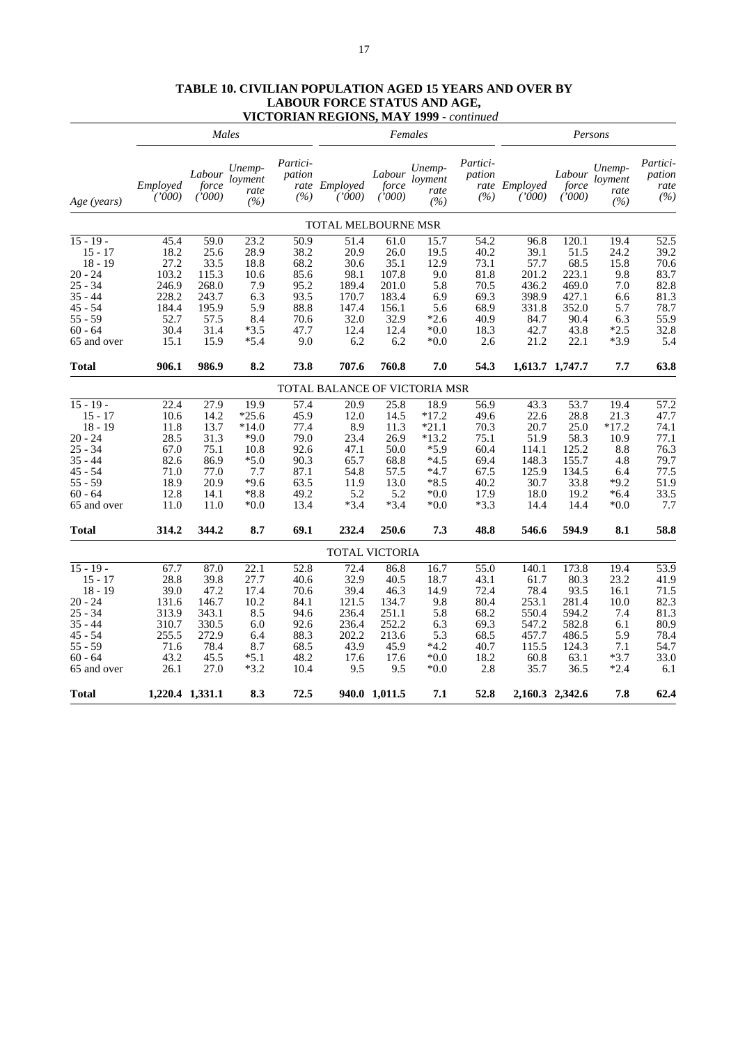## TABLE 10. CIVILIAN POPULATION AGED 15 YEARS AND OVER BY LABOUR FORCE STATUS AND AGE, VICTORIAN REGIONS, MAY 1999 - *continued*

| | *Males* | | | | *Females* | | | | *Persons* | | | |
|---|---|---|---|---|---|---|---|---|---|---|---|---|
| *Age (years)* | *Employed ('000)* | *Labour force ('000)* | *Unemp- loyment rate (%)* | *Partici- pation rate (%)* | *Employed ('000)* | *Labour force ('000)* | *Unemp- loyment rate (%)* | *Partici- pation rate (%)* | *Employed ('000)* | *Labour force ('000)* | *Unemp- loyment rate (%)* | *Partici- pation rate (%)* |
| | | | | | TOTAL MELBOURNE MSR | | | | | | | |
| 15 - 19 - | 45.4 | 59.0 | 23.2 | 50.9 | 51.4 | 61.0 | 15.7 | 54.2 | 96.8 | 120.1 | 19.4 | 52.5 |
| 15 - 17 | 18.2 | 25.6 | 28.9 | 38.2 | 20.9 | 26.0 | 19.5 | 40.2 | 39.1 | 51.5 | 24.2 | 39.2 |
| 18 - 19 | 27.2 | 33.5 | 18.8 | 68.2 | 30.6 | 35.1 | 12.9 | 73.1 | 57.7 | 68.5 | 15.8 | 70.6 |
| 20 - 24 | 103.2 | 115.3 | 10.6 | 85.6 | 98.1 | 107.8 | 9.0 | 81.8 | 201.2 | 223.1 | 9.8 | 83.7 |
| 25 - 34 | 246.9 | 268.0 | 7.9 | 95.2 | 189.4 | 201.0 | 5.8 | 70.5 | 436.2 | 469.0 | 7.0 | 82.8 |
| 35 - 44 | 228.2 | 243.7 | 6.3 | 93.5 | 170.7 | 183.4 | 6.9 | 69.3 | 398.9 | 427.1 | 6.6 | 81.3 |
| 45 - 54 | 184.4 | 195.9 | 5.9 | 88.8 | 147.4 | 156.1 | 5.6 | 68.9 | 331.8 | 352.0 | 5.7 | 78.7 |
| 55 - 59 | 52.7 | 57.5 | 8.4 | 70.6 | 32.0 | 32.9 | *2.6 | 40.9 | 84.7 | 90.4 | 6.3 | 55.9 |
| 60 - 64 | 30.4 | 31.4 | *3.5 | 47.7 | 12.4 | 12.4 | *0.0 | 18.3 | 42.7 | 43.8 | *2.5 | 32.8 |
| 65 and over | 15.1 | 15.9 | *5.4 | 9.0 | 6.2 | 6.2 | *0.0 | 2.6 | 21.2 | 22.1 | *3.9 | 5.4 |
| **Total** | **906.1** | **986.9** | **8.2** | **73.8** | **707.6** | **760.8** | **7.0** | **54.3** | **1,613.7** | **1,747.7** | **7.7** | **63.8** |
| | | | | | TOTAL BALANCE OF VICTORIA MSR | | | | | | | |
| 15 - 19 - | 22.4 | 27.9 | 19.9 | 57.4 | 20.9 | 25.8 | 18.9 | 56.9 | 43.3 | 53.7 | 19.4 | 57.2 |
| 15 - 17 | 10.6 | 14.2 | *25.6 | 45.9 | 12.0 | 14.5 | *17.2 | 49.6 | 22.6 | 28.8 | 21.3 | 47.7 |
| 18 - 19 | 11.8 | 13.7 | *14.0 | 77.4 | 8.9 | 11.3 | *21.1 | 70.3 | 20.7 | 25.0 | *17.2 | 74.1 |
| 20 - 24 | 28.5 | 31.3 | *9.0 | 79.0 | 23.4 | 26.9 | *13.2 | 75.1 | 51.9 | 58.3 | 10.9 | 77.1 |
| 25 - 34 | 67.0 | 75.1 | 10.8 | 92.6 | 47.1 | 50.0 | *5.9 | 60.4 | 114.1 | 125.2 | 8.8 | 76.3 |
| 35 - 44 | 82.6 | 86.9 | *5.0 | 90.3 | 65.7 | 68.8 | *4.5 | 69.4 | 148.3 | 155.7 | 4.8 | 79.7 |
| 45 - 54 | 71.0 | 77.0 | 7.7 | 87.1 | 54.8 | 57.5 | *4.7 | 67.5 | 125.9 | 134.5 | 6.4 | 77.5 |
| 55 - 59 | 18.9 | 20.9 | *9.6 | 63.5 | 11.9 | 13.0 | *8.5 | 40.2 | 30.7 | 33.8 | *9.2 | 51.9 |
| 60 - 64 | 12.8 | 14.1 | *8.8 | 49.2 | 5.2 | 5.2 | *0.0 | 17.9 | 18.0 | 19.2 | *6.4 | 33.5 |
| 65 and over | 11.0 | 11.0 | *0.0 | 13.4 | *3.4 | *3.4 | *0.0 | *3.3 | 14.4 | 14.4 | *0.0 | 7.7 |
| **Total** | **314.2** | **344.2** | **8.7** | **69.1** | **232.4** | **250.6** | **7.3** | **48.8** | **546.6** | **594.9** | **8.1** | **58.8** |
| | | | | | TOTAL VICTORIA | | | | | | | |
| 15 - 19 - | 67.7 | 87.0 | 22.1 | 52.8 | 72.4 | 86.8 | 16.7 | 55.0 | 140.1 | 173.8 | 19.4 | 53.9 |
| 15 - 17 | 28.8 | 39.8 | 27.7 | 40.6 | 32.9 | 40.5 | 18.7 | 43.1 | 61.7 | 80.3 | 23.2 | 41.9 |
| 18 - 19 | 39.0 | 47.2 | 17.4 | 70.6 | 39.4 | 46.3 | 14.9 | 72.4 | 78.4 | 93.5 | 16.1 | 71.5 |
| 20 - 24 | 131.6 | 146.7 | 10.2 | 84.1 | 121.5 | 134.7 | 9.8 | 80.4 | 253.1 | 281.4 | 10.0 | 82.3 |
| 25 - 34 | 313.9 | 343.1 | 8.5 | 94.6 | 236.4 | 251.1 | 5.8 | 68.2 | 550.4 | 594.2 | 7.4 | 81.3 |
| 35 - 44 | 310.7 | 330.5 | 6.0 | 92.6 | 236.4 | 252.2 | 6.3 | 69.3 | 547.2 | 582.8 | 6.1 | 80.9 |
| 45 - 54 | 255.5 | 272.9 | 6.4 | 88.3 | 202.2 | 213.6 | 5.3 | 68.5 | 457.7 | 486.5 | 5.9 | 78.4 |
| 55 - 59 | 71.6 | 78.4 | 8.7 | 68.5 | 43.9 | 45.9 | *4.2 | 40.7 | 115.5 | 124.3 | 7.1 | 54.7 |
| 60 - 64 | 43.2 | 45.5 | *5.1 | 48.2 | 17.6 | 17.6 | *0.0 | 18.2 | 60.8 | 63.1 | *3.7 | 33.0 |
| 65 and over | 26.1 | 27.0 | *3.2 | 10.4 | 9.5 | 9.5 | *0.0 | 2.8 | 35.7 | 36.5 | *2.4 | 6.1 |
| **Total** | **1,220.4** | **1,331.1** | **8.3** | **72.5** | **940.0** | **1,011.5** | **7.1** | **52.8** | **2,160.3** | **2,342.6** | **7.8** | **62.4** |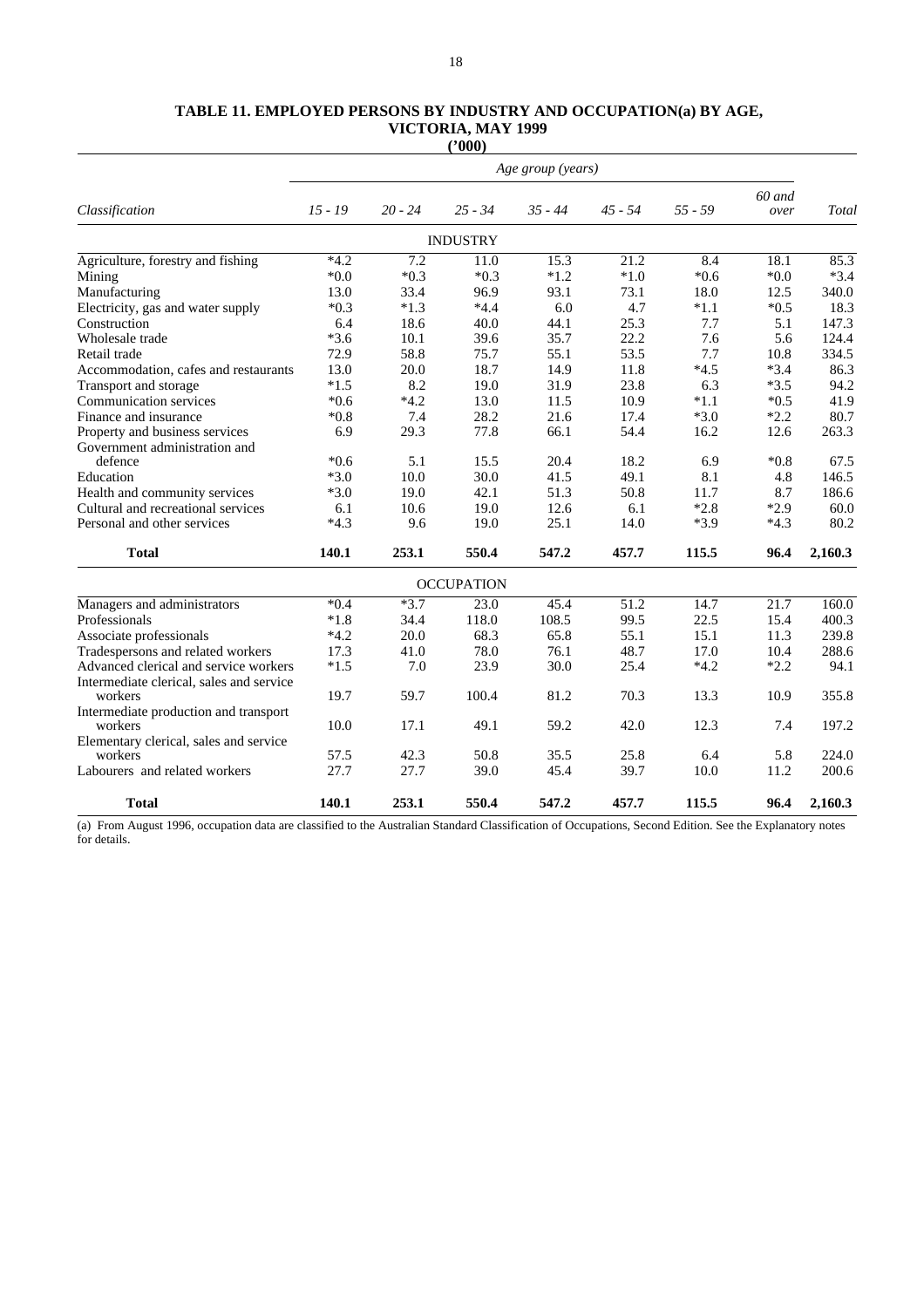**TABLE 11. EMPLOYED PERSONS BY INDUSTRY AND OCCUPATION(a) BY AGE, VICTORIA, MAY 1999**
**('000)**

| | *Age group (years)* | | | | | | | |
|---|---|---|---|---|---|---|---|---|
| *Classification* | *15 - 19* | *20 - 24* | *25 - 34* | *35 - 44* | *45 - 54* | *55 - 59* | *60 and over* | *Total* |
| | | | INDUSTRY | | | | | |
| Agriculture, forestry and fishing | *4.2 | 7.2 | 11.0 | 15.3 | 21.2 | 8.4 | 18.1 | 85.3 |
| Mining | *0.0 | *0.3 | *0.3 | *1.2 | *1.0 | *0.6 | *0.0 | *3.4 |
| Manufacturing | 13.0 | 33.4 | 96.9 | 93.1 | 73.1 | 18.0 | 12.5 | 340.0 |
| Electricity, gas and water supply | *0.3 | *1.3 | *4.4 | 6.0 | 4.7 | *1.1 | *0.5 | 18.3 |
| Construction | 6.4 | 18.6 | 40.0 | 44.1 | 25.3 | 7.7 | 5.1 | 147.3 |
| Wholesale trade | *3.6 | 10.1 | 39.6 | 35.7 | 22.2 | 7.6 | 5.6 | 124.4 |
| Retail trade | 72.9 | 58.8 | 75.7 | 55.1 | 53.5 | 7.7 | 10.8 | 334.5 |
| Accommodation, cafes and restaurants | 13.0 | 20.0 | 18.7 | 14.9 | 11.8 | *4.5 | *3.4 | 86.3 |
| Transport and storage | *1.5 | 8.2 | 19.0 | 31.9 | 23.8 | 6.3 | *3.5 | 94.2 |
| Communication services | *0.6 | *4.2 | 13.0 | 11.5 | 10.9 | *1.1 | *0.5 | 41.9 |
| Finance and insurance | *0.8 | 7.4 | 28.2 | 21.6 | 17.4 | *3.0 | *2.2 | 80.7 |
| Property and business services | 6.9 | 29.3 | 77.8 | 66.1 | 54.4 | 16.2 | 12.6 | 263.3 |
| Government administration and defence | *0.6 | 5.1 | 15.5 | 20.4 | 18.2 | 6.9 | *0.8 | 67.5 |
| Education | *3.0 | 10.0 | 30.0 | 41.5 | 49.1 | 8.1 | 4.8 | 146.5 |
| Health and community services | *3.0 | 19.0 | 42.1 | 51.3 | 50.8 | 11.7 | 8.7 | 186.6 |
| Cultural and recreational services | 6.1 | 10.6 | 19.0 | 12.6 | 6.1 | *2.8 | *2.9 | 60.0 |
| Personal and other services | *4.3 | 9.6 | 19.0 | 25.1 | 14.0 | *3.9 | *4.3 | 80.2 |
| **Total** | **140.1** | **253.1** | **550.4** | **547.2** | **457.7** | **115.5** | **96.4** | **2,160.3** |
| | | | OCCUPATION | | | | | |
| Managers and administrators | *0.4 | *3.7 | 23.0 | 45.4 | 51.2 | 14.7 | 21.7 | 160.0 |
| Professionals | *1.8 | 34.4 | 118.0 | 108.5 | 99.5 | 22.5 | 15.4 | 400.3 |
| Associate professionals | *4.2 | 20.0 | 68.3 | 65.8 | 55.1 | 15.1 | 11.3 | 239.8 |
| Tradespersons and related workers | 17.3 | 41.0 | 78.0 | 76.1 | 48.7 | 17.0 | 10.4 | 288.6 |
| Advanced clerical and service workers | *1.5 | 7.0 | 23.9 | 30.0 | 25.4 | *4.2 | *2.2 | 94.1 |
| Intermediate clerical, sales and service workers | 19.7 | 59.7 | 100.4 | 81.2 | 70.3 | 13.3 | 10.9 | 355.8 |
| Intermediate production and transport workers | 10.0 | 17.1 | 49.1 | 59.2 | 42.0 | 12.3 | 7.4 | 197.2 |
| Elementary clerical, sales and service workers | 57.5 | 42.3 | 50.8 | 35.5 | 25.8 | 6.4 | 5.8 | 224.0 |
| Labourers and related workers | 27.7 | 27.7 | 39.0 | 45.4 | 39.7 | 10.0 | 11.2 | 200.6 |
| **Total** | **140.1** | **253.1** | **550.4** | **547.2** | **457.7** | **115.5** | **96.4** | **2,160.3** |

(a) From August 1996, occupation data are classified to the Australian Standard Classification of Occupations, Second Edition. See the Explanatory notes for details.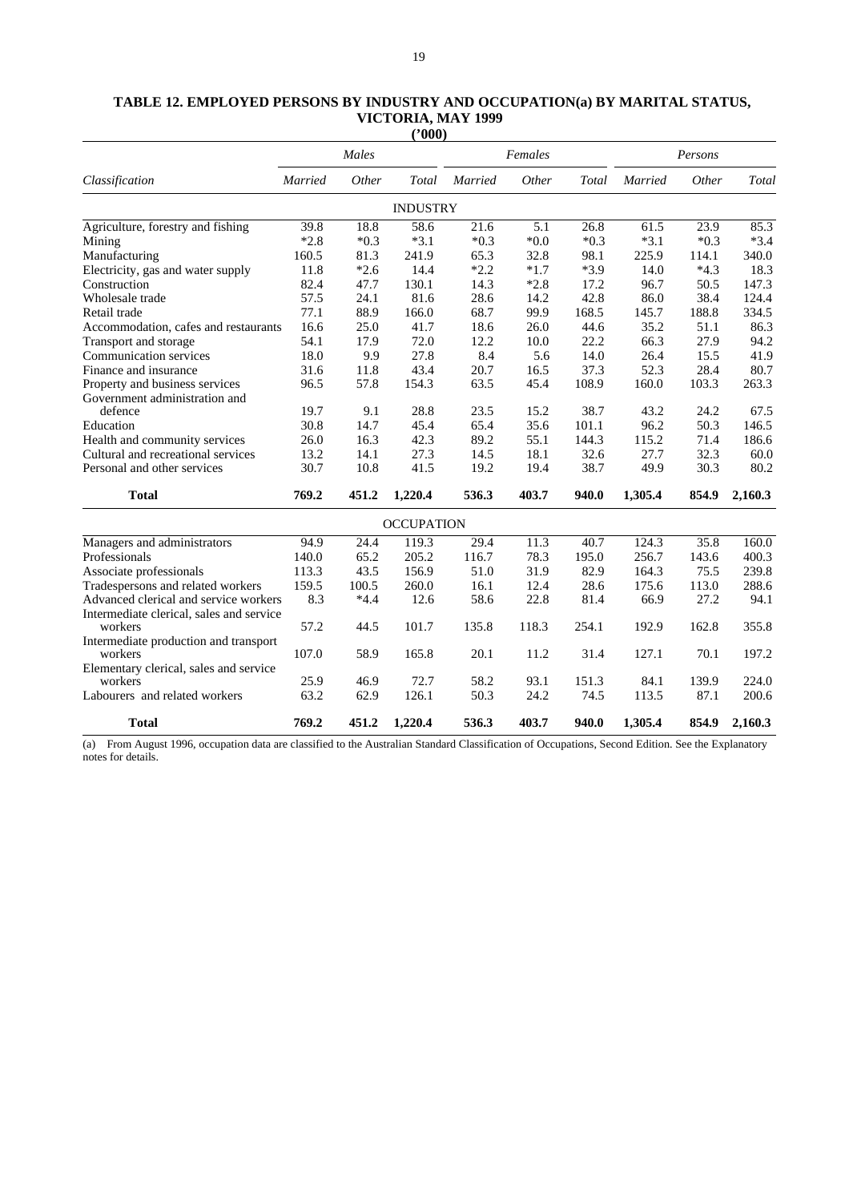# TABLE 12. EMPLOYED PERSONS BY INDUSTRY AND OCCUPATION(a) BY MARITAL STATUS, VICTORIA, MAY 1999

('000)

| | *Males* | | | *Females* | | | *Persons* | | |
|---|---|---|---|---|---|---|---|---|---|
| *Classification* | *Married* | *Other* | *Total* | *Married* | *Other* | *Total* | *Married* | *Other* | *Total* |
| | | | | INDUSTRY | | | | | |
| Agriculture, forestry and fishing | 39.8 | 18.8 | 58.6 | 21.6 | 5.1 | 26.8 | 61.5 | 23.9 | 85.3 |
| Mining | *2.8 | *0.3 | *3.1 | *0.3 | *0.0 | *0.3 | *3.1 | *0.3 | *3.4 |
| Manufacturing | 160.5 | 81.3 | 241.9 | 65.3 | 32.8 | 98.1 | 225.9 | 114.1 | 340.0 |
| Electricity, gas and water supply | 11.8 | *2.6 | 14.4 | *2.2 | *1.7 | *3.9 | 14.0 | *4.3 | 18.3 |
| Construction | 82.4 | 47.7 | 130.1 | 14.3 | *2.8 | 17.2 | 96.7 | 50.5 | 147.3 |
| Wholesale trade | 57.5 | 24.1 | 81.6 | 28.6 | 14.2 | 42.8 | 86.0 | 38.4 | 124.4 |
| Retail trade | 77.1 | 88.9 | 166.0 | 68.7 | 99.9 | 168.5 | 145.7 | 188.8 | 334.5 |
| Accommodation, cafes and restaurants | 16.6 | 25.0 | 41.7 | 18.6 | 26.0 | 44.6 | 35.2 | 51.1 | 86.3 |
| Transport and storage | 54.1 | 17.9 | 72.0 | 12.2 | 10.0 | 22.2 | 66.3 | 27.9 | 94.2 |
| Communication services | 18.0 | 9.9 | 27.8 | 8.4 | 5.6 | 14.0 | 26.4 | 15.5 | 41.9 |
| Finance and insurance | 31.6 | 11.8 | 43.4 | 20.7 | 16.5 | 37.3 | 52.3 | 28.4 | 80.7 |
| Property and business services | 96.5 | 57.8 | 154.3 | 63.5 | 45.4 | 108.9 | 160.0 | 103.3 | 263.3 |
| Government administration and defence | 19.7 | 9.1 | 28.8 | 23.5 | 15.2 | 38.7 | 43.2 | 24.2 | 67.5 |
| Education | 30.8 | 14.7 | 45.4 | 65.4 | 35.6 | 101.1 | 96.2 | 50.3 | 146.5 |
| Health and community services | 26.0 | 16.3 | 42.3 | 89.2 | 55.1 | 144.3 | 115.2 | 71.4 | 186.6 |
| Cultural and recreational services | 13.2 | 14.1 | 27.3 | 14.5 | 18.1 | 32.6 | 27.7 | 32.3 | 60.0 |
| Personal and other services | 30.7 | 10.8 | 41.5 | 19.2 | 19.4 | 38.7 | 49.9 | 30.3 | 80.2 |
| **Total** | **769.2** | **451.2** | **1,220.4** | **536.3** | **403.7** | **940.0** | **1,305.4** | **854.9** | **2,160.3** |
| | | | | OCCUPATION | | | | | |
| Managers and administrators | 94.9 | 24.4 | 119.3 | 29.4 | 11.3 | 40.7 | 124.3 | 35.8 | 160.0 |
| Professionals | 140.0 | 65.2 | 205.2 | 116.7 | 78.3 | 195.0 | 256.7 | 143.6 | 400.3 |
| Associate professionals | 113.3 | 43.5 | 156.9 | 51.0 | 31.9 | 82.9 | 164.3 | 75.5 | 239.8 |
| Tradespersons and related workers | 159.5 | 100.5 | 260.0 | 16.1 | 12.4 | 28.6 | 175.6 | 113.0 | 288.6 |
| Advanced clerical and service workers | 8.3 | *4.4 | 12.6 | 58.6 | 22.8 | 81.4 | 66.9 | 27.2 | 94.1 |
| Intermediate clerical, sales and service workers | 57.2 | 44.5 | 101.7 | 135.8 | 118.3 | 254.1 | 192.9 | 162.8 | 355.8 |
| Intermediate production and transport workers | 107.0 | 58.9 | 165.8 | 20.1 | 11.2 | 31.4 | 127.1 | 70.1 | 197.2 |
| Elementary clerical, sales and service workers | 25.9 | 46.9 | 72.7 | 58.2 | 93.1 | 151.3 | 84.1 | 139.9 | 224.0 |
| Labourers and related workers | 63.2 | 62.9 | 126.1 | 50.3 | 24.2 | 74.5 | 113.5 | 87.1 | 200.6 |
| **Total** | **769.2** | **451.2** | **1,220.4** | **536.3** | **403.7** | **940.0** | **1,305.4** | **854.9** | **2,160.3** |

(a) From August 1996, occupation data are classified to the Australian Standard Classification of Occupations, Second Edition. See the Explanatory notes for details.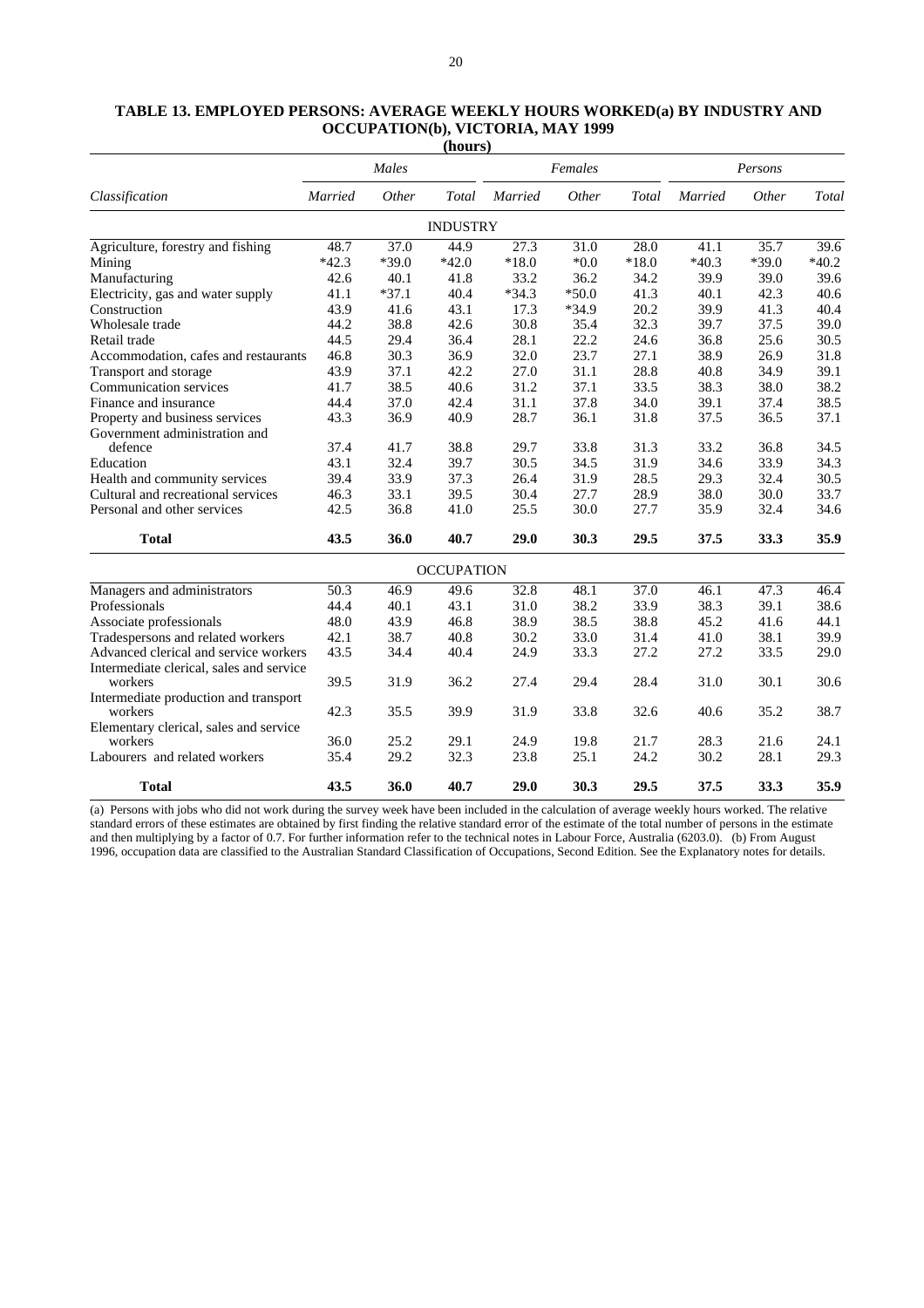**TABLE 13. EMPLOYED PERSONS: AVERAGE WEEKLY HOURS WORKED(a) BY INDUSTRY AND OCCUPATION(b), VICTORIA, MAY 1999**

(hours)

| | *Males* | | | *Females* | | | *Persons* | | |
|---|---|---|---|---|---|---|---|---|---|
| *Classification* | *Married* | *Other* | *Total* | *Married* | *Other* | *Total* | *Married* | *Other* | *Total* |
| | | | | INDUSTRY | | | | | |
| Agriculture, forestry and fishing | 48.7 | 37.0 | 44.9 | 27.3 | 31.0 | 28.0 | 41.1 | 35.7 | 39.6 |
| Mining | *42.3 | *39.0 | *42.0 | *18.0 | *0.0 | *18.0 | *40.3 | *39.0 | *40.2 |
| Manufacturing | 42.6 | 40.1 | 41.8 | 33.2 | 36.2 | 34.2 | 39.9 | 39.0 | 39.6 |
| Electricity, gas and water supply | 41.1 | *37.1 | 40.4 | *34.3 | *50.0 | 41.3 | 40.1 | 42.3 | 40.6 |
| Construction | 43.9 | 41.6 | 43.1 | 17.3 | *34.9 | 20.2 | 39.9 | 41.3 | 40.4 |
| Wholesale trade | 44.2 | 38.8 | 42.6 | 30.8 | 35.4 | 32.3 | 39.7 | 37.5 | 39.0 |
| Retail trade | 44.5 | 29.4 | 36.4 | 28.1 | 22.2 | 24.6 | 36.8 | 25.6 | 30.5 |
| Accommodation, cafes and restaurants | 46.8 | 30.3 | 36.9 | 32.0 | 23.7 | 27.1 | 38.9 | 26.9 | 31.8 |
| Transport and storage | 43.9 | 37.1 | 42.2 | 27.0 | 31.1 | 28.8 | 40.8 | 34.9 | 39.1 |
| Communication services | 41.7 | 38.5 | 40.6 | 31.2 | 37.1 | 33.5 | 38.3 | 38.0 | 38.2 |
| Finance and insurance | 44.4 | 37.0 | 42.4 | 31.1 | 37.8 | 34.0 | 39.1 | 37.4 | 38.5 |
| Property and business services | 43.3 | 36.9 | 40.9 | 28.7 | 36.1 | 31.8 | 37.5 | 36.5 | 37.1 |
| Government administration and defence | 37.4 | 41.7 | 38.8 | 29.7 | 33.8 | 31.3 | 33.2 | 36.8 | 34.5 |
| Education | 43.1 | 32.4 | 39.7 | 30.5 | 34.5 | 31.9 | 34.6 | 33.9 | 34.3 |
| Health and community services | 39.4 | 33.9 | 37.3 | 26.4 | 31.9 | 28.5 | 29.3 | 32.4 | 30.5 |
| Cultural and recreational services | 46.3 | 33.1 | 39.5 | 30.4 | 27.7 | 28.9 | 38.0 | 30.0 | 33.7 |
| Personal and other services | 42.5 | 36.8 | 41.0 | 25.5 | 30.0 | 27.7 | 35.9 | 32.4 | 34.6 |
| **Total** | **43.5** | **36.0** | **40.7** | **29.0** | **30.3** | **29.5** | **37.5** | **33.3** | **35.9** |
| | | | | OCCUPATION | | | | | |
| Managers and administrators | 50.3 | 46.9 | 49.6 | 32.8 | 48.1 | 37.0 | 46.1 | 47.3 | 46.4 |
| Professionals | 44.4 | 40.1 | 43.1 | 31.0 | 38.2 | 33.9 | 38.3 | 39.1 | 38.6 |
| Associate professionals | 48.0 | 43.9 | 46.8 | 38.9 | 38.5 | 38.8 | 45.2 | 41.6 | 44.1 |
| Tradespersons and related workers | 42.1 | 38.7 | 40.8 | 30.2 | 33.0 | 31.4 | 41.0 | 38.1 | 39.9 |
| Advanced clerical and service workers | 43.5 | 34.4 | 40.4 | 24.9 | 33.3 | 27.2 | 27.2 | 33.5 | 29.0 |
| Intermediate clerical, sales and service workers | 39.5 | 31.9 | 36.2 | 27.4 | 29.4 | 28.4 | 31.0 | 30.1 | 30.6 |
| Intermediate production and transport workers | 42.3 | 35.5 | 39.9 | 31.9 | 33.8 | 32.6 | 40.6 | 35.2 | 38.7 |
| Elementary clerical, sales and service workers | 36.0 | 25.2 | 29.1 | 24.9 | 19.8 | 21.7 | 28.3 | 21.6 | 24.1 |
| Labourers and related workers | 35.4 | 29.2 | 32.3 | 23.8 | 25.1 | 24.2 | 30.2 | 28.1 | 29.3 |
| **Total** | **43.5** | **36.0** | **40.7** | **29.0** | **30.3** | **29.5** | **37.5** | **33.3** | **35.9** |

(a) Persons with jobs who did not work during the survey week have been included in the calculation of average weekly hours worked. The relative standard errors of these estimates are obtained by first finding the relative standard error of the estimate of the total number of persons in the estimate and then multiplying by a factor of 0.7. For further information refer to the technical notes in Labour Force, Australia (6203.0). (b) From August 1996, occupation data are classified to the Australian Standard Classification of Occupations, Second Edition. See the Explanatory notes for details.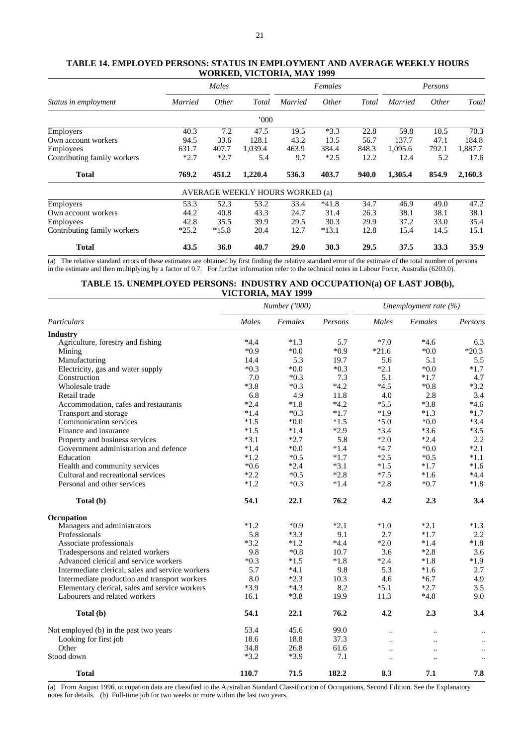## TABLE 14. EMPLOYED PERSONS: STATUS IN EMPLOYMENT AND AVERAGE WEEKLY HOURS WORKED, VICTORIA, MAY 1999

| Status in employment | *Males* | | | *Females* | | | *Persons* | | |
|---|---|---|---|---|---|---|---|---|---|
| | *Married* | *Other* | *Total* | *Married* | *Other* | *Total* | *Married* | *Other* | *Total* |
| | | | '000 | | | | | | |
| Employers | 40.3 | 7.2 | 47.5 | 19.5 | *3.3 | 22.8 | 59.8 | 10.5 | 70.3 |
| Own account workers | 94.5 | 33.6 | 128.1 | 43.2 | 13.5 | 56.7 | 137.7 | 47.1 | 184.8 |
| Employees | 631.7 | 407.7 | 1,039.4 | 463.9 | 384.4 | 848.3 | 1,095.6 | 792.1 | 1,887.7 |
| Contributing family workers | *2.7 | *2.7 | 5.4 | 9.7 | *2.5 | 12.2 | 12.4 | 5.2 | 17.6 |
| **Total** | **769.2** | **451.2** | **1,220.4** | **536.3** | **403.7** | **940.0** | **1,305.4** | **854.9** | **2,160.3** |
| | | | AVERAGE WEEKLY HOURS WORKED (a) | | | | | | |
| Employers | 53.3 | 52.3 | 53.2 | 33.4 | *41.8 | 34.7 | 46.9 | 49.0 | 47.2 |
| Own account workers | 44.2 | 40.8 | 43.3 | 24.7 | 31.4 | 26.3 | 38.1 | 38.1 | 38.1 |
| Employees | 42.8 | 35.5 | 39.9 | 29.5 | 30.3 | 29.9 | 37.2 | 33.0 | 35.4 |
| Contributing family workers | *25.2 | *15.8 | 20.4 | 12.7 | *13.1 | 12.8 | 15.4 | 14.5 | 15.1 |
| **Total** | **43.5** | **36.0** | **40.7** | **29.0** | **30.3** | **29.5** | **37.5** | **33.3** | **35.9** |

(a) The relative standard errors of these estimates are obtained by first finding the relative standard error of the estimate of the total number of persons in the estimate and then multiplying by a factor of 0.7. For further information refer to the technical notes in Labour Force, Australia (6203.0).

## TABLE 15. UNEMPLOYED PERSONS: INDUSTRY AND OCCUPATION(a) OF LAST JOB(b), VICTORIA, MAY 1999

| Particulars | *Number ('000)* | | | *Unemployment rate (%)* | | |
|---|---|---|---|---|---|---|
| | *Males* | *Females* | *Persons* | *Males* | *Females* | *Persons* |
| **Industry** | | | | | | |
| Agriculture, forestry and fishing | *4.4 | *1.3 | 5.7 | *7.0 | *4.6 | 6.3 |
| Mining | *0.9 | *0.0 | *0.9 | *21.6 | *0.0 | *20.3 |
| Manufacturing | 14.4 | 5.3 | 19.7 | 5.6 | 5.1 | 5.5 |
| Electricity, gas and water supply | *0.3 | *0.0 | *0.3 | *2.1 | *0.0 | *1.7 |
| Construction | 7.0 | *0.3 | 7.3 | 5.1 | *1.7 | 4.7 |
| Wholesale trade | *3.8 | *0.3 | *4.2 | *4.5 | *0.8 | *3.2 |
| Retail trade | 6.8 | 4.9 | 11.8 | 4.0 | 2.8 | 3.4 |
| Accommodation, cafes and restaurants | *2.4 | *1.8 | *4.2 | *5.5 | *3.8 | *4.6 |
| Transport and storage | *1.4 | *0.3 | *1.7 | *1.9 | *1.3 | *1.7 |
| Communication services | *1.5 | *0.0 | *1.5 | *5.0 | *0.0 | *3.4 |
| Finance and insurance | *1.5 | *1.4 | *2.9 | *3.4 | *3.6 | *3.5 |
| Property and business services | *3.1 | *2.7 | 5.8 | *2.0 | *2.4 | 2.2 |
| Government administration and defence | *1.4 | *0.0 | *1.4 | *4.7 | *0.0 | *2.1 |
| Education | *1.2 | *0.5 | *1.7 | *2.5 | *0.5 | *1.1 |
| Health and community services | *0.6 | *2.4 | *3.1 | *1.5 | *1.7 | *1.6 |
| Cultural and recreational services | *2.2 | *0.5 | *2.8 | *7.5 | *1.6 | *4.4 |
| Personal and other services | *1.2 | *0.3 | *1.4 | *2.8 | *0.7 | *1.8 |
| **Total (b)** | **54.1** | **22.1** | **76.2** | **4.2** | **2.3** | **3.4** |
| **Occupation** | | | | | | |
| Managers and administrators | *1.2 | *0.9 | *2.1 | *1.0 | *2.1 | *1.3 |
| Professionals | 5.8 | *3.3 | 9.1 | 2.7 | *1.7 | 2.2 |
| Associate professionals | *3.2 | *1.2 | *4.4 | *2.0 | *1.4 | *1.8 |
| Tradespersons and related workers | 9.8 | *0.8 | 10.7 | 3.6 | *2.8 | 3.6 |
| Advanced clerical and service workers | *0.3 | *1.5 | *1.8 | *2.4 | *1.8 | *1.9 |
| Intermediate clerical, sales and service workers | 5.7 | *4.1 | 9.8 | 5.3 | *1.6 | 2.7 |
| Intermediate production and transport workers | 8.0 | *2.3 | 10.3 | 4.6 | *6.7 | 4.9 |
| Elementary clerical, sales and service workers | *3.9 | *4.3 | 8.2 | *5.1 | *2.7 | 3.5 |
| Labourers and related workers | 16.1 | *3.8 | 19.9 | 11.3 | *4.8 | 9.0 |
| **Total (b)** | **54.1** | **22.1** | **76.2** | **4.2** | **2.3** | **3.4** |
| Not employed (b) in the past two years | 53.4 | 45.6 | 99.0 | .. | .. | .. |
| Looking for first job | 18.6 | 18.8 | 37.3 | .. | .. | .. |
| Other | 34.8 | 26.8 | 61.6 | .. | .. | .. |
| Stood down | *3.2 | *3.9 | 7.1 | .. | .. | .. |
| **Total** | **110.7** | **71.5** | **182.2** | **8.3** | **7.1** | **7.8** |

(a) From August 1996, occupation data are classified to the Australian Standard Classification of Occupations, Second Edition. See the Explanatory notes for details. (b) Full-time job for two weeks or more within the last two years.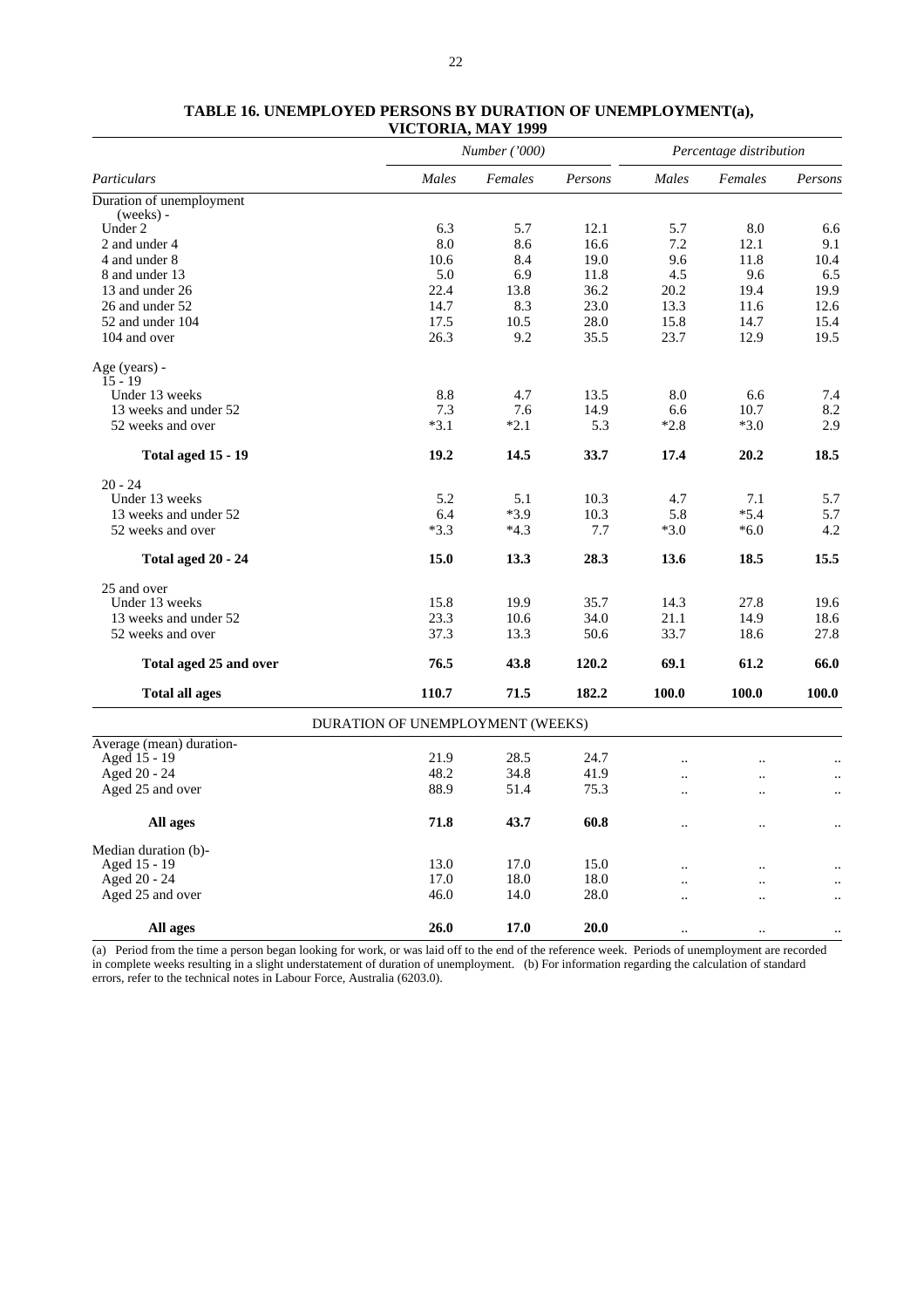**TABLE 16. UNEMPLOYED PERSONS BY DURATION OF UNEMPLOYMENT(a), VICTORIA, MAY 1999**

| Particulars | Number ('000) | | | Percentage distribution | | |
|---|---|---|---|---|---|---|
| | Males | Females | Persons | Males | Females | Persons |
| Duration of unemployment (weeks) - | | | | | | |
| Under 2 | 6.3 | 5.7 | 12.1 | 5.7 | 8.0 | 6.6 |
| 2 and under 4 | 8.0 | 8.6 | 16.6 | 7.2 | 12.1 | 9.1 |
| 4 and under 8 | 10.6 | 8.4 | 19.0 | 9.6 | 11.8 | 10.4 |
| 8 and under 13 | 5.0 | 6.9 | 11.8 | 4.5 | 9.6 | 6.5 |
| 13 and under 26 | 22.4 | 13.8 | 36.2 | 20.2 | 19.4 | 19.9 |
| 26 and under 52 | 14.7 | 8.3 | 23.0 | 13.3 | 11.6 | 12.6 |
| 52 and under 104 | 17.5 | 10.5 | 28.0 | 15.8 | 14.7 | 15.4 |
| 104 and over | 26.3 | 9.2 | 35.5 | 23.7 | 12.9 | 19.5 |
| Age (years) - | | | | | | |
| 15 - 19 | | | | | | |
| Under 13 weeks | 8.8 | 4.7 | 13.5 | 8.0 | 6.6 | 7.4 |
| 13 weeks and under 52 | 7.3 | 7.6 | 14.9 | 6.6 | 10.7 | 8.2 |
| 52 weeks and over | *3.1 | *2.1 | 5.3 | *2.8 | *3.0 | 2.9 |
| **Total aged 15 - 19** | **19.2** | **14.5** | **33.7** | **17.4** | **20.2** | **18.5** |
| 20 - 24 | | | | | | |
| Under 13 weeks | 5.2 | 5.1 | 10.3 | 4.7 | 7.1 | 5.7 |
| 13 weeks and under 52 | 6.4 | *3.9 | 10.3 | 5.8 | *5.4 | 5.7 |
| 52 weeks and over | *3.3 | *4.3 | 7.7 | *3.0 | *6.0 | 4.2 |
| **Total aged 20 - 24** | **15.0** | **13.3** | **28.3** | **13.6** | **18.5** | **15.5** |
| 25 and over | | | | | | |
| Under 13 weeks | 15.8 | 19.9 | 35.7 | 14.3 | 27.8 | 19.6 |
| 13 weeks and under 52 | 23.3 | 10.6 | 34.0 | 21.1 | 14.9 | 18.6 |
| 52 weeks and over | 37.3 | 13.3 | 50.6 | 33.7 | 18.6 | 27.8 |
| **Total aged 25 and over** | **76.5** | **43.8** | **120.2** | **69.1** | **61.2** | **66.0** |
| **Total all ages** | **110.7** | **71.5** | **182.2** | **100.0** | **100.0** | **100.0** |
| DURATION OF UNEMPLOYMENT (WEEKS) | | | | | | |
| Average (mean) duration- | | | | | | |
| Aged 15 - 19 | 21.9 | 28.5 | 24.7 | .. | .. | .. |
| Aged 20 - 24 | 48.2 | 34.8 | 41.9 | .. | .. | .. |
| Aged 25 and over | 88.9 | 51.4 | 75.3 | .. | .. | .. |
| **All ages** | **71.8** | **43.7** | **60.8** | .. | .. | .. |
| Median duration (b)- | | | | | | |
| Aged 15 - 19 | 13.0 | 17.0 | 15.0 | .. | .. | .. |
| Aged 20 - 24 | 17.0 | 18.0 | 18.0 | .. | .. | .. |
| Aged 25 and over | 46.0 | 14.0 | 28.0 | .. | .. | .. |
| **All ages** | **26.0** | **17.0** | **20.0** | .. | .. | .. |

(a) Period from the time a person began looking for work, or was laid off to the end of the reference week. Periods of unemployment are recorded in complete weeks resulting in a slight understatement of duration of unemployment. (b) For information regarding the calculation of standard errors, refer to the technical notes in Labour Force, Australia (6203.0).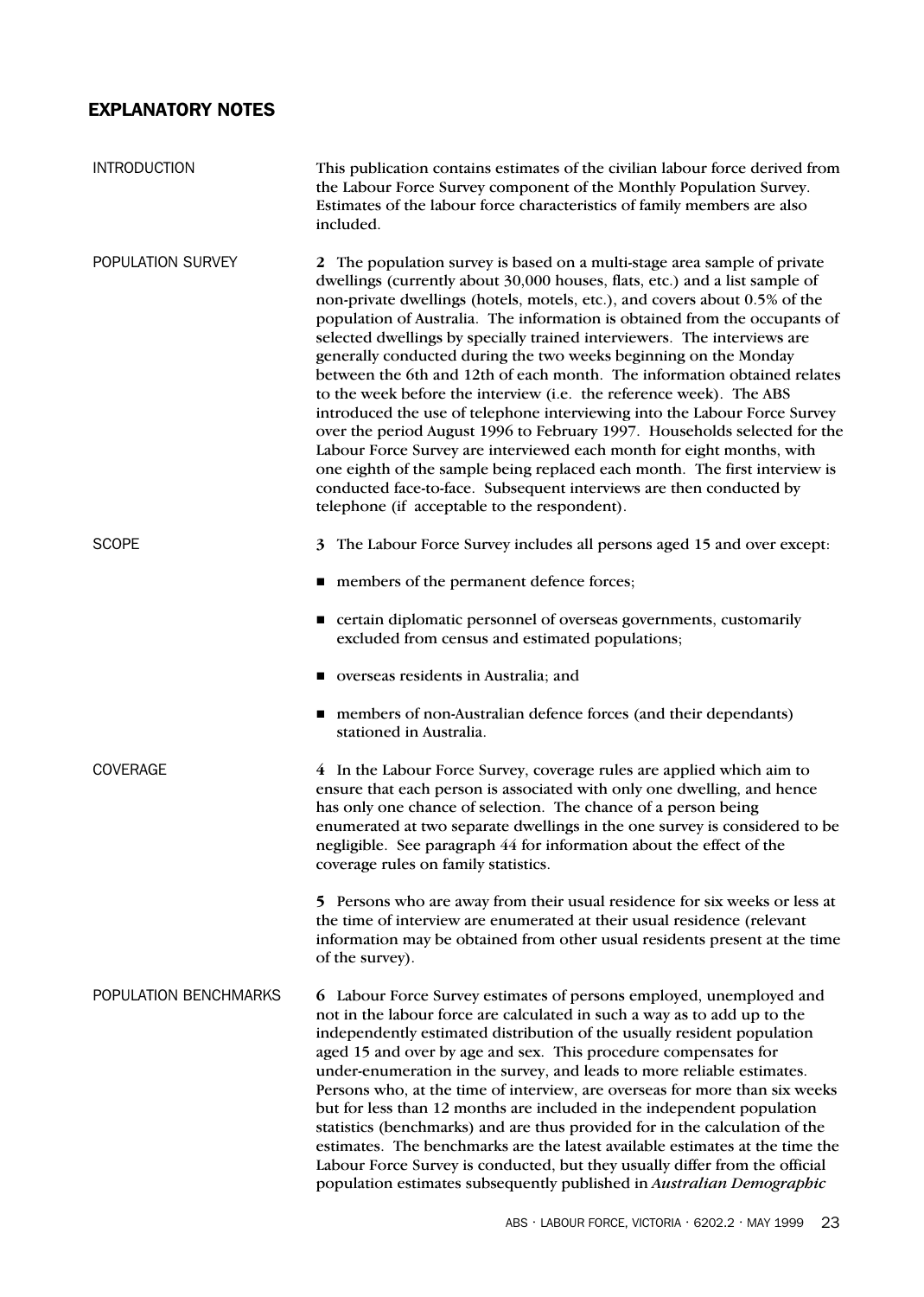## EXPLANATORY NOTES

### INTRODUCTION

This publication contains estimates of the civilian labour force derived from the Labour Force Survey component of the Monthly Population Survey. Estimates of the labour force characteristics of family members are also included.

### POPULATION SURVEY

**2** The population survey is based on a multi-stage area sample of private dwellings (currently about 30,000 houses, flats, etc.) and a list sample of non-private dwellings (hotels, motels, etc.), and covers about 0.5% of the population of Australia. The information is obtained from the occupants of selected dwellings by specially trained interviewers. The interviews are generally conducted during the two weeks beginning on the Monday between the 6th and 12th of each month. The information obtained relates to the week before the interview (i.e. the reference week). The ABS introduced the use of telephone interviewing into the Labour Force Survey over the period August 1996 to February 1997. Households selected for the Labour Force Survey are interviewed each month for eight months, with one eighth of the sample being replaced each month. The first interview is conducted face-to-face. Subsequent interviews are then conducted by telephone (if acceptable to the respondent).

### SCOPE

**3** The Labour Force Survey includes all persons aged 15 and over except:

- members of the permanent defence forces;
- certain diplomatic personnel of overseas governments, customarily excluded from census and estimated populations;
- overseas residents in Australia; and
- members of non-Australian defence forces (and their dependants) stationed in Australia.

### COVERAGE

**4** In the Labour Force Survey, coverage rules are applied which aim to ensure that each person is associated with only one dwelling, and hence has only one chance of selection. The chance of a person being enumerated at two separate dwellings in the one survey is considered to be negligible. See paragraph 44 for information about the effect of the coverage rules on family statistics.

**5** Persons who are away from their usual residence for six weeks or less at the time of interview are enumerated at their usual residence (relevant information may be obtained from other usual residents present at the time of the survey).

### POPULATION BENCHMARKS

**6** Labour Force Survey estimates of persons employed, unemployed and not in the labour force are calculated in such a way as to add up to the independently estimated distribution of the usually resident population aged 15 and over by age and sex. This procedure compensates for under-enumeration in the survey, and leads to more reliable estimates. Persons who, at the time of interview, are overseas for more than six weeks but for less than 12 months are included in the independent population statistics (benchmarks) and are thus provided for in the calculation of the estimates. The benchmarks are the latest available estimates at the time the Labour Force Survey is conducted, but they usually differ from the official population estimates subsequently published in *Australian Demographic*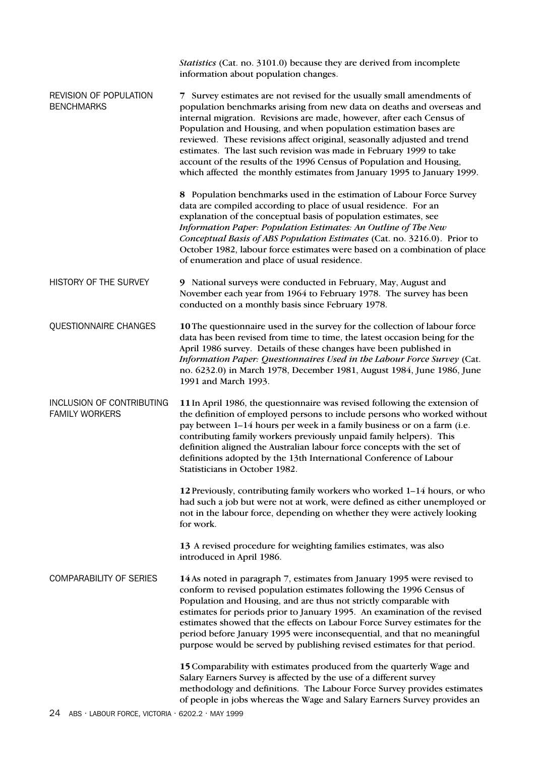*Statistics* (Cat. no. 3101.0) because they are derived from incomplete information about population changes.

### REVISION OF POPULATION BENCHMARKS

**7** Survey estimates are not revised for the usually small amendments of population benchmarks arising from new data on deaths and overseas and internal migration. Revisions are made, however, after each Census of Population and Housing, and when population estimation bases are reviewed. These revisions affect original, seasonally adjusted and trend estimates. The last such revision was made in February 1999 to take account of the results of the 1996 Census of Population and Housing, which affected the monthly estimates from January 1995 to January 1999.

**8** Population benchmarks used in the estimation of Labour Force Survey data are compiled according to place of usual residence. For an explanation of the conceptual basis of population estimates, see *Information Paper: Population Estimates: An Outline of The New Conceptual Basis of ABS Population Estimates* (Cat. no. 3216.0). Prior to October 1982, labour force estimates were based on a combination of place of enumeration and place of usual residence.

### HISTORY OF THE SURVEY

**9** National surveys were conducted in February, May, August and November each year from 1964 to February 1978. The survey has been conducted on a monthly basis since February 1978.

### QUESTIONNAIRE CHANGES

**10** The questionnaire used in the survey for the collection of labour force data has been revised from time to time, the latest occasion being for the April 1986 survey. Details of these changes have been published in *Information Paper: Questionnaires Used in the Labour Force Survey* (Cat. no. 6232.0) in March 1978, December 1981, August 1984, June 1986, June 1991 and March 1993.

### INCLUSION OF CONTRIBUTING FAMILY WORKERS

**11** In April 1986, the questionnaire was revised following the extension of the definition of employed persons to include persons who worked without pay between 1–14 hours per week in a family business or on a farm (i.e. contributing family workers previously unpaid family helpers). This definition aligned the Australian labour force concepts with the set of definitions adopted by the 13th International Conference of Labour Statisticians in October 1982.

**12** Previously, contributing family workers who worked 1–14 hours, or who had such a job but were not at work, were defined as either unemployed or not in the labour force, depending on whether they were actively looking for work.

**13** A revised procedure for weighting families estimates, was also introduced in April 1986.

### COMPARABILITY OF SERIES

**14** As noted in paragraph 7, estimates from January 1995 were revised to conform to revised population estimates following the 1996 Census of Population and Housing, and are thus not strictly comparable with estimates for periods prior to January 1995. An examination of the revised estimates showed that the effects on Labour Force Survey estimates for the period before January 1995 were inconsequential, and that no meaningful purpose would be served by publishing revised estimates for that period.

**15** Comparability with estimates produced from the quarterly Wage and Salary Earners Survey is affected by the use of a different survey methodology and definitions. The Labour Force Survey provides estimates of people in jobs whereas the Wage and Salary Earners Survey provides an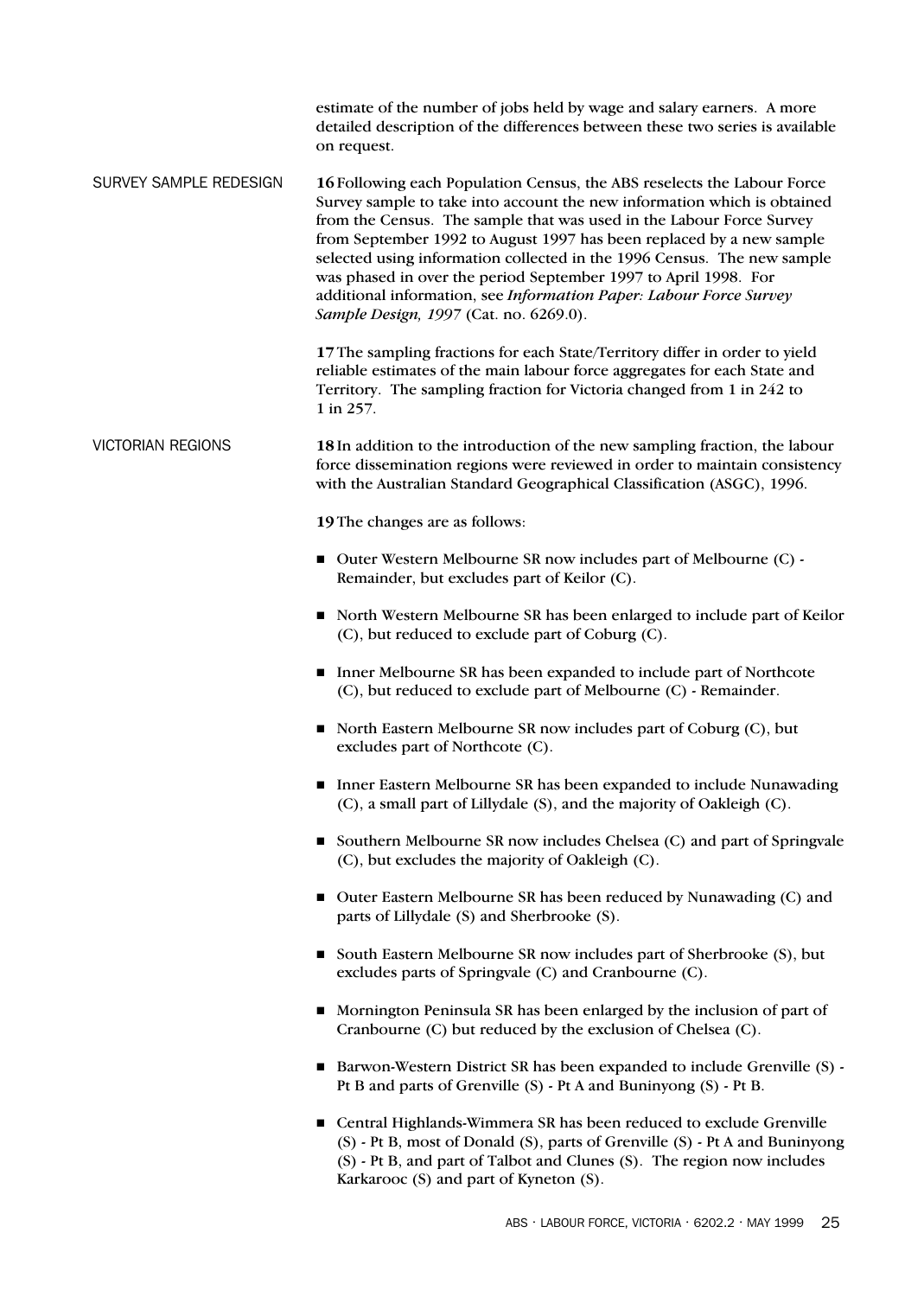estimate of the number of jobs held by wage and salary earners. A more detailed description of the differences between these two series is available on request.

## SURVEY SAMPLE REDESIGN

**16** Following each Population Census, the ABS reselects the Labour Force Survey sample to take into account the new information which is obtained from the Census. The sample that was used in the Labour Force Survey from September 1992 to August 1997 has been replaced by a new sample selected using information collected in the 1996 Census. The new sample was phased in over the period September 1997 to April 1998. For additional information, see *Information Paper: Labour Force Survey Sample Design, 1997* (Cat. no. 6269.0).

**17** The sampling fractions for each State/Territory differ in order to yield reliable estimates of the main labour force aggregates for each State and Territory. The sampling fraction for Victoria changed from 1 in 242 to 1 in 257.

## VICTORIAN REGIONS

**18** In addition to the introduction of the new sampling fraction, the labour force dissemination regions were reviewed in order to maintain consistency with the Australian Standard Geographical Classification (ASGC), 1996.

**19** The changes are as follows:

- Outer Western Melbourne SR now includes part of Melbourne (C) - Remainder, but excludes part of Keilor (C).
- North Western Melbourne SR has been enlarged to include part of Keilor (C), but reduced to exclude part of Coburg (C).
- Inner Melbourne SR has been expanded to include part of Northcote (C), but reduced to exclude part of Melbourne (C) - Remainder.
- North Eastern Melbourne SR now includes part of Coburg (C), but excludes part of Northcote (C).
- Inner Eastern Melbourne SR has been expanded to include Nunawading (C), a small part of Lillydale (S), and the majority of Oakleigh (C).
- Southern Melbourne SR now includes Chelsea (C) and part of Springvale (C), but excludes the majority of Oakleigh (C).
- Outer Eastern Melbourne SR has been reduced by Nunawading (C) and parts of Lillydale (S) and Sherbrooke (S).
- South Eastern Melbourne SR now includes part of Sherbrooke (S), but excludes parts of Springvale (C) and Cranbourne (C).
- Mornington Peninsula SR has been enlarged by the inclusion of part of Cranbourne (C) but reduced by the exclusion of Chelsea (C).
- Barwon-Western District SR has been expanded to include Grenville (S) - Pt B and parts of Grenville (S) - Pt A and Buninyong (S) - Pt B.
- Central Highlands-Wimmera SR has been reduced to exclude Grenville (S) - Pt B, most of Donald (S), parts of Grenville (S) - Pt A and Buninyong (S) - Pt B, and part of Talbot and Clunes (S). The region now includes Karkarooc (S) and part of Kyneton (S).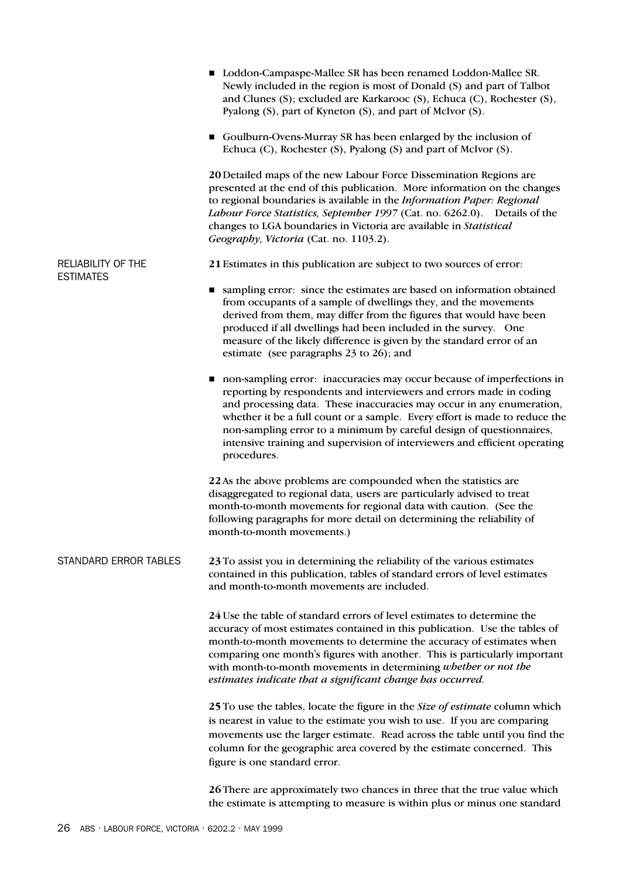- Loddon-Campaspe-Mallee SR has been renamed Loddon-Mallee SR. Newly included in the region is most of Donald (S) and part of Talbot and Clunes (S); excluded are Karkarooc (S), Echuca (C), Rochester (S), Pyalong (S), part of Kyneton (S), and part of McIvor (S).

- Goulburn-Ovens-Murray SR has been enlarged by the inclusion of Echuca (C), Rochester (S), Pyalong (S) and part of McIvor (S).

**20** Detailed maps of the new Labour Force Dissemination Regions are presented at the end of this publication. More information on the changes to regional boundaries is available in the *Information Paper: Regional Labour Force Statistics, September 1997* (Cat. no. 6262.0). Details of the changes to LGA boundaries in Victoria are available in *Statistical Geography, Victoria* (Cat. no. 1103.2).

## RELIABILITY OF THE ESTIMATES

**21** Estimates in this publication are subject to two sources of error:

- sampling error: since the estimates are based on information obtained from occupants of a sample of dwellings they, and the movements derived from them, may differ from the figures that would have been produced if all dwellings had been included in the survey. One measure of the likely difference is given by the standard error of an estimate (see paragraphs 23 to 26); and

- non-sampling error: inaccuracies may occur because of imperfections in reporting by respondents and interviewers and errors made in coding and processing data. These inaccuracies may occur in any enumeration, whether it be a full count or a sample. Every effort is made to reduce the non-sampling error to a minimum by careful design of questionnaires, intensive training and supervision of interviewers and efficient operating procedures.

**22** As the above problems are compounded when the statistics are disaggregated to regional data, users are particularly advised to treat month-to-month movements for regional data with caution. (See the following paragraphs for more detail on determining the reliability of month-to-month movements.)

## STANDARD ERROR TABLES

**23** To assist you in determining the reliability of the various estimates contained in this publication, tables of standard errors of level estimates and month-to-month movements are included.

**24** Use the table of standard errors of level estimates to determine the accuracy of most estimates contained in this publication. Use the tables of month-to-month movements to determine the accuracy of estimates when comparing one month's figures with another. This is particularly important with month-to-month movements in determining *whether or not the estimates indicate that a significant change has occurred.*

**25** To use the tables, locate the figure in the *Size of estimate* column which is nearest in value to the estimate you wish to use. If you are comparing movements use the larger estimate. Read across the table until you find the column for the geographic area covered by the estimate concerned. This figure is one standard error.

**26** There are approximately two chances in three that the true value which the estimate is attempting to measure is within plus or minus one standard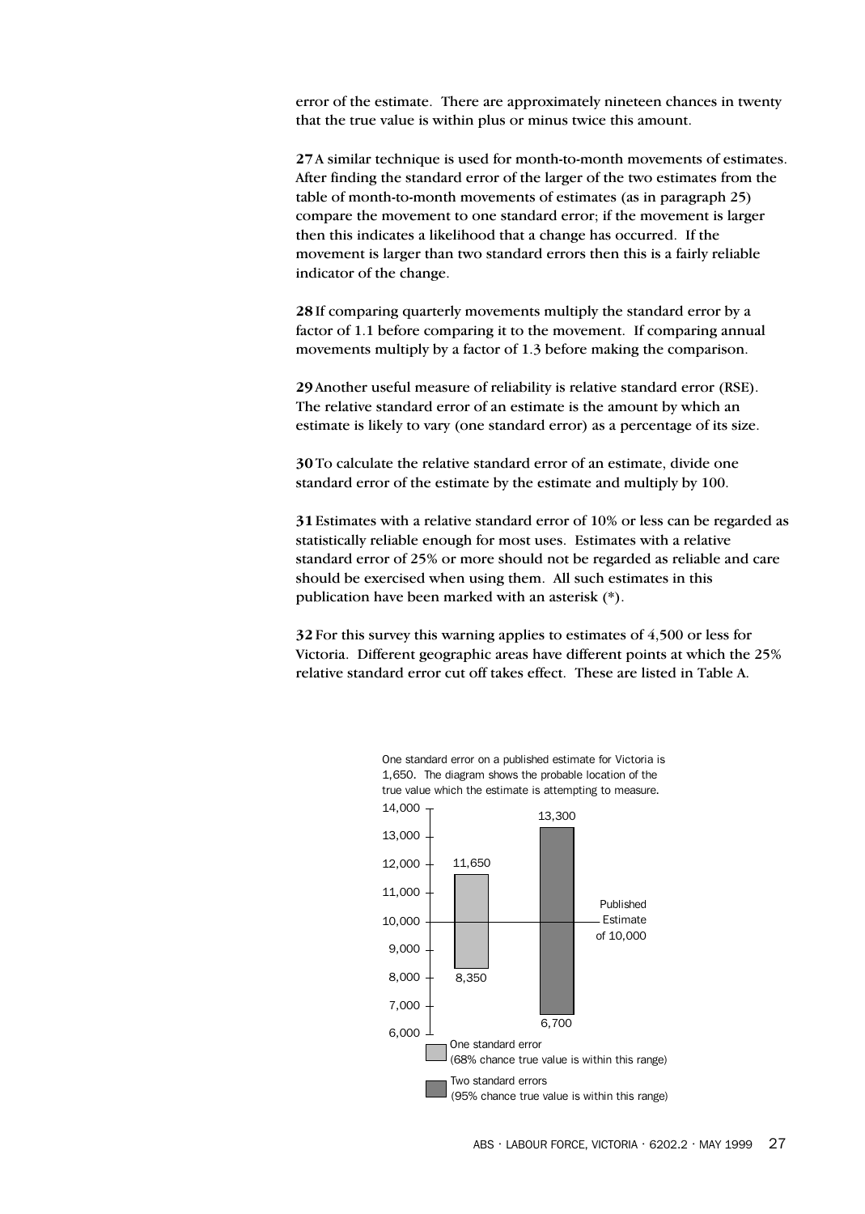error of the estimate. There are approximately nineteen chances in twenty that the true value is within plus or minus twice this amount.

**27** A similar technique is used for month-to-month movements of estimates. After finding the standard error of the larger of the two estimates from the table of month-to-month movements of estimates (as in paragraph 25) compare the movement to one standard error; if the movement is larger then this indicates a likelihood that a change has occurred. If the movement is larger than two standard errors then this is a fairly reliable indicator of the change.

**28** If comparing quarterly movements multiply the standard error by a factor of 1.1 before comparing it to the movement. If comparing annual movements multiply by a factor of 1.3 before making the comparison.

**29** Another useful measure of reliability is relative standard error (RSE). The relative standard error of an estimate is the amount by which an estimate is likely to vary (one standard error) as a percentage of its size.

**30** To calculate the relative standard error of an estimate, divide one standard error of the estimate by the estimate and multiply by 100.

**31** Estimates with a relative standard error of 10% or less can be regarded as statistically reliable enough for most uses. Estimates with a relative standard error of 25% or more should not be regarded as reliable and care should be exercised when using them. All such estimates in this publication have been marked with an asterisk (*).

**32** For this survey this warning applies to estimates of 4,500 or less for Victoria. Different geographic areas have different points at which the 25% relative standard error cut off takes effect. These are listed in Table A.

One standard error on a published estimate for Victoria is 1,650. The diagram shows the probable location of the true value which the estimate is attempting to measure.

| | Low | High |
|---|---|---|
| One standard error (68% chance true value is within this range) | 8,350 | 11,650 |
| Two standard errors (95% chance true value is within this range) | 6,700 | 13,300 |

Published Estimate of 10,000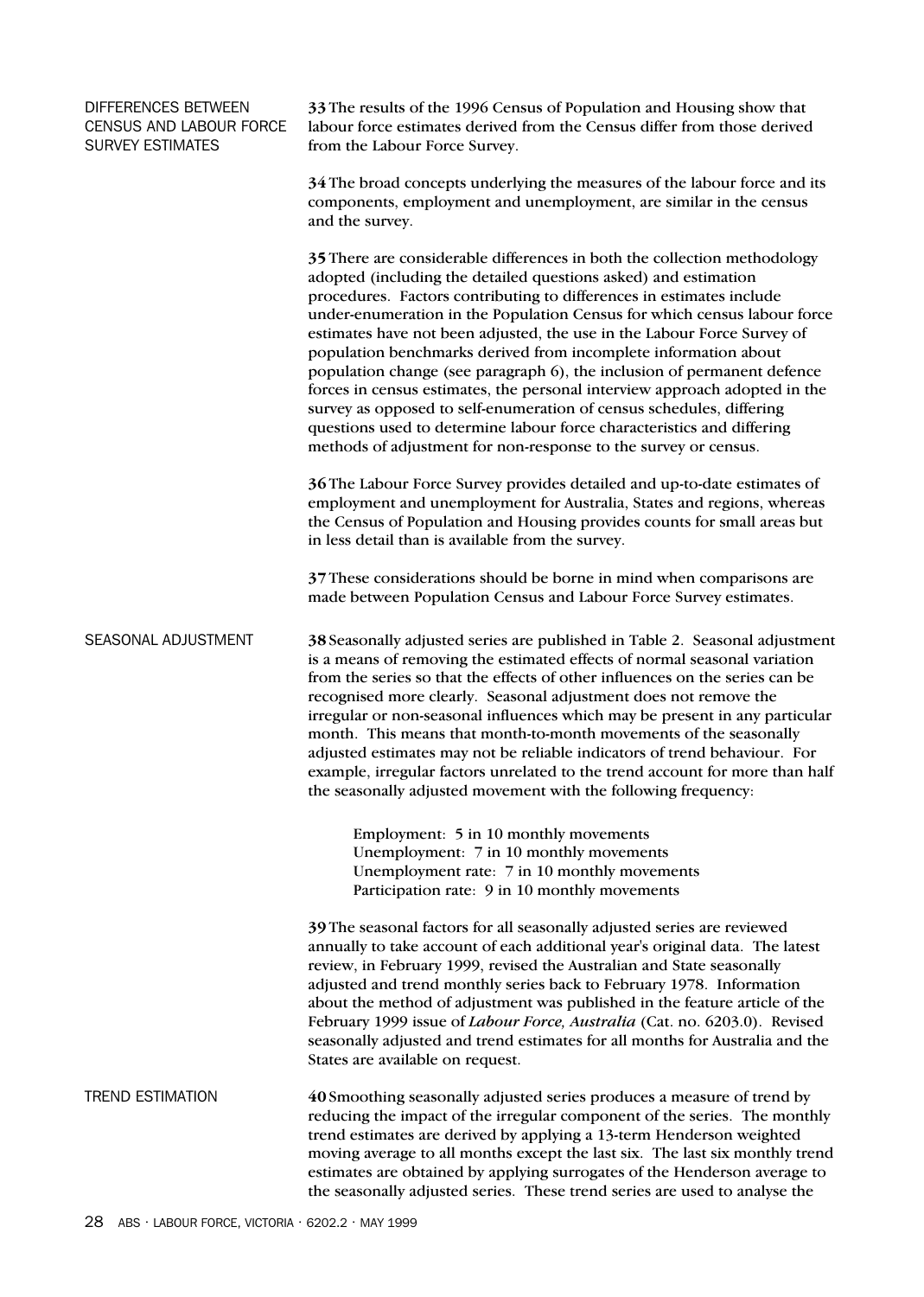## DIFFERENCES BETWEEN CENSUS AND LABOUR FORCE SURVEY ESTIMATES

**33** The results of the 1996 Census of Population and Housing show that labour force estimates derived from the Census differ from those derived from the Labour Force Survey.

**34** The broad concepts underlying the measures of the labour force and its components, employment and unemployment, are similar in the census and the survey.

**35** There are considerable differences in both the collection methodology adopted (including the detailed questions asked) and estimation procedures. Factors contributing to differences in estimates include under-enumeration in the Population Census for which census labour force estimates have not been adjusted, the use in the Labour Force Survey of population benchmarks derived from incomplete information about population change (see paragraph 6), the inclusion of permanent defence forces in census estimates, the personal interview approach adopted in the survey as opposed to self-enumeration of census schedules, differing questions used to determine labour force characteristics and differing methods of adjustment for non-response to the survey or census.

**36** The Labour Force Survey provides detailed and up-to-date estimates of employment and unemployment for Australia, States and regions, whereas the Census of Population and Housing provides counts for small areas but in less detail than is available from the survey.

**37** These considerations should be borne in mind when comparisons are made between Population Census and Labour Force Survey estimates.

## SEASONAL ADJUSTMENT

**38** Seasonally adjusted series are published in Table 2. Seasonal adjustment is a means of removing the estimated effects of normal seasonal variation from the series so that the effects of other influences on the series can be recognised more clearly. Seasonal adjustment does not remove the irregular or non-seasonal influences which may be present in any particular month. This means that month-to-month movements of the seasonally adjusted estimates may not be reliable indicators of trend behaviour. For example, irregular factors unrelated to the trend account for more than half the seasonally adjusted movement with the following frequency:

Employment: 5 in 10 monthly movements
Unemployment: 7 in 10 monthly movements
Unemployment rate: 7 in 10 monthly movements
Participation rate: 9 in 10 monthly movements

**39** The seasonal factors for all seasonally adjusted series are reviewed annually to take account of each additional year's original data. The latest review, in February 1999, revised the Australian and State seasonally adjusted and trend monthly series back to February 1978. Information about the method of adjustment was published in the feature article of the February 1999 issue of *Labour Force, Australia* (Cat. no. 6203.0). Revised seasonally adjusted and trend estimates for all months for Australia and the States are available on request.

## TREND ESTIMATION

**40** Smoothing seasonally adjusted series produces a measure of trend by reducing the impact of the irregular component of the series. The monthly trend estimates are derived by applying a 13-term Henderson weighted moving average to all months except the last six. The last six monthly trend estimates are obtained by applying surrogates of the Henderson average to the seasonally adjusted series. These trend series are used to analyse the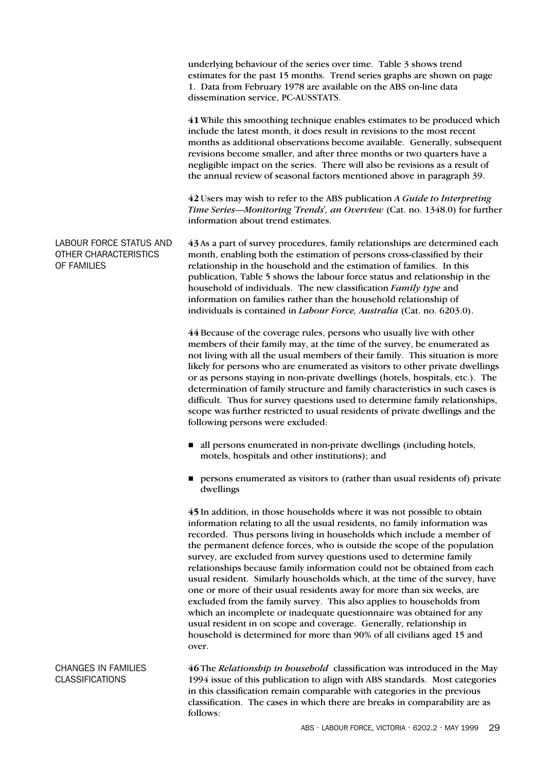underlying behaviour of the series over time. Table 3 shows trend estimates for the past 15 months. Trend series graphs are shown on page 1. Data from February 1978 are available on the ABS on-line data dissemination service, PC-AUSSTATS.

**41** While this smoothing technique enables estimates to be produced which include the latest month, it does result in revisions to the most recent months as additional observations become available. Generally, subsequent revisions become smaller, and after three months or two quarters have a negligible impact on the series. There will also be revisions as a result of the annual review of seasonal factors mentioned above in paragraph 39.

**42** Users may wish to refer to the ABS publication *A Guide to Interpreting Time Series—Monitoring 'Trends', an Overview* (Cat. no. 1348.0) for further information about trend estimates.

## LABOUR FORCE STATUS AND OTHER CHARACTERISTICS OF FAMILIES

**43** As a part of survey procedures, family relationships are determined each month, enabling both the estimation of persons cross-classified by their relationship in the household and the estimation of families. In this publication, Table 5 shows the labour force status and relationship in the household of individuals. The new classification *Family type* and information on families rather than the household relationship of individuals is contained in *Labour Force, Australia* (Cat. no. 6203.0).

**44** Because of the coverage rules, persons who usually live with other members of their family may, at the time of the survey, be enumerated as not living with all the usual members of their family. This situation is more likely for persons who are enumerated as visitors to other private dwellings or as persons staying in non-private dwellings (hotels, hospitals, etc.). The determination of family structure and family characteristics in such cases is difficult. Thus for survey questions used to determine family relationships, scope was further restricted to usual residents of private dwellings and the following persons were excluded:

- all persons enumerated in non-private dwellings (including hotels, motels, hospitals and other institutions); and
- persons enumerated as visitors to (rather than usual residents of) private dwellings

**45** In addition, in those households where it was not possible to obtain information relating to all the usual residents, no family information was recorded. Thus persons living in households which include a member of the permanent defence forces, who is outside the scope of the population survey, are excluded from survey questions used to determine family relationships because family information could not be obtained from each usual resident. Similarly households which, at the time of the survey, have one or more of their usual residents away for more than six weeks, are excluded from the family survey. This also applies to households from which an incomplete or inadequate questionnaire was obtained for any usual resident in on scope and coverage. Generally, relationship in household is determined for more than 90% of all civilians aged 15 and over.

## CHANGES IN FAMILIES CLASSIFICATIONS

**46** The *Relationship in household* classification was introduced in the May 1994 issue of this publication to align with ABS standards. Most categories in this classification remain comparable with categories in the previous classification. The cases in which there are breaks in comparability are as follows: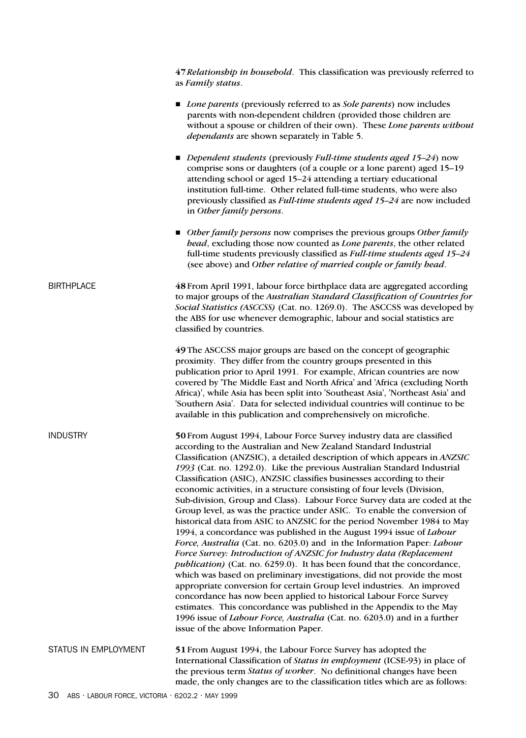**47** *Relationship in household*. This classification was previously referred to as *Family status*.

- *Lone parents* (previously referred to as *Sole parents*) now includes parents with non-dependent children (provided those children are without a spouse or children of their own). These *Lone parents without dependants* are shown separately in Table 5.
- *Dependent students* (previously *Full-time students aged 15–24*) now comprise sons or daughters (of a couple or a lone parent) aged 15–19 attending school or aged 15–24 attending a tertiary educational institution full-time. Other related full-time students, who were also previously classified as *Full-time students aged 15–24* are now included in *Other family persons*.
- *Other family persons* now comprises the previous groups *Other family head*, excluding those now counted as *Lone parents*, the other related full-time students previously classified as *Full-time students aged 15–24* (see above) and *Other relative of married couple or family head*.

## BIRTHPLACE

**48** From April 1991, labour force birthplace data are aggregated according to major groups of the *Australian Standard Classification of Countries for Social Statistics (ASCCSS)* (Cat. no. 1269.0). The ASCCSS was developed by the ABS for use whenever demographic, labour and social statistics are classified by countries.

**49** The ASCCSS major groups are based on the concept of geographic proximity. They differ from the country groups presented in this publication prior to April 1991. For example, African countries are now covered by 'The Middle East and North Africa' and 'Africa (excluding North Africa)', while Asia has been split into 'Southeast Asia', 'Northeast Asia' and 'Southern Asia'. Data for selected individual countries will continue to be available in this publication and comprehensively on microfiche.

## INDUSTRY

**50** From August 1994, Labour Force Survey industry data are classified according to the Australian and New Zealand Standard Industrial Classification (ANZSIC), a detailed description of which appears in *ANZSIC 1993* (Cat. no. 1292.0). Like the previous Australian Standard Industrial Classification (ASIC), ANZSIC classifies businesses according to their economic activities, in a structure consisting of four levels (Division, Sub-division, Group and Class). Labour Force Survey data are coded at the Group level, as was the practice under ASIC. To enable the conversion of historical data from ASIC to ANZSIC for the period November 1984 to May 1994, a concordance was published in the August 1994 issue of *Labour Force, Australia* (Cat. no. 6203.0) and in the Information Paper: *Labour Force Survey: Introduction of ANZSIC for Industry data (Replacement publication)* (Cat. no. 6259.0). It has been found that the concordance, which was based on preliminary investigations, did not provide the most appropriate conversion for certain Group level industries. An improved concordance has now been applied to historical Labour Force Survey estimates. This concordance was published in the Appendix to the May 1996 issue of *Labour Force, Australia* (Cat. no. 6203.0) and in a further issue of the above Information Paper.

## STATUS IN EMPLOYMENT

**51** From August 1994, the Labour Force Survey has adopted the International Classification of *Status in employment* (ICSE-93) in place of the previous term *Status of worker*. No definitional changes have been made, the only changes are to the classification titles which are as follows: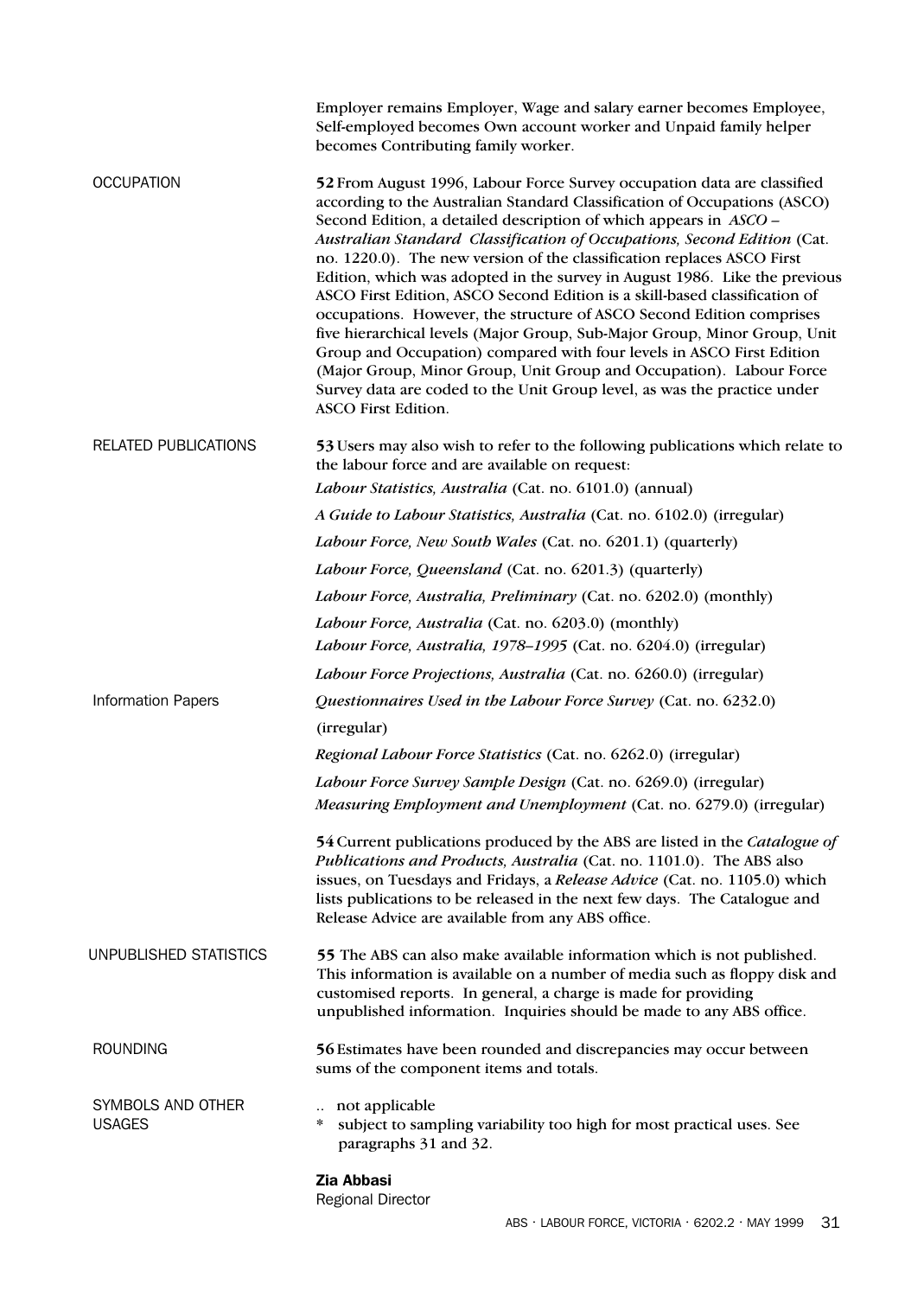Employer remains Employer, Wage and salary earner becomes Employee, Self-employed becomes Own account worker and Unpaid family helper becomes Contributing family worker.

## OCCUPATION

**52** From August 1996, Labour Force Survey occupation data are classified according to the Australian Standard Classification of Occupations (ASCO) Second Edition, a detailed description of which appears in *ASCO – Australian Standard Classification of Occupations, Second Edition* (Cat. no. 1220.0). The new version of the classification replaces ASCO First Edition, which was adopted in the survey in August 1986. Like the previous ASCO First Edition, ASCO Second Edition is a skill-based classification of occupations. However, the structure of ASCO Second Edition comprises five hierarchical levels (Major Group, Sub-Major Group, Minor Group, Unit Group and Occupation) compared with four levels in ASCO First Edition (Major Group, Minor Group, Unit Group and Occupation). Labour Force Survey data are coded to the Unit Group level, as was the practice under ASCO First Edition.

## RELATED PUBLICATIONS

**53** Users may also wish to refer to the following publications which relate to the labour force and are available on request:

*Labour Statistics, Australia* (Cat. no. 6101.0) (annual)

*A Guide to Labour Statistics, Australia* (Cat. no. 6102.0) (irregular)

*Labour Force, New South Wales* (Cat. no. 6201.1) (quarterly)

*Labour Force, Queensland* (Cat. no. 6201.3) (quarterly)

*Labour Force, Australia, Preliminary* (Cat. no. 6202.0) (monthly)

*Labour Force, Australia* (Cat. no. 6203.0) (monthly)

*Labour Force, Australia, 1978–1995* (Cat. no. 6204.0) (irregular)

*Labour Force Projections, Australia* (Cat. no. 6260.0) (irregular)

### Information Papers

*Questionnaires Used in the Labour Force Survey* (Cat. no. 6232.0) (irregular)

*Regional Labour Force Statistics* (Cat. no. 6262.0) (irregular)

*Labour Force Survey Sample Design* (Cat. no. 6269.0) (irregular)

*Measuring Employment and Unemployment* (Cat. no. 6279.0) (irregular)

**54** Current publications produced by the ABS are listed in the *Catalogue of Publications and Products, Australia* (Cat. no. 1101.0). The ABS also issues, on Tuesdays and Fridays, a *Release Advice* (Cat. no. 1105.0) which lists publications to be released in the next few days. The Catalogue and Release Advice are available from any ABS office.

## UNPUBLISHED STATISTICS

**55** The ABS can also make available information which is not published. This information is available on a number of media such as floppy disk and customised reports. In general, a charge is made for providing unpublished information. Inquiries should be made to any ABS office.

## ROUNDING

**56** Estimates have been rounded and discrepancies may occur between sums of the component items and totals.

## SYMBOLS AND OTHER USAGES

.. not applicable

\* subject to sampling variability too high for most practical uses. See paragraphs 31 and 32.

**Zia Abbasi**
Regional Director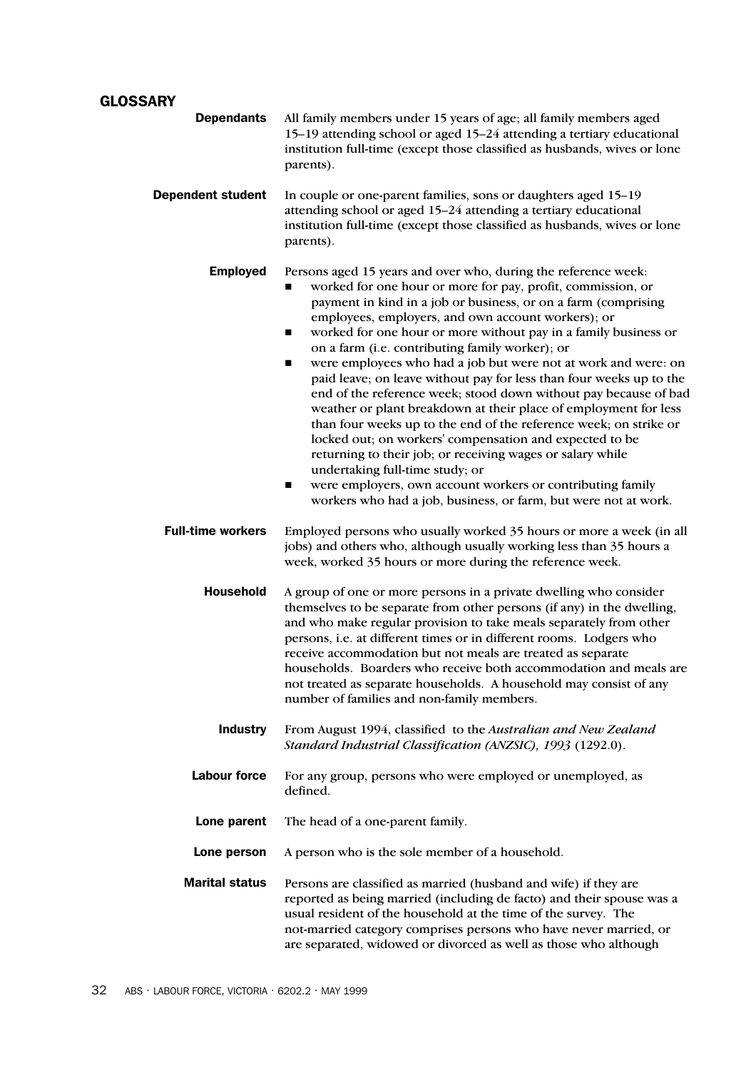## GLOSSARY

**Dependants**

All family members under 15 years of age; all family members aged 15–19 attending school or aged 15–24 attending a tertiary educational institution full-time (except those classified as husbands, wives or lone parents).

**Dependent student**

In couple or one-parent families, sons or daughters aged 15–19 attending school or aged 15–24 attending a tertiary educational institution full-time (except those classified as husbands, wives or lone parents).

**Employed**

Persons aged 15 years and over who, during the reference week:

- worked for one hour or more for pay, profit, commission, or payment in kind in a job or business, or on a farm (comprising employees, employers, and own account workers); or
- worked for one hour or more without pay in a family business or on a farm (i.e. contributing family worker); or
- were employees who had a job but were not at work and were: on paid leave; on leave without pay for less than four weeks up to the end of the reference week; stood down without pay because of bad weather or plant breakdown at their place of employment for less than four weeks up to the end of the reference week; on strike or locked out; on workers' compensation and expected to be returning to their job; or receiving wages or salary while undertaking full-time study; or
- were employers, own account workers or contributing family workers who had a job, business, or farm, but were not at work.

**Full-time workers**

Employed persons who usually worked 35 hours or more a week (in all jobs) and others who, although usually working less than 35 hours a week, worked 35 hours or more during the reference week.

**Household**

A group of one or more persons in a private dwelling who consider themselves to be separate from other persons (if any) in the dwelling, and who make regular provision to take meals separately from other persons, i.e. at different times or in different rooms. Lodgers who receive accommodation but not meals are treated as separate households. Boarders who receive both accommodation and meals are not treated as separate households. A household may consist of any number of families and non-family members.

**Industry**

From August 1994, classified to the *Australian and New Zealand Standard Industrial Classification (ANZSIC), 1993* (1292.0).

**Labour force**

For any group, persons who were employed or unemployed, as defined.

**Lone parent**

The head of a one-parent family.

**Lone person**

A person who is the sole member of a household.

**Marital status**

Persons are classified as married (husband and wife) if they are reported as being married (including de facto) and their spouse was a usual resident of the household at the time of the survey. The not-married category comprises persons who have never married, or are separated, widowed or divorced as well as those who although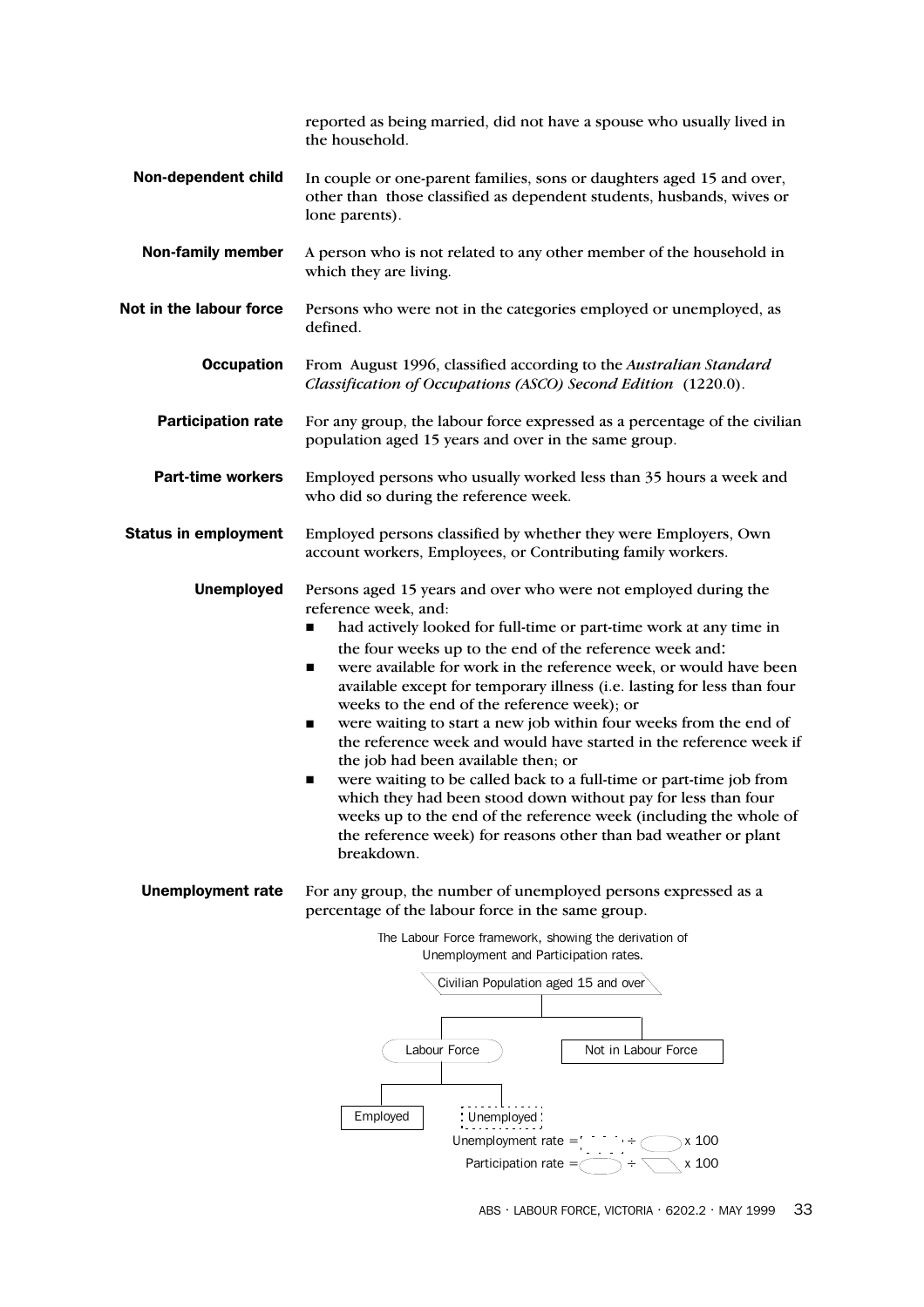reported as being married, did not have a spouse who usually lived in the household.

**Non-dependent child** In couple or one-parent families, sons or daughters aged 15 and over, other than those classified as dependent students, husbands, wives or lone parents).

**Non-family member** A person who is not related to any other member of the household in which they are living.

**Not in the labour force** Persons who were not in the categories employed or unemployed, as defined.

**Occupation** From August 1996, classified according to the *Australian Standard Classification of Occupations (ASCO) Second Edition* (1220.0).

**Participation rate** For any group, the labour force expressed as a percentage of the civilian population aged 15 years and over in the same group.

**Part-time workers** Employed persons who usually worked less than 35 hours a week and who did so during the reference week.

**Status in employment** Employed persons classified by whether they were Employers, Own account workers, Employees, or Contributing family workers.

**Unemployed** Persons aged 15 years and over who were not employed during the reference week, and:

- had actively looked for full-time or part-time work at any time in the four weeks up to the end of the reference week and:
- were available for work in the reference week, or would have been available except for temporary illness (i.e. lasting for less than four weeks to the end of the reference week); or
- were waiting to start a new job within four weeks from the end of the reference week and would have started in the reference week if the job had been available then; or
- were waiting to be called back to a full-time or part-time job from which they had been stood down without pay for less than four weeks up to the end of the reference week (including the whole of the reference week) for reasons other than bad weather or plant breakdown.

**Unemployment rate** For any group, the number of unemployed persons expressed as a percentage of the labour force in the same group.

The Labour Force framework, showing the derivation of Unemployment and Participation rates.

Civilian Population aged 15 and over

Labour Force | Not in Labour Force

Employed | Unemployed

Unemployment rate = Unemployed ÷ Labour Force x 100

Participation rate = Labour Force ÷ Civilian Population aged 15 and over x 100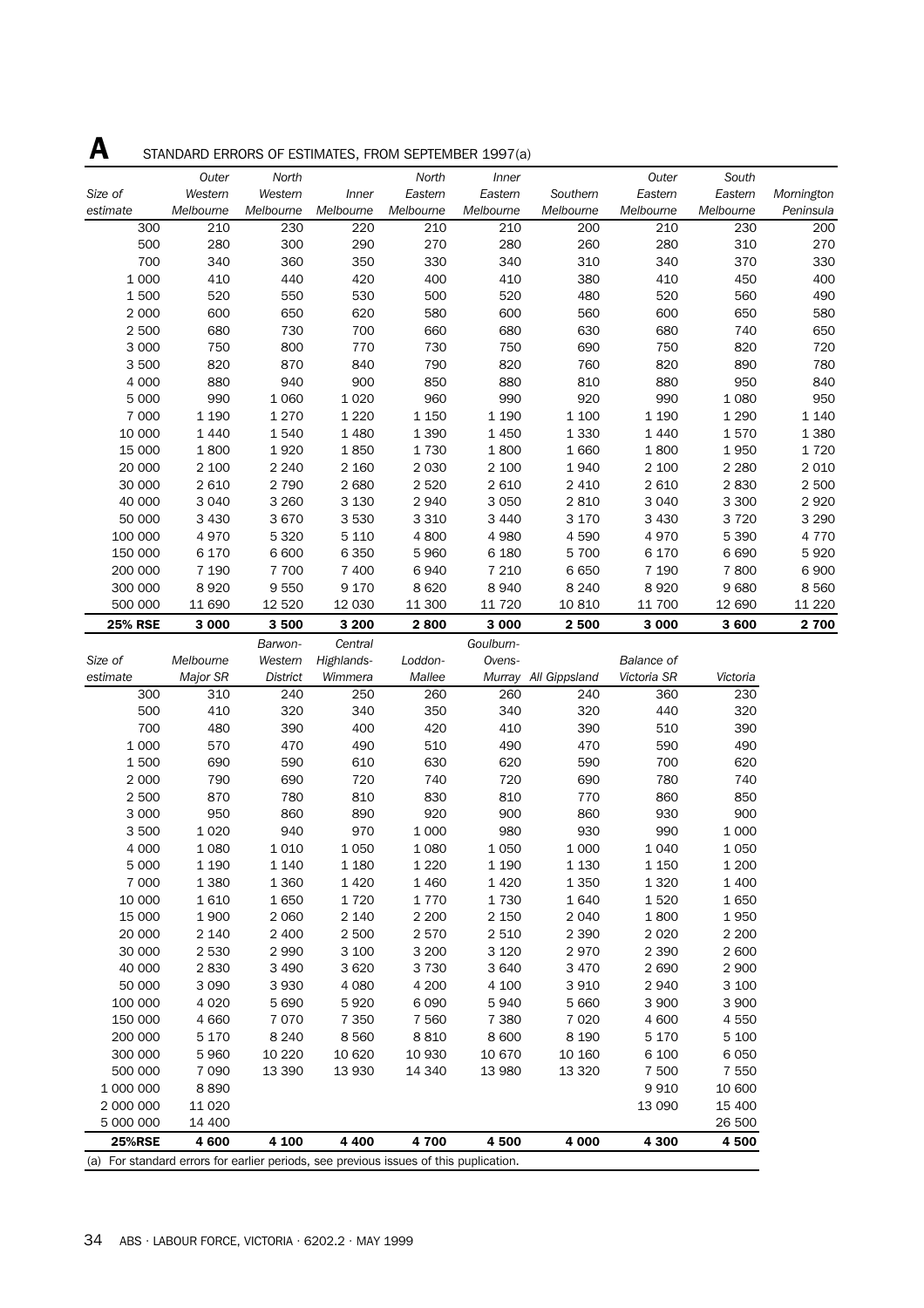## A STANDARD ERRORS OF ESTIMATES, FROM SEPTEMBER 1997(a)

| Size of estimate | Outer Western Melbourne | North Western Melbourne | Inner Melbourne | North Eastern Melbourne | Inner Eastern Melbourne | Southern Melbourne | Outer Eastern Melbourne | South Eastern Melbourne | Mornington Peninsula |
|---|---|---|---|---|---|---|---|---|---|
| 300 | 210 | 230 | 220 | 210 | 210 | 200 | 210 | 230 | 200 |
| 500 | 280 | 300 | 290 | 270 | 280 | 260 | 280 | 310 | 270 |
| 700 | 340 | 360 | 350 | 330 | 340 | 310 | 340 | 370 | 330 |
| 1 000 | 410 | 440 | 420 | 400 | 410 | 380 | 410 | 450 | 400 |
| 1 500 | 520 | 550 | 530 | 500 | 520 | 480 | 520 | 560 | 490 |
| 2 000 | 600 | 650 | 620 | 580 | 600 | 560 | 600 | 650 | 580 |
| 2 500 | 680 | 730 | 700 | 660 | 680 | 630 | 680 | 740 | 650 |
| 3 000 | 750 | 800 | 770 | 730 | 750 | 690 | 750 | 820 | 720 |
| 3 500 | 820 | 870 | 840 | 790 | 820 | 760 | 820 | 890 | 780 |
| 4 000 | 880 | 940 | 900 | 850 | 880 | 810 | 880 | 950 | 840 |
| 5 000 | 990 | 1 060 | 1 020 | 960 | 990 | 920 | 990 | 1 080 | 950 |
| 7 000 | 1 190 | 1 270 | 1 220 | 1 150 | 1 190 | 1 100 | 1 190 | 1 290 | 1 140 |
| 10 000 | 1 440 | 1 540 | 1 480 | 1 390 | 1 450 | 1 330 | 1 440 | 1 570 | 1 380 |
| 15 000 | 1 800 | 1 920 | 1 850 | 1 730 | 1 800 | 1 660 | 1 800 | 1 950 | 1 720 |
| 20 000 | 2 100 | 2 240 | 2 160 | 2 030 | 2 100 | 1 940 | 2 100 | 2 280 | 2 010 |
| 30 000 | 2 610 | 2 790 | 2 680 | 2 520 | 2 610 | 2 410 | 2 610 | 2 830 | 2 500 |
| 40 000 | 3 040 | 3 260 | 3 130 | 2 940 | 3 050 | 2 810 | 3 040 | 3 300 | 2 920 |
| 50 000 | 3 430 | 3 670 | 3 530 | 3 310 | 3 440 | 3 170 | 3 430 | 3 720 | 3 290 |
| 100 000 | 4 970 | 5 320 | 5 110 | 4 800 | 4 980 | 4 590 | 4 970 | 5 390 | 4 770 |
| 150 000 | 6 170 | 6 600 | 6 350 | 5 960 | 6 180 | 5 700 | 6 170 | 6 690 | 5 920 |
| 200 000 | 7 190 | 7 700 | 7 400 | 6 940 | 7 210 | 6 650 | 7 190 | 7 800 | 6 900 |
| 300 000 | 8 920 | 9 550 | 9 170 | 8 620 | 8 940 | 8 240 | 8 920 | 9 680 | 8 560 |
| 500 000 | 11 690 | 12 520 | 12 030 | 11 300 | 11 720 | 10 810 | 11 700 | 12 690 | 11 220 |
| **25% RSE** | **3 000** | **3 500** | **3 200** | **2 800** | **3 000** | **2 500** | **3 000** | **3 600** | **2 700** |

| Size of estimate | Melbourne Major SR | Barwon-Western District | Central Highlands-Wimmera | Loddon-Mallee | Goulburn-Ovens-Murray | All Gippsland | Balance of Victoria SR | Victoria |
|---|---|---|---|---|---|---|---|---|
| 300 | 310 | 240 | 250 | 260 | 260 | 240 | 360 | 230 |
| 500 | 410 | 320 | 340 | 350 | 340 | 320 | 440 | 320 |
| 700 | 480 | 390 | 400 | 420 | 410 | 390 | 510 | 390 |
| 1 000 | 570 | 470 | 490 | 510 | 490 | 470 | 590 | 490 |
| 1 500 | 690 | 590 | 610 | 630 | 620 | 590 | 700 | 620 |
| 2 000 | 790 | 690 | 720 | 740 | 720 | 690 | 780 | 740 |
| 2 500 | 870 | 780 | 810 | 830 | 810 | 770 | 860 | 850 |
| 3 000 | 950 | 860 | 890 | 920 | 900 | 860 | 930 | 900 |
| 3 500 | 1 020 | 940 | 970 | 1 000 | 980 | 930 | 990 | 1 000 |
| 4 000 | 1 080 | 1 010 | 1 050 | 1 080 | 1 050 | 1 000 | 1 040 | 1 050 |
| 5 000 | 1 190 | 1 140 | 1 180 | 1 220 | 1 190 | 1 130 | 1 150 | 1 200 |
| 7 000 | 1 380 | 1 360 | 1 420 | 1 460 | 1 420 | 1 350 | 1 320 | 1 400 |
| 10 000 | 1 610 | 1 650 | 1 720 | 1 770 | 1 730 | 1 640 | 1 520 | 1 650 |
| 15 000 | 1 900 | 2 060 | 2 140 | 2 200 | 2 150 | 2 040 | 1 800 | 1 950 |
| 20 000 | 2 140 | 2 400 | 2 500 | 2 570 | 2 510 | 2 390 | 2 020 | 2 200 |
| 30 000 | 2 530 | 2 990 | 3 100 | 3 200 | 3 120 | 2 970 | 2 390 | 2 600 |
| 40 000 | 2 830 | 3 490 | 3 620 | 3 730 | 3 640 | 3 470 | 2 690 | 2 900 |
| 50 000 | 3 090 | 3 930 | 4 080 | 4 200 | 4 100 | 3 910 | 2 940 | 3 100 |
| 100 000 | 4 020 | 5 690 | 5 920 | 6 090 | 5 940 | 5 660 | 3 900 | 3 900 |
| 150 000 | 4 660 | 7 070 | 7 350 | 7 560 | 7 380 | 7 020 | 4 600 | 4 550 |
| 200 000 | 5 170 | 8 240 | 8 560 | 8 810 | 8 600 | 8 190 | 5 170 | 5 100 |
| 300 000 | 5 960 | 10 220 | 10 620 | 10 930 | 10 670 | 10 160 | 6 100 | 6 050 |
| 500 000 | 7 090 | 13 390 | 13 930 | 14 340 | 13 980 | 13 320 | 7 500 | 7 550 |
| 1 000 000 | 8 890 | | | | | | 9 910 | 10 600 |
| 2 000 000 | 11 020 | | | | | | 13 090 | 15 400 |
| 5 000 000 | 14 400 | | | | | | | 26 500 |
| **25%RSE** | **4 600** | **4 100** | **4 400** | **4 700** | **4 500** | **4 000** | **4 300** | **4 500** |

(a) For standard errors for earlier periods, see previous issues of this publication.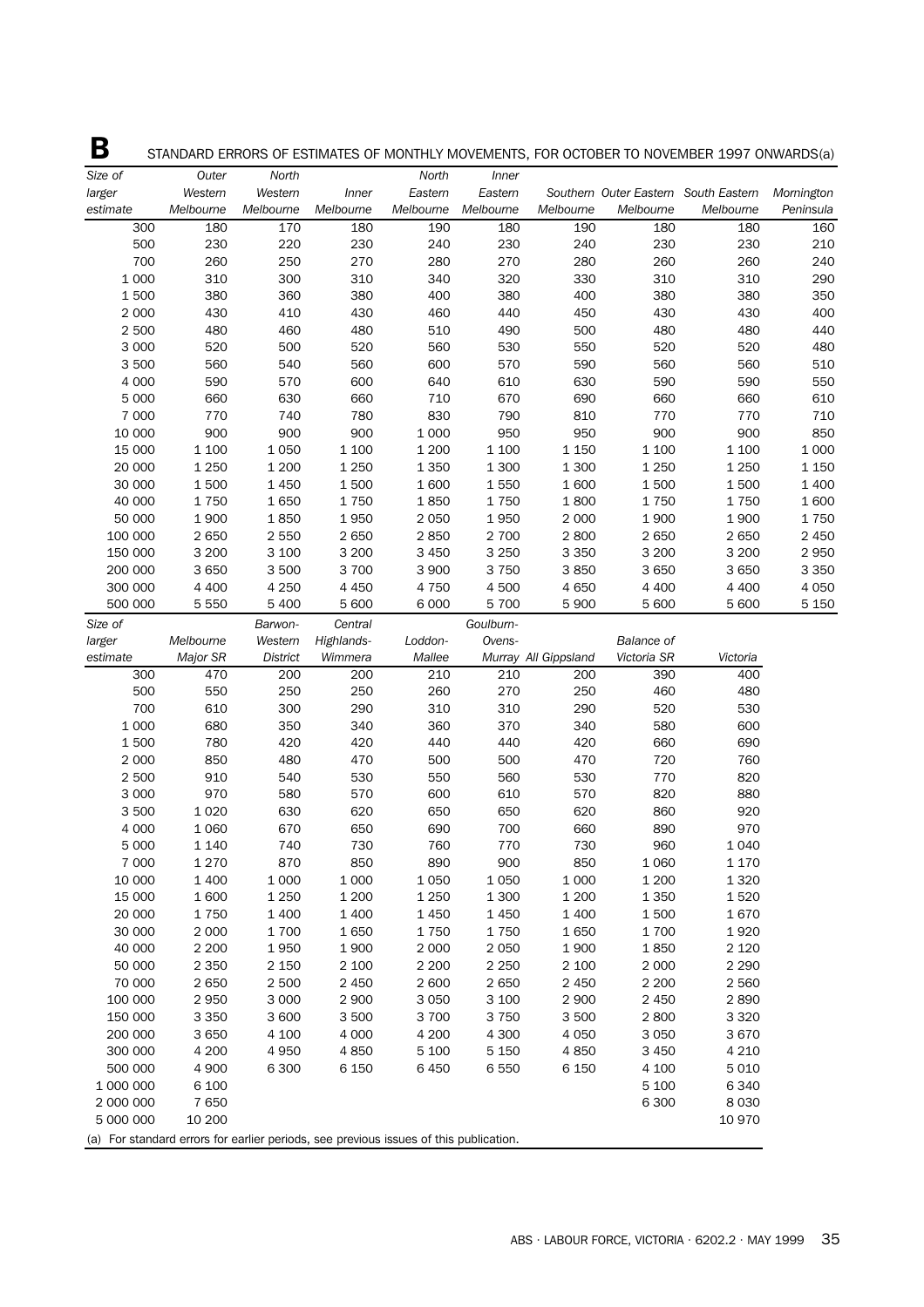## B STANDARD ERRORS OF ESTIMATES OF MONTHLY MOVEMENTS, FOR OCTOBER TO NOVEMBER 1997 ONWARDS(a)

| Size of larger estimate | Outer Western Melbourne | North Western Melbourne | Inner Melbourne | North Eastern Melbourne | Inner Eastern Melbourne | Southern Melbourne | Outer Eastern Melbourne | South Eastern Melbourne | Mornington Peninsula |
|---|---|---|---|---|---|---|---|---|---|
| 300 | 180 | 170 | 180 | 190 | 180 | 190 | 180 | 180 | 160 |
| 500 | 230 | 220 | 230 | 240 | 230 | 240 | 230 | 230 | 210 |
| 700 | 260 | 250 | 270 | 280 | 270 | 280 | 260 | 260 | 240 |
| 1 000 | 310 | 300 | 310 | 340 | 320 | 330 | 310 | 310 | 290 |
| 1 500 | 380 | 360 | 380 | 400 | 380 | 400 | 380 | 380 | 350 |
| 2 000 | 430 | 410 | 430 | 460 | 440 | 450 | 430 | 430 | 400 |
| 2 500 | 480 | 460 | 480 | 510 | 490 | 500 | 480 | 480 | 440 |
| 3 000 | 520 | 500 | 520 | 560 | 530 | 550 | 520 | 520 | 480 |
| 3 500 | 560 | 540 | 560 | 600 | 570 | 590 | 560 | 560 | 510 |
| 4 000 | 590 | 570 | 600 | 640 | 610 | 630 | 590 | 590 | 550 |
| 5 000 | 660 | 630 | 660 | 710 | 670 | 690 | 660 | 660 | 610 |
| 7 000 | 770 | 740 | 780 | 830 | 790 | 810 | 770 | 770 | 710 |
| 10 000 | 900 | 900 | 900 | 1 000 | 950 | 950 | 900 | 900 | 850 |
| 15 000 | 1 100 | 1 050 | 1 100 | 1 200 | 1 100 | 1 150 | 1 100 | 1 100 | 1 000 |
| 20 000 | 1 250 | 1 200 | 1 250 | 1 350 | 1 300 | 1 300 | 1 250 | 1 250 | 1 150 |
| 30 000 | 1 500 | 1 450 | 1 500 | 1 600 | 1 550 | 1 600 | 1 500 | 1 500 | 1 400 |
| 40 000 | 1 750 | 1 650 | 1 750 | 1 850 | 1 750 | 1 800 | 1 750 | 1 750 | 1 600 |
| 50 000 | 1 900 | 1 850 | 1 950 | 2 050 | 1 950 | 2 000 | 1 900 | 1 900 | 1 750 |
| 100 000 | 2 650 | 2 550 | 2 650 | 2 850 | 2 700 | 2 800 | 2 650 | 2 650 | 2 450 |
| 150 000 | 3 200 | 3 100 | 3 200 | 3 450 | 3 250 | 3 350 | 3 200 | 3 200 | 2 950 |
| 200 000 | 3 650 | 3 500 | 3 700 | 3 900 | 3 750 | 3 850 | 3 650 | 3 650 | 3 350 |
| 300 000 | 4 400 | 4 250 | 4 450 | 4 750 | 4 500 | 4 650 | 4 400 | 4 400 | 4 050 |
| 500 000 | 5 550 | 5 400 | 5 600 | 6 000 | 5 700 | 5 900 | 5 600 | 5 600 | 5 150 |

| Size of larger estimate | Melbourne Major SR | Barwon-Western District | Central Highlands-Wimmera | Loddon-Mallee | Goulburn-Ovens-Murray | All Gippsland | Balance of Victoria SR | Victoria |
|---|---|---|---|---|---|---|---|---|
| 300 | 470 | 200 | 200 | 210 | 210 | 200 | 390 | 400 |
| 500 | 550 | 250 | 250 | 260 | 270 | 250 | 460 | 480 |
| 700 | 610 | 300 | 290 | 310 | 310 | 290 | 520 | 530 |
| 1 000 | 680 | 350 | 340 | 360 | 370 | 340 | 580 | 600 |
| 1 500 | 780 | 420 | 420 | 440 | 440 | 420 | 660 | 690 |
| 2 000 | 850 | 480 | 470 | 500 | 500 | 470 | 720 | 760 |
| 2 500 | 910 | 540 | 530 | 550 | 560 | 530 | 770 | 820 |
| 3 000 | 970 | 580 | 570 | 600 | 610 | 570 | 820 | 880 |
| 3 500 | 1 020 | 630 | 620 | 650 | 650 | 620 | 860 | 920 |
| 4 000 | 1 060 | 670 | 650 | 690 | 700 | 660 | 890 | 970 |
| 5 000 | 1 140 | 740 | 730 | 760 | 770 | 730 | 960 | 1 040 |
| 7 000 | 1 270 | 870 | 850 | 890 | 900 | 850 | 1 060 | 1 170 |
| 10 000 | 1 400 | 1 000 | 1 000 | 1 050 | 1 050 | 1 000 | 1 200 | 1 320 |
| 15 000 | 1 600 | 1 250 | 1 200 | 1 250 | 1 300 | 1 200 | 1 350 | 1 520 |
| 20 000 | 1 750 | 1 400 | 1 400 | 1 450 | 1 450 | 1 400 | 1 500 | 1 670 |
| 30 000 | 2 000 | 1 700 | 1 650 | 1 750 | 1 750 | 1 650 | 1 700 | 1 920 |
| 40 000 | 2 200 | 1 950 | 1 900 | 2 000 | 2 050 | 1 900 | 1 850 | 2 120 |
| 50 000 | 2 350 | 2 150 | 2 100 | 2 200 | 2 250 | 2 100 | 2 000 | 2 290 |
| 70 000 | 2 650 | 2 500 | 2 450 | 2 600 | 2 650 | 2 450 | 2 200 | 2 560 |
| 100 000 | 2 950 | 3 000 | 2 900 | 3 050 | 3 100 | 2 900 | 2 450 | 2 890 |
| 150 000 | 3 350 | 3 600 | 3 500 | 3 700 | 3 750 | 3 500 | 2 800 | 3 320 |
| 200 000 | 3 650 | 4 100 | 4 000 | 4 200 | 4 300 | 4 050 | 3 050 | 3 670 |
| 300 000 | 4 200 | 4 950 | 4 850 | 5 100 | 5 150 | 4 850 | 3 450 | 4 210 |
| 500 000 | 4 900 | 6 300 | 6 150 | 6 450 | 6 550 | 6 150 | 4 100 | 5 010 |
| 1 000 000 | 6 100 | | | | | | 5 100 | 6 340 |
| 2 000 000 | 7 650 | | | | | | 6 300 | 8 030 |
| 5 000 000 | 10 200 | | | | | | | 10 970 |

(a) For standard errors for earlier periods, see previous issues of this publication.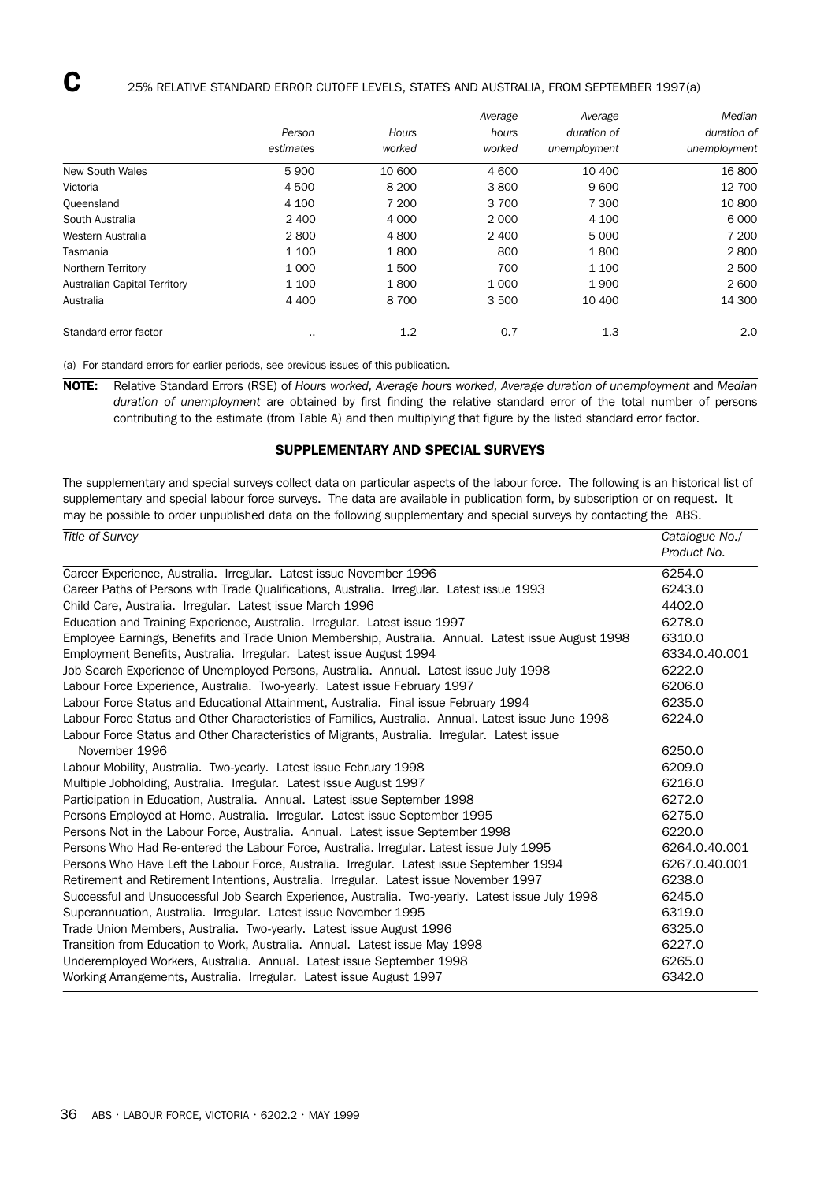## C 25% RELATIVE STANDARD ERROR CUTOFF LEVELS, STATES AND AUSTRALIA, FROM SEPTEMBER 1997(a)

| | *Person estimates* | *Hours worked* | *Average hours worked* | *Average duration of unemployment* | *Median duration of unemployment* |
|---|---|---|---|---|---|
| New South Wales | 5 900 | 10 600 | 4 600 | 10 400 | 16 800 |
| Victoria | 4 500 | 8 200 | 3 800 | 9 600 | 12 700 |
| Queensland | 4 100 | 7 200 | 3 700 | 7 300 | 10 800 |
| South Australia | 2 400 | 4 000 | 2 000 | 4 100 | 6 000 |
| Western Australia | 2 800 | 4 800 | 2 400 | 5 000 | 7 200 |
| Tasmania | 1 100 | 1 800 | 800 | 1 800 | 2 800 |
| Northern Territory | 1 000 | 1 500 | 700 | 1 100 | 2 500 |
| Australian Capital Territory | 1 100 | 1 800 | 1 000 | 1 900 | 2 600 |
| Australia | 4 400 | 8 700 | 3 500 | 10 400 | 14 300 |
| Standard error factor | .. | 1.2 | 0.7 | 1.3 | 2.0 |

(a) For standard errors for earlier periods, see previous issues of this publication.

**NOTE:** Relative Standard Errors (RSE) of *Hours worked, Average hours worked, Average duration of unemployment* and *Median duration of unemployment* are obtained by first finding the relative standard error of the total number of persons contributing to the estimate (from Table A) and then multiplying that figure by the listed standard error factor.

### SUPPLEMENTARY AND SPECIAL SURVEYS

The supplementary and special surveys collect data on particular aspects of the labour force. The following is an historical list of supplementary and special labour force surveys. The data are available in publication form, by subscription or on request. It may be possible to order unpublished data on the following supplementary and special surveys by contacting the ABS.

| *Title of Survey* | *Catalogue No./ Product No.* |
|---|---|
| Career Experience, Australia. Irregular. Latest issue November 1996 | 6254.0 |
| Career Paths of Persons with Trade Qualifications, Australia. Irregular. Latest issue 1993 | 6243.0 |
| Child Care, Australia. Irregular. Latest issue March 1996 | 4402.0 |
| Education and Training Experience, Australia. Irregular. Latest issue 1997 | 6278.0 |
| Employee Earnings, Benefits and Trade Union Membership, Australia. Annual. Latest issue August 1998 | 6310.0 |
| Employment Benefits, Australia. Irregular. Latest issue August 1994 | 6334.0.40.001 |
| Job Search Experience of Unemployed Persons, Australia. Annual. Latest issue July 1998 | 6222.0 |
| Labour Force Experience, Australia. Two-yearly. Latest issue February 1997 | 6206.0 |
| Labour Force Status and Educational Attainment, Australia. Final issue February 1994 | 6235.0 |
| Labour Force Status and Other Characteristics of Families, Australia. Annual. Latest issue June 1998 | 6224.0 |
| Labour Force Status and Other Characteristics of Migrants, Australia. Irregular. Latest issue November 1996 | 6250.0 |
| Labour Mobility, Australia. Two-yearly. Latest issue February 1998 | 6209.0 |
| Multiple Jobholding, Australia. Irregular. Latest issue August 1997 | 6216.0 |
| Participation in Education, Australia. Annual. Latest issue September 1998 | 6272.0 |
| Persons Employed at Home, Australia. Irregular. Latest issue September 1995 | 6275.0 |
| Persons Not in the Labour Force, Australia. Annual. Latest issue September 1998 | 6220.0 |
| Persons Who Had Re-entered the Labour Force, Australia. Irregular. Latest issue July 1995 | 6264.0.40.001 |
| Persons Who Have Left the Labour Force, Australia. Irregular. Latest issue September 1994 | 6267.0.40.001 |
| Retirement and Retirement Intentions, Australia. Irregular. Latest issue November 1997 | 6238.0 |
| Successful and Unsuccessful Job Search Experience, Australia. Two-yearly. Latest issue July 1998 | 6245.0 |
| Superannuation, Australia. Irregular. Latest issue November 1995 | 6319.0 |
| Trade Union Members, Australia. Two-yearly. Latest issue August 1996 | 6325.0 |
| Transition from Education to Work, Australia. Annual. Latest issue May 1998 | 6227.0 |
| Underemployed Workers, Australia. Annual. Latest issue September 1998 | 6265.0 |
| Working Arrangements, Australia. Irregular. Latest issue August 1997 | 6342.0 |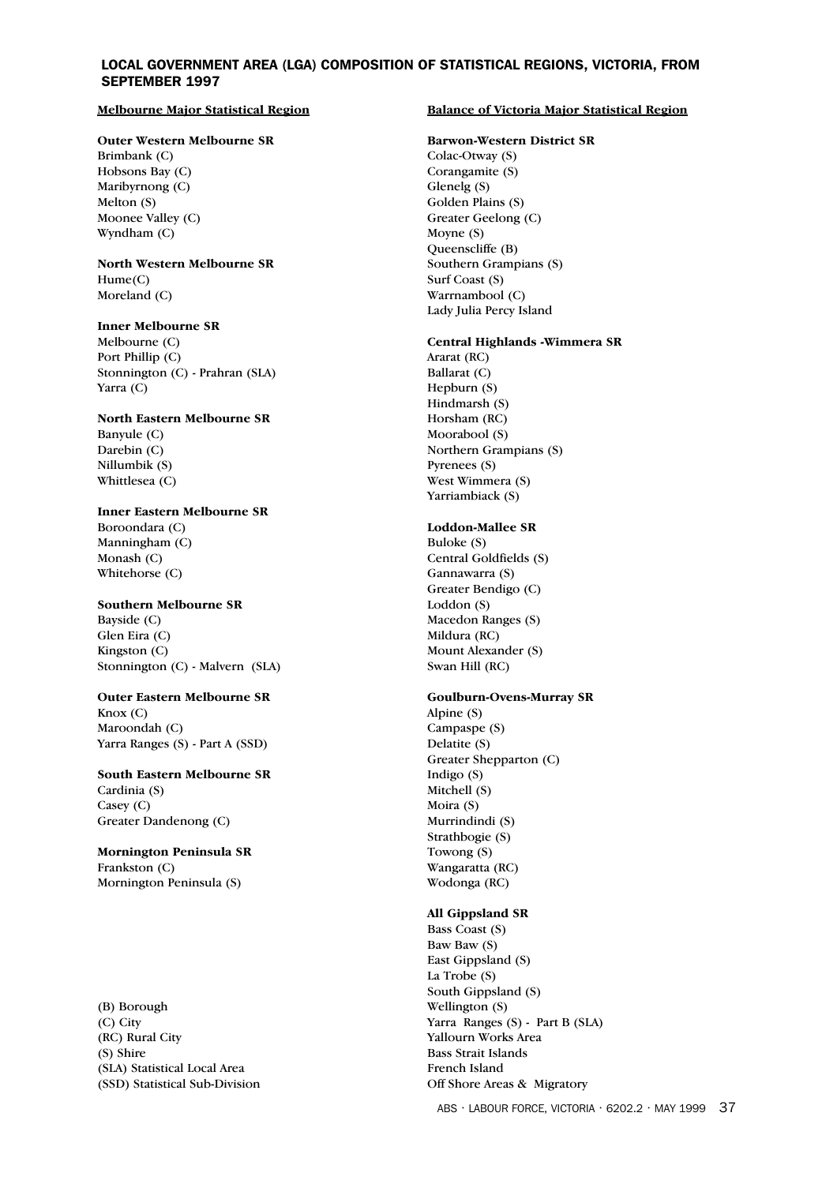## LOCAL GOVERNMENT AREA (LGA) COMPOSITION OF STATISTICAL REGIONS, VICTORIA, FROM SEPTEMBER 1997

### Melbourne Major Statistical Region

**Outer Western Melbourne SR**
Brimbank (C)
Hobsons Bay (C)
Maribyrnong (C)
Melton (S)
Moonee Valley (C)
Wyndham (C)

**North Western Melbourne SR**
Hume(C)
Moreland (C)

**Inner Melbourne SR**
Melbourne (C)
Port Phillip (C)
Stonnington (C) - Prahran (SLA)
Yarra (C)

**North Eastern Melbourne SR**
Banyule (C)
Darebin (C)
Nillumbik (S)
Whittlesea (C)

**Inner Eastern Melbourne SR**
Boroondara (C)
Manningham (C)
Monash (C)
Whitehorse (C)

**Southern Melbourne SR**
Bayside (C)
Glen Eira (C)
Kingston (C)
Stonnington (C) - Malvern (SLA)

**Outer Eastern Melbourne SR**
Knox (C)
Maroondah (C)
Yarra Ranges (S) - Part A (SSD)

**South Eastern Melbourne SR**
Cardinia (S)
Casey (C)
Greater Dandenong (C)

**Mornington Peninsula SR**
Frankston (C)
Mornington Peninsula (S)

### Balance of Victoria Major Statistical Region

**Barwon-Western District SR**
Colac-Otway (S)
Corangamite (S)
Glenelg (S)
Golden Plains (S)
Greater Geelong (C)
Moyne (S)
Queenscliffe (B)
Southern Grampians (S)
Surf Coast (S)
Warrnambool (C)
Lady Julia Percy Island

**Central Highlands -Wimmera SR**
Ararat (RC)
Ballarat (C)
Hepburn (S)
Hindmarsh (S)
Horsham (RC)
Moorabool (S)
Northern Grampians (S)
Pyrenees (S)
West Wimmera (S)
Yarriambiack (S)

**Loddon-Mallee SR**
Buloke (S)
Central Goldfields (S)
Gannawarra (S)
Greater Bendigo (C)
Loddon (S)
Macedon Ranges (S)
Mildura (RC)
Mount Alexander (S)
Swan Hill (RC)

**Goulburn-Ovens-Murray SR**
Alpine (S)
Campaspe (S)
Delatite (S)
Greater Shepparton (C)
Indigo (S)
Mitchell (S)
Moira (S)
Murrindindi (S)
Strathbogie (S)
Towong (S)
Wangaratta (RC)
Wodonga (RC)

**All Gippsland SR**
Bass Coast (S)
Baw Baw (S)
East Gippsland (S)
La Trobe (S)
South Gippsland (S)
Wellington (S)
Yarra Ranges (S) - Part B (SLA)
Yallourn Works Area
Bass Strait Islands
French Island
Off Shore Areas & Migratory

(B) Borough
(C) City
(RC) Rural City
(S) Shire
(SLA) Statistical Local Area
(SSD) Statistical Sub-Division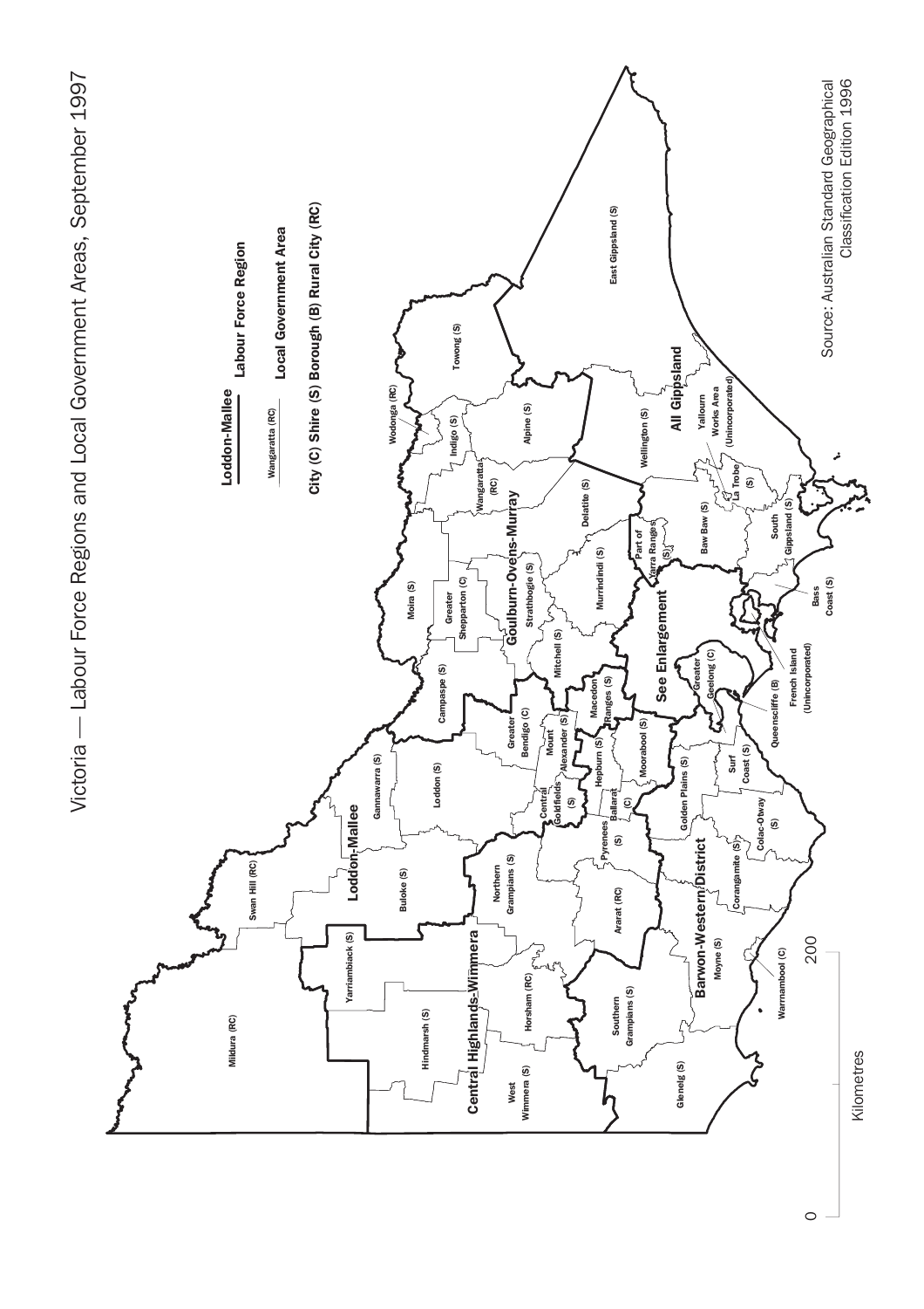# Victoria — Labour Force Regions and Local Government Areas, September 1997

**Loddon-Mallee** — Labour Force Region

Wangaratta (RC) — Local Government Area

City (C) Shire (S) Borough (B) Rural City (RC)

Source: Australian Standard Geographical Classification Edition 1996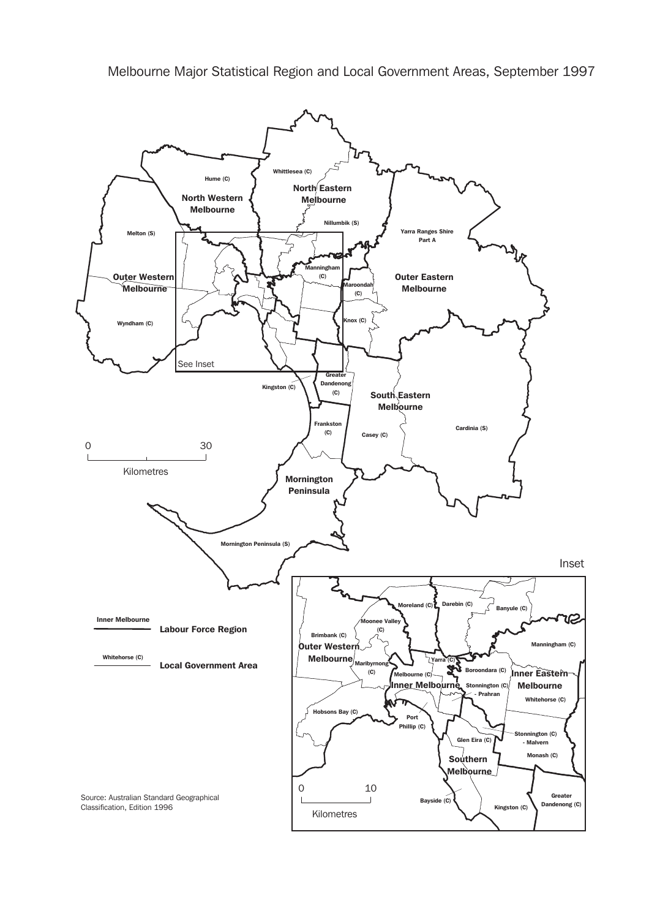# Melbourne Major Statistical Region and Local Government Areas, September 1997

Source: Australian Standard Geographical Classification, Edition 1996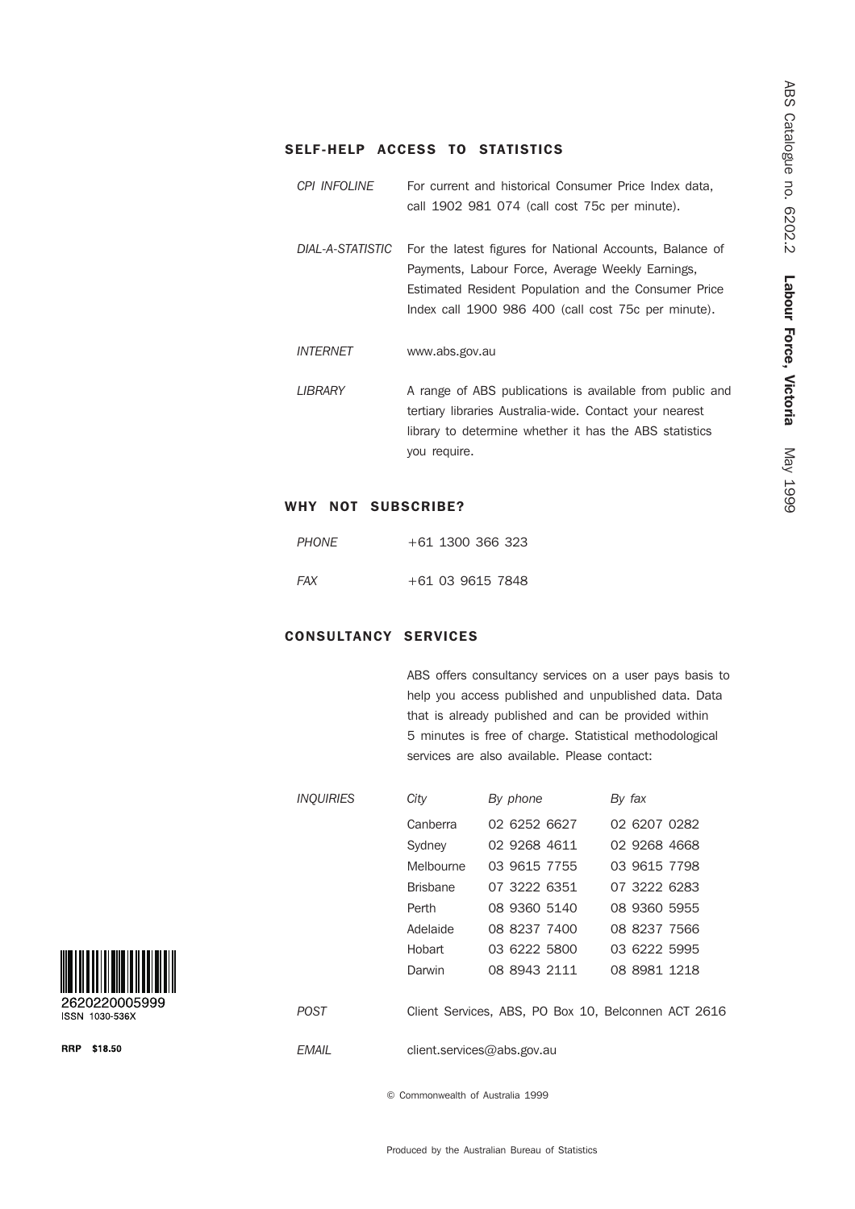## SELF-HELP ACCESS TO STATISTICS

| | |
|---|---|
| *CPI INFOLINE* | For current and historical Consumer Price Index data, call 1902 981 074 (call cost 75c per minute). |
| *DIAL-A-STATISTIC* | For the latest figures for National Accounts, Balance of Payments, Labour Force, Average Weekly Earnings, Estimated Resident Population and the Consumer Price Index call 1900 986 400 (call cost 75c per minute). |
| *INTERNET* | www.abs.gov.au |
| *LIBRARY* | A range of ABS publications is available from public and tertiary libraries Australia-wide. Contact your nearest library to determine whether it has the ABS statistics you require. |

## WHY NOT SUBSCRIBE?

| | |
|---|---|
| *PHONE* | +61 1300 366 323 |
| *FAX* | +61 03 9615 7848 |

## CONSULTANCY SERVICES

ABS offers consultancy services on a user pays basis to help you access published and unpublished data. Data that is already published and can be provided within 5 minutes is free of charge. Statistical methodological services are also available. Please contact:

| *INQUIRIES* | *City* | *By phone* | *By fax* |
|---|---|---|---|
| | Canberra | 02 6252 6627 | 02 6207 0282 |
| | Sydney | 02 9268 4611 | 02 9268 4668 |
| | Melbourne | 03 9615 7755 | 03 9615 7798 |
| | Brisbane | 07 3222 6351 | 07 3222 6283 |
| | Perth | 08 9360 5140 | 08 9360 5955 |
| | Adelaide | 08 8237 7400 | 08 8237 7566 |
| | Hobart | 03 6222 5800 | 03 6222 5995 |
| | Darwin | 08 8943 2111 | 08 8981 1218 |

| | |
|---|---|
| *POST* | Client Services, ABS, PO Box 10, Belconnen ACT 2616 |
| *EMAIL* | client.services@abs.gov.au |

© Commonwealth of Australia 1999

2620220005999

ISSN 1030-536X

**RRP $18.50**

Produced by the Australian Bureau of Statistics

ABS Catalogue no. 6202.2 **Labour Force, Victoria** May 1999